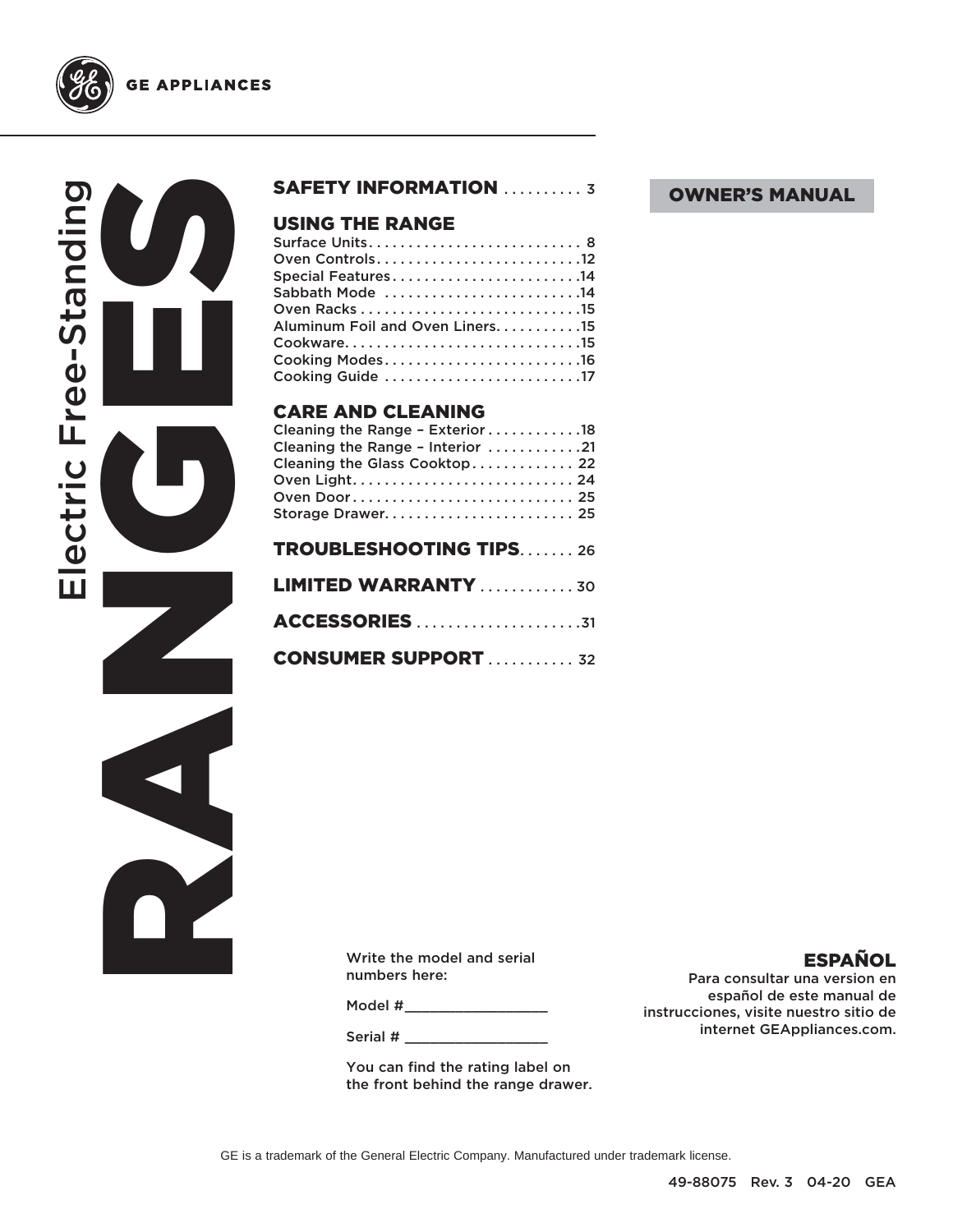GE APPLIANCES

# Electric Free-Standing RANGES

## OWNER'S MANUAL

**SAFETY INFORMATION** .......... 3

**USING THE RANGE**
Surface Units........................... 8
Oven Controls..........................12
Special Features.......................14
Sabbath Mode ........................14
Oven Racks ............................15
Aluminum Foil and Oven Liners...........15
Cookware..............................15
Cooking Modes.........................16
Cooking Guide .........................17

**CARE AND CLEANING**
Cleaning the Range – Exterior............18
Cleaning the Range – Interior ............21
Cleaning the Glass Cooktop............. 22
Oven Light............................ 24
Oven Door............................ 25
Storage Drawer........................ 25

**TROUBLESHOOTING TIPS**....... 26

**LIMITED WARRANTY** ............ 30

**ACCESSORIES** .....................31

**CONSUMER SUPPORT** ........... 32

Write the model and serial numbers here:

Model #_________________

Serial # _________________

You can find the rating label on the front behind the range drawer.

**ESPAÑOL**

Para consultar una version en español de este manual de instrucciones, visite nuestro sitio de internet GEAppliances.com.

GE is a trademark of the General Electric Company. Manufactured under trademark license.

49-88075 Rev. 3 04-20 GEA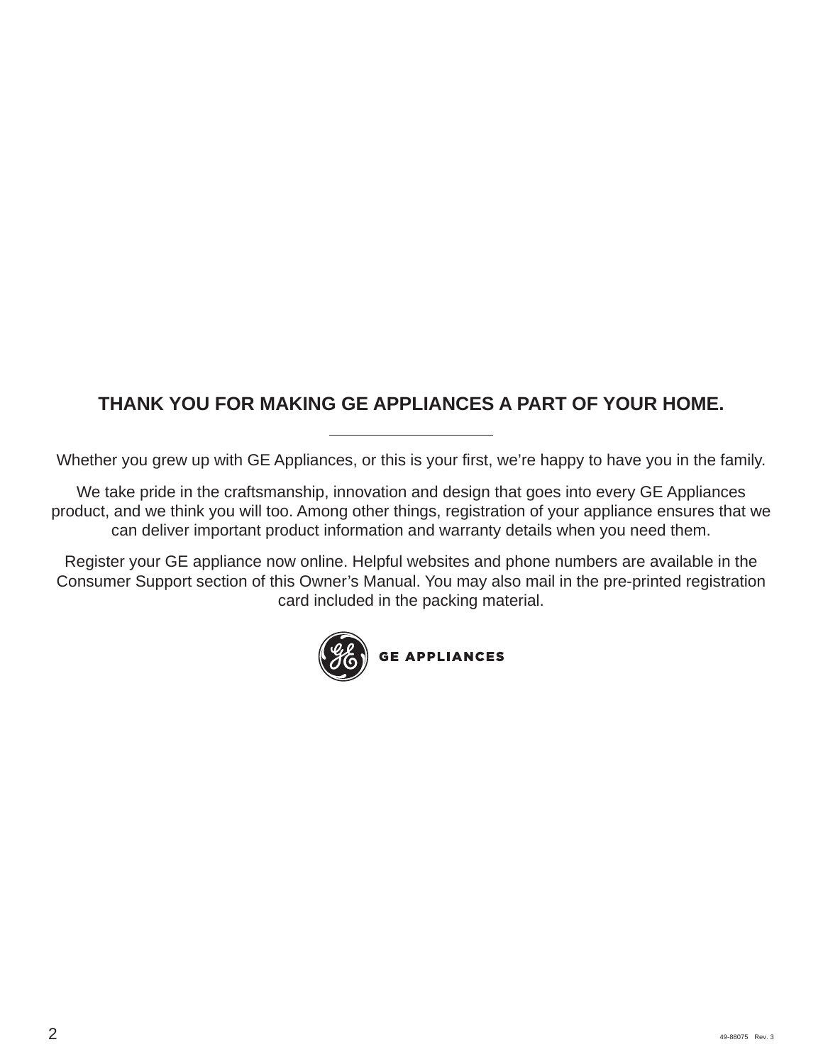## THANK YOU FOR MAKING GE APPLIANCES A PART OF YOUR HOME.

---

Whether you grew up with GE Appliances, or this is your first, we're happy to have you in the family.

We take pride in the craftsmanship, innovation and design that goes into every GE Appliances product, and we think you will too. Among other things, registration of your appliance ensures that we can deliver important product information and warranty details when you need them.

Register your GE appliance now online. Helpful websites and phone numbers are available in the Consumer Support section of this Owner's Manual. You may also mail in the pre-printed registration card included in the packing material.

GE APPLIANCES

49-88075 Rev. 3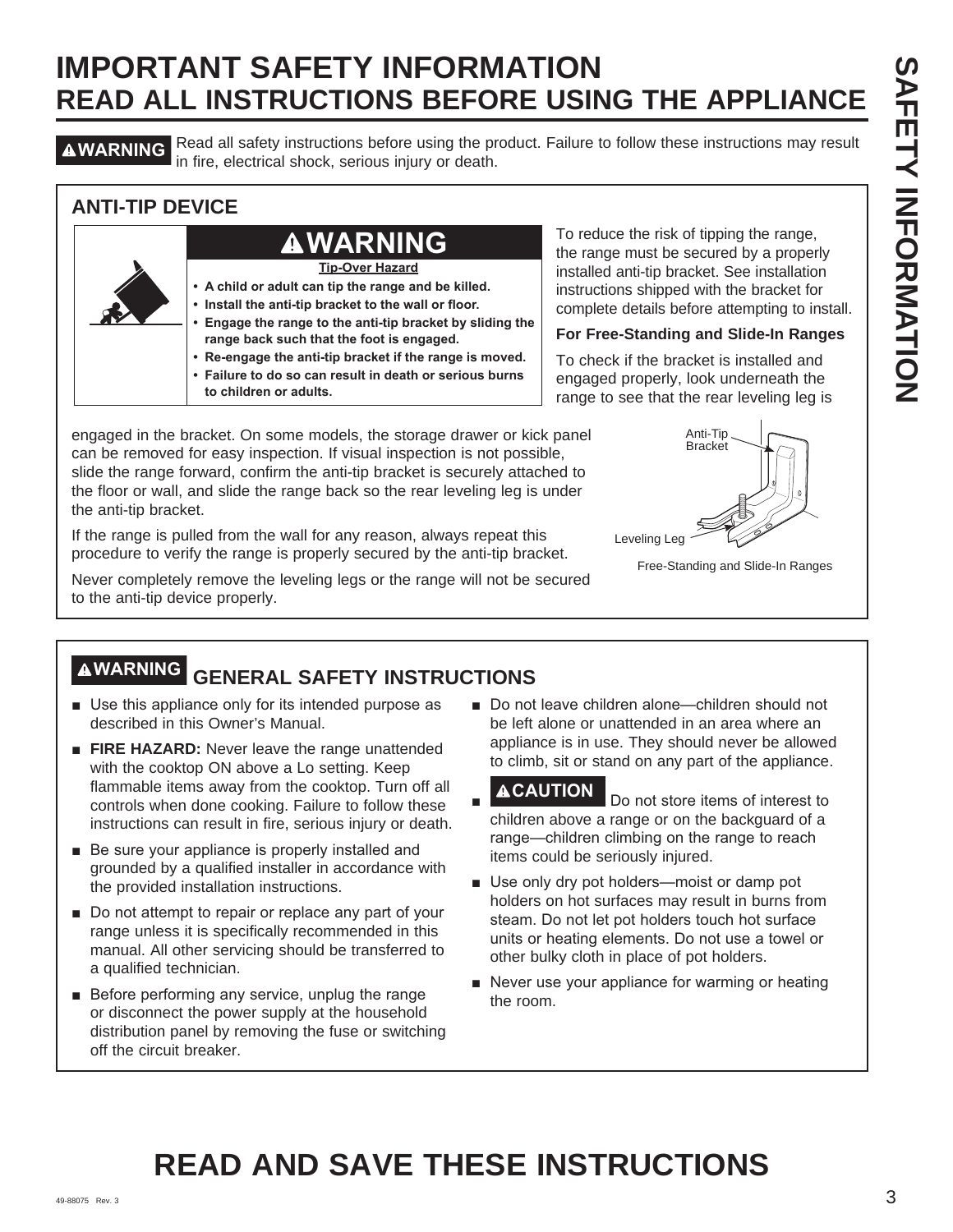# IMPORTANT SAFETY INFORMATION
## READ ALL INSTRUCTIONS BEFORE USING THE APPLIANCE

**⚠WARNING** Read all safety instructions before using the product. Failure to follow these instructions may result in fire, electrical shock, serious injury or death.

### ANTI-TIP DEVICE

**⚠WARNING**

**Tip-Over Hazard**

- **A child or adult can tip the range and be killed.**
- **Install the anti-tip bracket to the wall or floor.**
- **Engage the range to the anti-tip bracket by sliding the range back such that the foot is engaged.**
- **Re-engage the anti-tip bracket if the range is moved.**
- **Failure to do so can result in death or serious burns to children or adults.**

To reduce the risk of tipping the range, the range must be secured by a properly installed anti-tip bracket. See installation instructions shipped with the bracket for complete details before attempting to install.

**For Free-Standing and Slide-In Ranges**

To check if the bracket is installed and engaged properly, look underneath the range to see that the rear leveling leg is engaged in the bracket. On some models, the storage drawer or kick panel can be removed for easy inspection. If visual inspection is not possible, slide the range forward, confirm the anti-tip bracket is securely attached to the floor or wall, and slide the range back so the rear leveling leg is under the anti-tip bracket.

If the range is pulled from the wall for any reason, always repeat this procedure to verify the range is properly secured by the anti-tip bracket.

Never completely remove the leveling legs or the range will not be secured to the anti-tip device properly.

Anti-Tip Bracket

Leveling Leg

Free-Standing and Slide-In Ranges

### ⚠WARNING GENERAL SAFETY INSTRUCTIONS

- Use this appliance only for its intended purpose as described in this Owner's Manual.
- **FIRE HAZARD:** Never leave the range unattended with the cooktop ON above a Lo setting. Keep flammable items away from the cooktop. Turn off all controls when done cooking. Failure to follow these instructions can result in fire, serious injury or death.
- Be sure your appliance is properly installed and grounded by a qualified installer in accordance with the provided installation instructions.
- Do not attempt to repair or replace any part of your range unless it is specifically recommended in this manual. All other servicing should be transferred to a qualified technician.
- Before performing any service, unplug the range or disconnect the power supply at the household distribution panel by removing the fuse or switching off the circuit breaker.
- Do not leave children alone—children should not be left alone or unattended in an area where an appliance is in use. They should never be allowed to climb, sit or stand on any part of the appliance.
- **⚠CAUTION** Do not store items of interest to children above a range or on the backguard of a range—children climbing on the range to reach items could be seriously injured.
- Use only dry pot holders—moist or damp pot holders on hot surfaces may result in burns from steam. Do not let pot holders touch hot surface units or heating elements. Do not use a towel or other bulky cloth in place of pot holders.
- Never use your appliance for warming or heating the room.

# READ AND SAVE THESE INSTRUCTIONS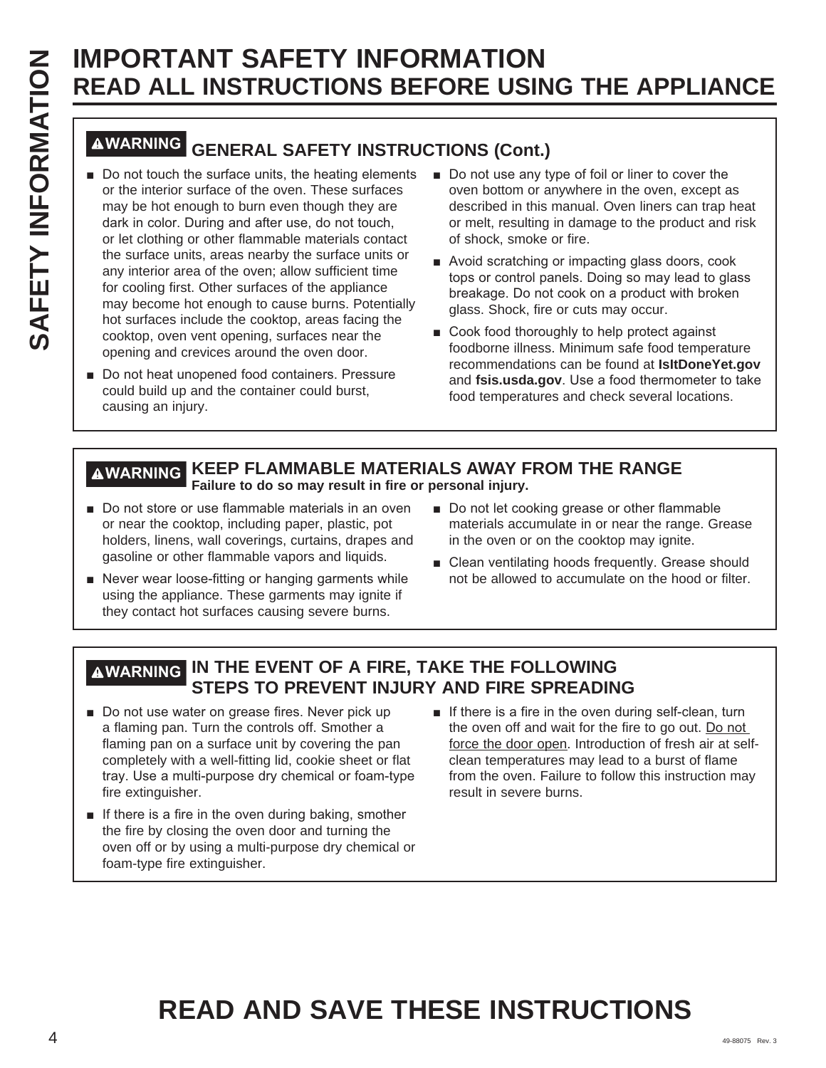# IMPORTANT SAFETY INFORMATION
# READ ALL INSTRUCTIONS BEFORE USING THE APPLIANCE

## ⚠WARNING GENERAL SAFETY INSTRUCTIONS (Cont.)

- Do not touch the surface units, the heating elements or the interior surface of the oven. These surfaces may be hot enough to burn even though they are dark in color. During and after use, do not touch, or let clothing or other flammable materials contact the surface units, areas nearby the surface units or any interior area of the oven; allow sufficient time for cooling first. Other surfaces of the appliance may become hot enough to cause burns. Potentially hot surfaces include the cooktop, areas facing the cooktop, oven vent opening, surfaces near the opening and crevices around the oven door.
- Do not heat unopened food containers. Pressure could build up and the container could burst, causing an injury.
- Do not use any type of foil or liner to cover the oven bottom or anywhere in the oven, except as described in this manual. Oven liners can trap heat or melt, resulting in damage to the product and risk of shock, smoke or fire.
- Avoid scratching or impacting glass doors, cook tops or control panels. Doing so may lead to glass breakage. Do not cook on a product with broken glass. Shock, fire or cuts may occur.
- Cook food thoroughly to help protect against foodborne illness. Minimum safe food temperature recommendations can be found at **IsItDoneYet.gov** and **fsis.usda.gov**. Use a food thermometer to take food temperatures and check several locations.

## ⚠WARNING KEEP FLAMMABLE MATERIALS AWAY FROM THE RANGE

**Failure to do so may result in fire or personal injury.**

- Do not store or use flammable materials in an oven or near the cooktop, including paper, plastic, pot holders, linens, wall coverings, curtains, drapes and gasoline or other flammable vapors and liquids.
- Never wear loose-fitting or hanging garments while using the appliance. These garments may ignite if they contact hot surfaces causing severe burns.
- Do not let cooking grease or other flammable materials accumulate in or near the range. Grease in the oven or on the cooktop may ignite.
- Clean ventilating hoods frequently. Grease should not be allowed to accumulate on the hood or filter.

## ⚠WARNING IN THE EVENT OF A FIRE, TAKE THE FOLLOWING STEPS TO PREVENT INJURY AND FIRE SPREADING

- Do not use water on grease fires. Never pick up a flaming pan. Turn the controls off. Smother a flaming pan on a surface unit by covering the pan completely with a well-fitting lid, cookie sheet or flat tray. Use a multi-purpose dry chemical or foam-type fire extinguisher.
- If there is a fire in the oven during baking, smother the fire by closing the oven door and turning the oven off or by using a multi-purpose dry chemical or foam-type fire extinguisher.
- If there is a fire in the oven during self-clean, turn the oven off and wait for the fire to go out. Do not force the door open. Introduction of fresh air at self-clean temperatures may lead to a burst of flame from the oven. Failure to follow this instruction may result in severe burns.

# READ AND SAVE THESE INSTRUCTIONS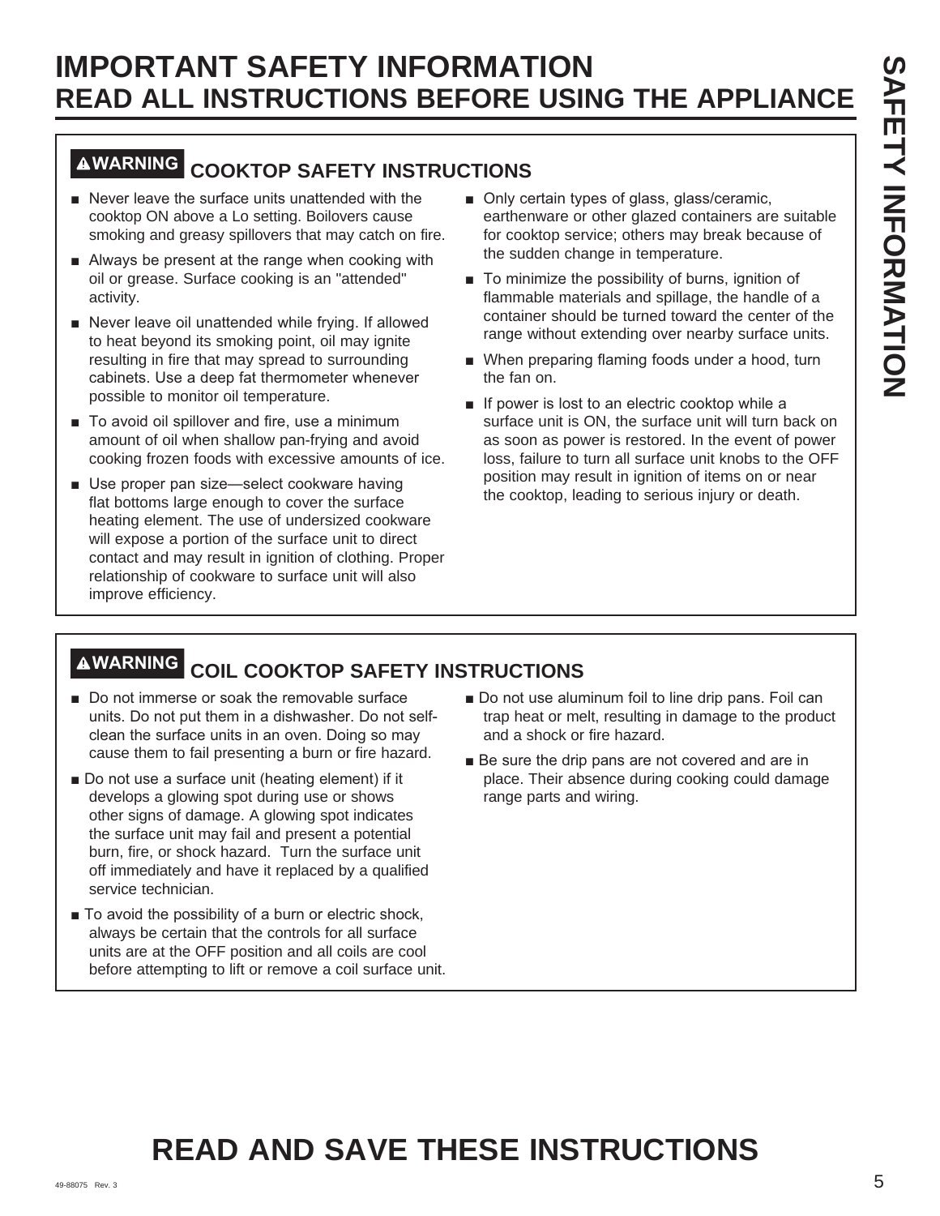# IMPORTANT SAFETY INFORMATION
## READ ALL INSTRUCTIONS BEFORE USING THE APPLIANCE

### ⚠WARNING COOKTOP SAFETY INSTRUCTIONS

- Never leave the surface units unattended with the cooktop ON above a Lo setting. Boilovers cause smoking and greasy spillovers that may catch on fire.
- Always be present at the range when cooking with oil or grease. Surface cooking is an "attended" activity.
- Never leave oil unattended while frying. If allowed to heat beyond its smoking point, oil may ignite resulting in fire that may spread to surrounding cabinets. Use a deep fat thermometer whenever possible to monitor oil temperature.
- To avoid oil spillover and fire, use a minimum amount of oil when shallow pan-frying and avoid cooking frozen foods with excessive amounts of ice.
- Use proper pan size—select cookware having flat bottoms large enough to cover the surface heating element. The use of undersized cookware will expose a portion of the surface unit to direct contact and may result in ignition of clothing. Proper relationship of cookware to surface unit will also improve efficiency.
- Only certain types of glass, glass/ceramic, earthenware or other glazed containers are suitable for cooktop service; others may break because of the sudden change in temperature.
- To minimize the possibility of burns, ignition of flammable materials and spillage, the handle of a container should be turned toward the center of the range without extending over nearby surface units.
- When preparing flaming foods under a hood, turn the fan on.
- If power is lost to an electric cooktop while a surface unit is ON, the surface unit will turn back on as soon as power is restored. In the event of power loss, failure to turn all surface unit knobs to the OFF position may result in ignition of items on or near the cooktop, leading to serious injury or death.

### ⚠WARNING COIL COOKTOP SAFETY INSTRUCTIONS

- Do not immerse or soak the removable surface units. Do not put them in a dishwasher. Do not self-clean the surface units in an oven. Doing so may cause them to fail presenting a burn or fire hazard.
- Do not use a surface unit (heating element) if it develops a glowing spot during use or shows other signs of damage. A glowing spot indicates the surface unit may fail and present a potential burn, fire, or shock hazard. Turn the surface unit off immediately and have it replaced by a qualified service technician.
- To avoid the possibility of a burn or electric shock, always be certain that the controls for all surface units are at the OFF position and all coils are cool before attempting to lift or remove a coil surface unit.
- Do not use aluminum foil to line drip pans. Foil can trap heat or melt, resulting in damage to the product and a shock or fire hazard.
- Be sure the drip pans are not covered and are in place. Their absence during cooking could damage range parts and wiring.

## READ AND SAVE THESE INSTRUCTIONS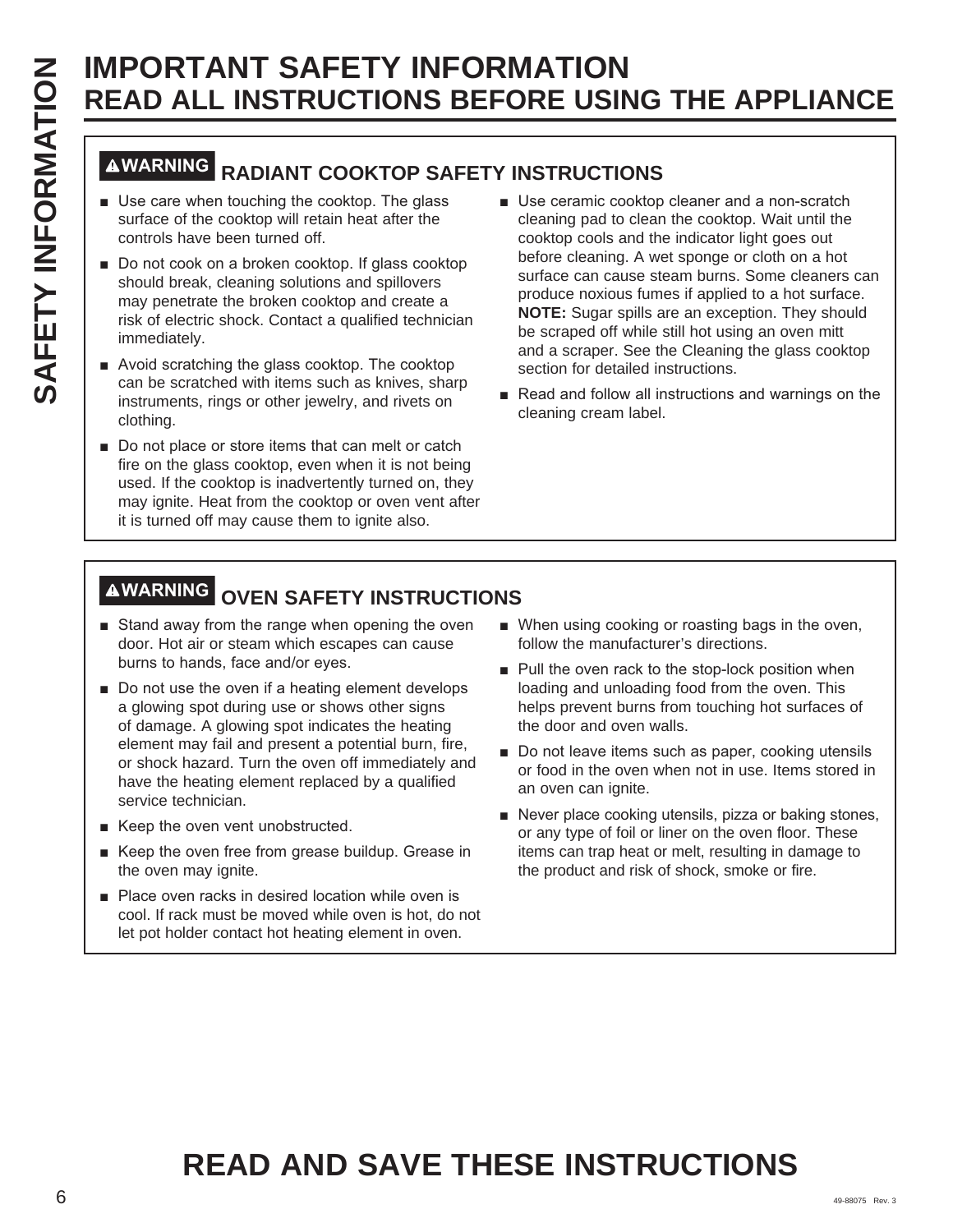# IMPORTANT SAFETY INFORMATION
# READ ALL INSTRUCTIONS BEFORE USING THE APPLIANCE

## ⚠WARNING RADIANT COOKTOP SAFETY INSTRUCTIONS

- Use care when touching the cooktop. The glass surface of the cooktop will retain heat after the controls have been turned off.
- Do not cook on a broken cooktop. If glass cooktop should break, cleaning solutions and spillovers may penetrate the broken cooktop and create a risk of electric shock. Contact a qualified technician immediately.
- Avoid scratching the glass cooktop. The cooktop can be scratched with items such as knives, sharp instruments, rings or other jewelry, and rivets on clothing.
- Do not place or store items that can melt or catch fire on the glass cooktop, even when it is not being used. If the cooktop is inadvertently turned on, they may ignite. Heat from the cooktop or oven vent after it is turned off may cause them to ignite also.
- Use ceramic cooktop cleaner and a non-scratch cleaning pad to clean the cooktop. Wait until the cooktop cools and the indicator light goes out before cleaning. A wet sponge or cloth on a hot surface can cause steam burns. Some cleaners can produce noxious fumes if applied to a hot surface. **NOTE:** Sugar spills are an exception. They should be scraped off while still hot using an oven mitt and a scraper. See the Cleaning the glass cooktop section for detailed instructions.
- Read and follow all instructions and warnings on the cleaning cream label.

## ⚠WARNING OVEN SAFETY INSTRUCTIONS

- Stand away from the range when opening the oven door. Hot air or steam which escapes can cause burns to hands, face and/or eyes.
- Do not use the oven if a heating element develops a glowing spot during use or shows other signs of damage. A glowing spot indicates the heating element may fail and present a potential burn, fire, or shock hazard. Turn the oven off immediately and have the heating element replaced by a qualified service technician.
- Keep the oven vent unobstructed.
- Keep the oven free from grease buildup. Grease in the oven may ignite.
- Place oven racks in desired location while oven is cool. If rack must be moved while oven is hot, do not let pot holder contact hot heating element in oven.
- When using cooking or roasting bags in the oven, follow the manufacturer's directions.
- Pull the oven rack to the stop-lock position when loading and unloading food from the oven. This helps prevent burns from touching hot surfaces of the door and oven walls.
- Do not leave items such as paper, cooking utensils or food in the oven when not in use. Items stored in an oven can ignite.
- Never place cooking utensils, pizza or baking stones, or any type of foil or liner on the oven floor. These items can trap heat or melt, resulting in damage to the product and risk of shock, smoke or fire.

# READ AND SAVE THESE INSTRUCTIONS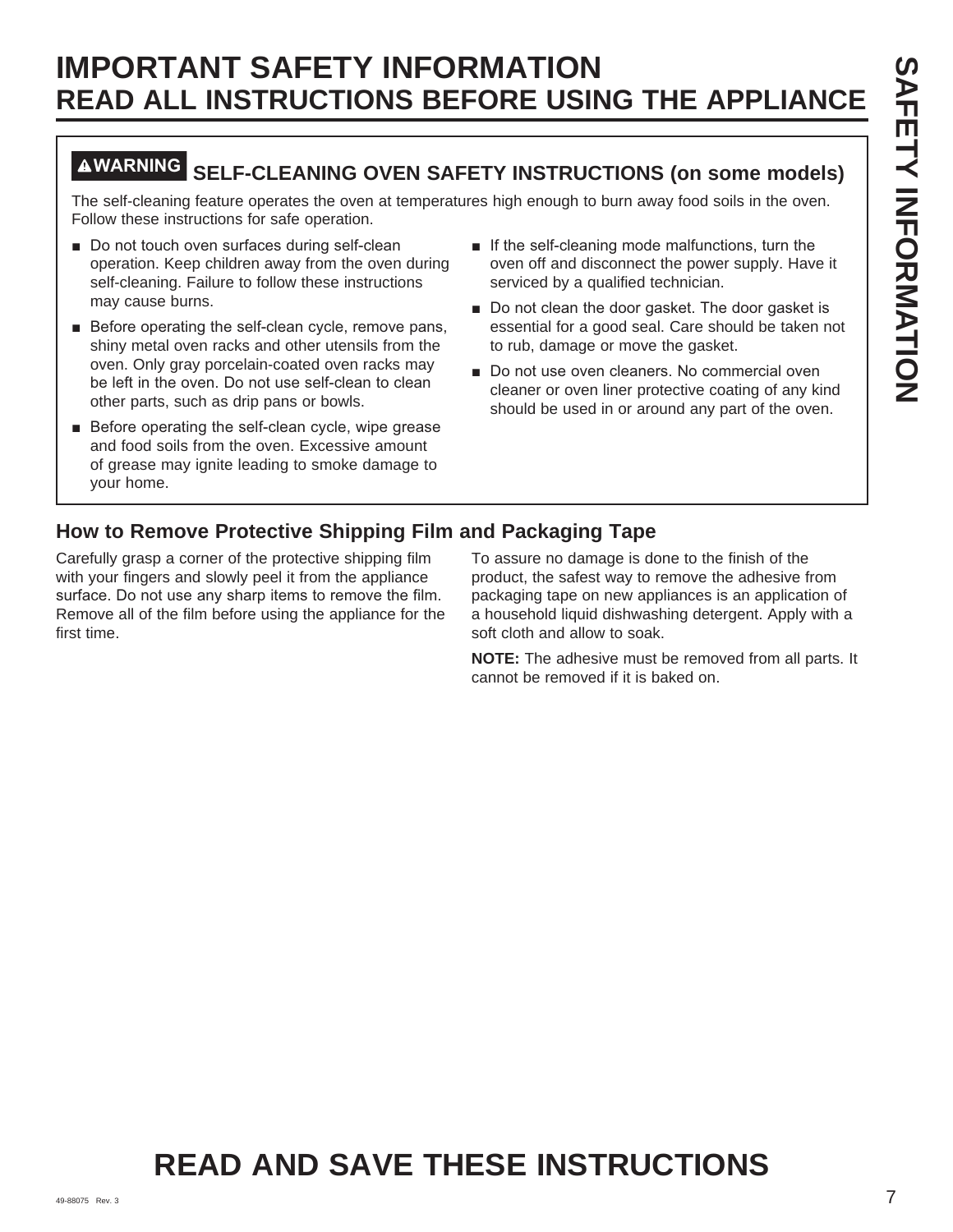# IMPORTANT SAFETY INFORMATION
# READ ALL INSTRUCTIONS BEFORE USING THE APPLIANCE

## ⚠WARNING SELF-CLEANING OVEN SAFETY INSTRUCTIONS (on some models)

The self-cleaning feature operates the oven at temperatures high enough to burn away food soils in the oven. Follow these instructions for safe operation.

- Do not touch oven surfaces during self-clean operation. Keep children away from the oven during self-cleaning. Failure to follow these instructions may cause burns.
- Before operating the self-clean cycle, remove pans, shiny metal oven racks and other utensils from the oven. Only gray porcelain-coated oven racks may be left in the oven. Do not use self-clean to clean other parts, such as drip pans or bowls.
- Before operating the self-clean cycle, wipe grease and food soils from the oven. Excessive amount of grease may ignite leading to smoke damage to your home.
- If the self-cleaning mode malfunctions, turn the oven off and disconnect the power supply. Have it serviced by a qualified technician.
- Do not clean the door gasket. The door gasket is essential for a good seal. Care should be taken not to rub, damage or move the gasket.
- Do not use oven cleaners. No commercial oven cleaner or oven liner protective coating of any kind should be used in or around any part of the oven.

### How to Remove Protective Shipping Film and Packaging Tape

Carefully grasp a corner of the protective shipping film with your fingers and slowly peel it from the appliance surface. Do not use any sharp items to remove the film. Remove all of the film before using the appliance for the first time.

To assure no damage is done to the finish of the product, the safest way to remove the adhesive from packaging tape on new appliances is an application of a household liquid dishwashing detergent. Apply with a soft cloth and allow to soak.

**NOTE:** The adhesive must be removed from all parts. It cannot be removed if it is baked on.

# READ AND SAVE THESE INSTRUCTIONS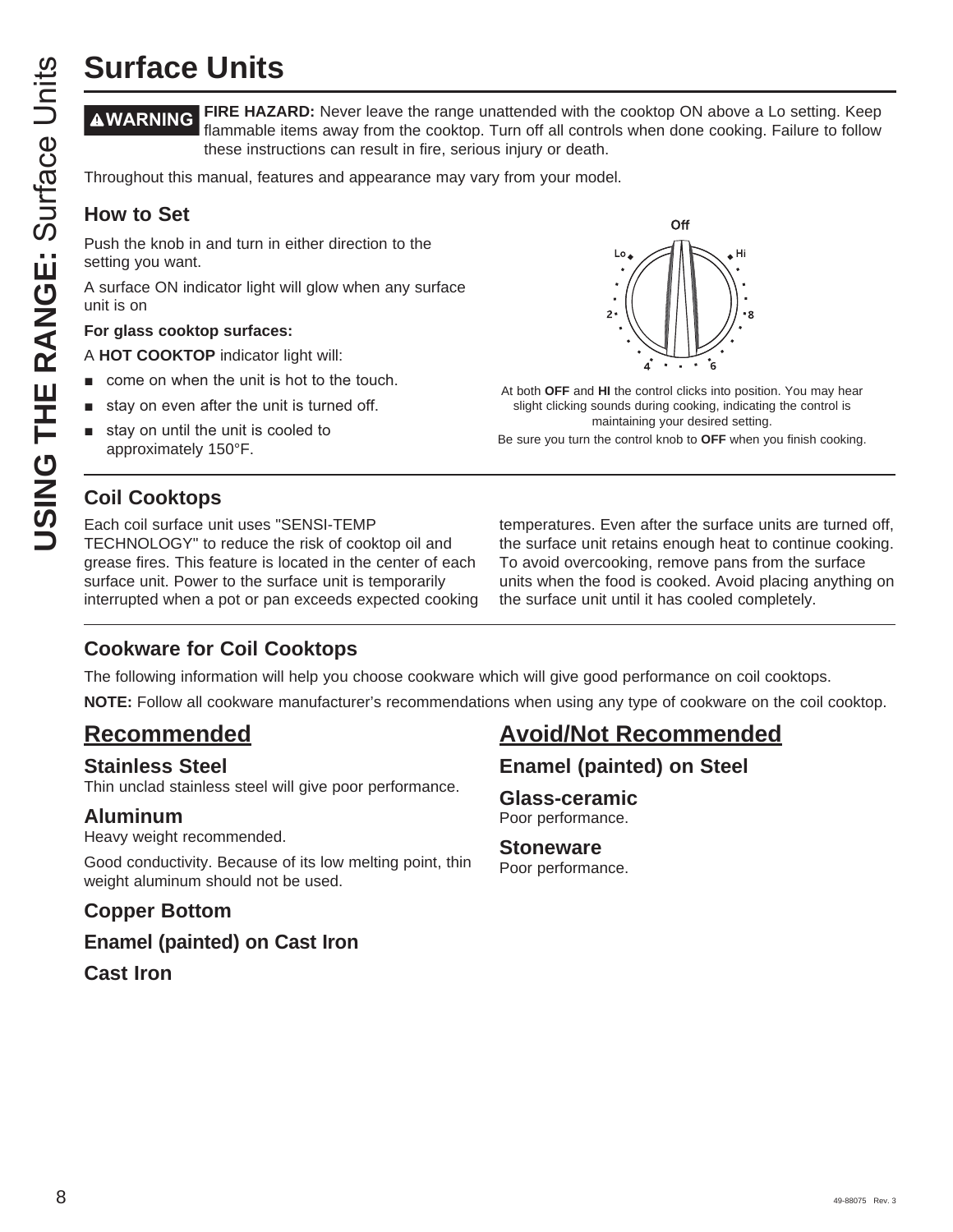# Surface Units

**⚠WARNING** **FIRE HAZARD:** Never leave the range unattended with the cooktop ON above a Lo setting. Keep flammable items away from the cooktop. Turn off all controls when done cooking. Failure to follow these instructions can result in fire, serious injury or death.

Throughout this manual, features and appearance may vary from your model.

## How to Set

Push the knob in and turn in either direction to the setting you want.

A surface ON indicator light will glow when any surface unit is on

**For glass cooktop surfaces:**

A **HOT COOKTOP** indicator light will:

- come on when the unit is hot to the touch.
- stay on even after the unit is turned off.
- stay on until the unit is cooled to approximately 150°F.

At both **OFF** and **HI** the control clicks into position. You may hear slight clicking sounds during cooking, indicating the control is maintaining your desired setting.

Be sure you turn the control knob to **OFF** when you finish cooking.

## Coil Cooktops

Each coil surface unit uses "SENSI-TEMP TECHNOLOGY" to reduce the risk of cooktop oil and grease fires. This feature is located in the center of each surface unit. Power to the surface unit is temporarily interrupted when a pot or pan exceeds expected cooking temperatures. Even after the surface units are turned off, the surface unit retains enough heat to continue cooking. To avoid overcooking, remove pans from the surface units when the food is cooked. Avoid placing anything on the surface unit until it has cooled completely.

## Cookware for Coil Cooktops

The following information will help you choose cookware which will give good performance on coil cooktops.

**NOTE:** Follow all cookware manufacturer's recommendations when using any type of cookware on the coil cooktop.

## Recommended

### Stainless Steel

Thin unclad stainless steel will give poor performance.

### Aluminum

Heavy weight recommended.

Good conductivity. Because of its low melting point, thin weight aluminum should not be used.

### Copper Bottom

### Enamel (painted) on Cast Iron

### Cast Iron

## Avoid/Not Recommended

### Enamel (painted) on Steel

### Glass-ceramic

Poor performance.

### Stoneware

Poor performance.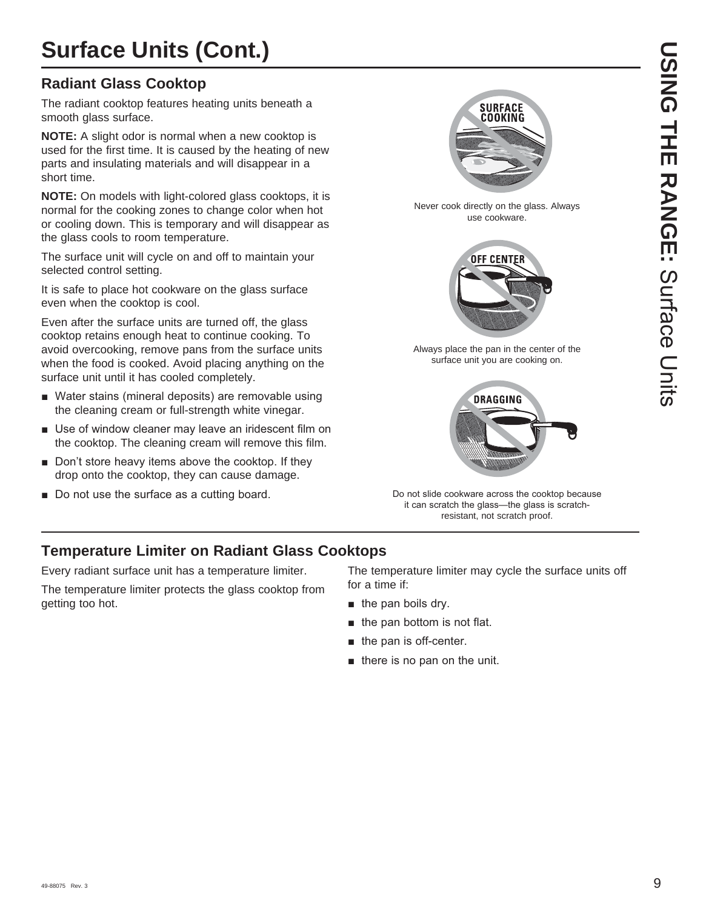# Surface Units (Cont.)

## Radiant Glass Cooktop

The radiant cooktop features heating units beneath a smooth glass surface.

**NOTE:** A slight odor is normal when a new cooktop is used for the first time. It is caused by the heating of new parts and insulating materials and will disappear in a short time.

**NOTE:** On models with light-colored glass cooktops, it is normal for the cooking zones to change color when hot or cooling down. This is temporary and will disappear as the glass cools to room temperature.

The surface unit will cycle on and off to maintain your selected control setting.

It is safe to place hot cookware on the glass surface even when the cooktop is cool.

Even after the surface units are turned off, the glass cooktop retains enough heat to continue cooking. To avoid overcooking, remove pans from the surface units when the food is cooked. Avoid placing anything on the surface unit until it has cooled completely.

- Water stains (mineral deposits) are removable using the cleaning cream or full-strength white vinegar.
- Use of window cleaner may leave an iridescent film on the cooktop. The cleaning cream will remove this film.
- Don't store heavy items above the cooktop. If they drop onto the cooktop, they can cause damage.
- Do not use the surface as a cutting board.

SURFACE COOKING

Never cook directly on the glass. Always use cookware.

OFF CENTER

Always place the pan in the center of the surface unit you are cooking on.

DRAGGING

Do not slide cookware across the cooktop because it can scratch the glass—the glass is scratch-resistant, not scratch proof.

## Temperature Limiter on Radiant Glass Cooktops

Every radiant surface unit has a temperature limiter.

The temperature limiter protects the glass cooktop from getting too hot.

The temperature limiter may cycle the surface units off for a time if:

- the pan boils dry.
- the pan bottom is not flat.
- the pan is off-center.
- there is no pan on the unit.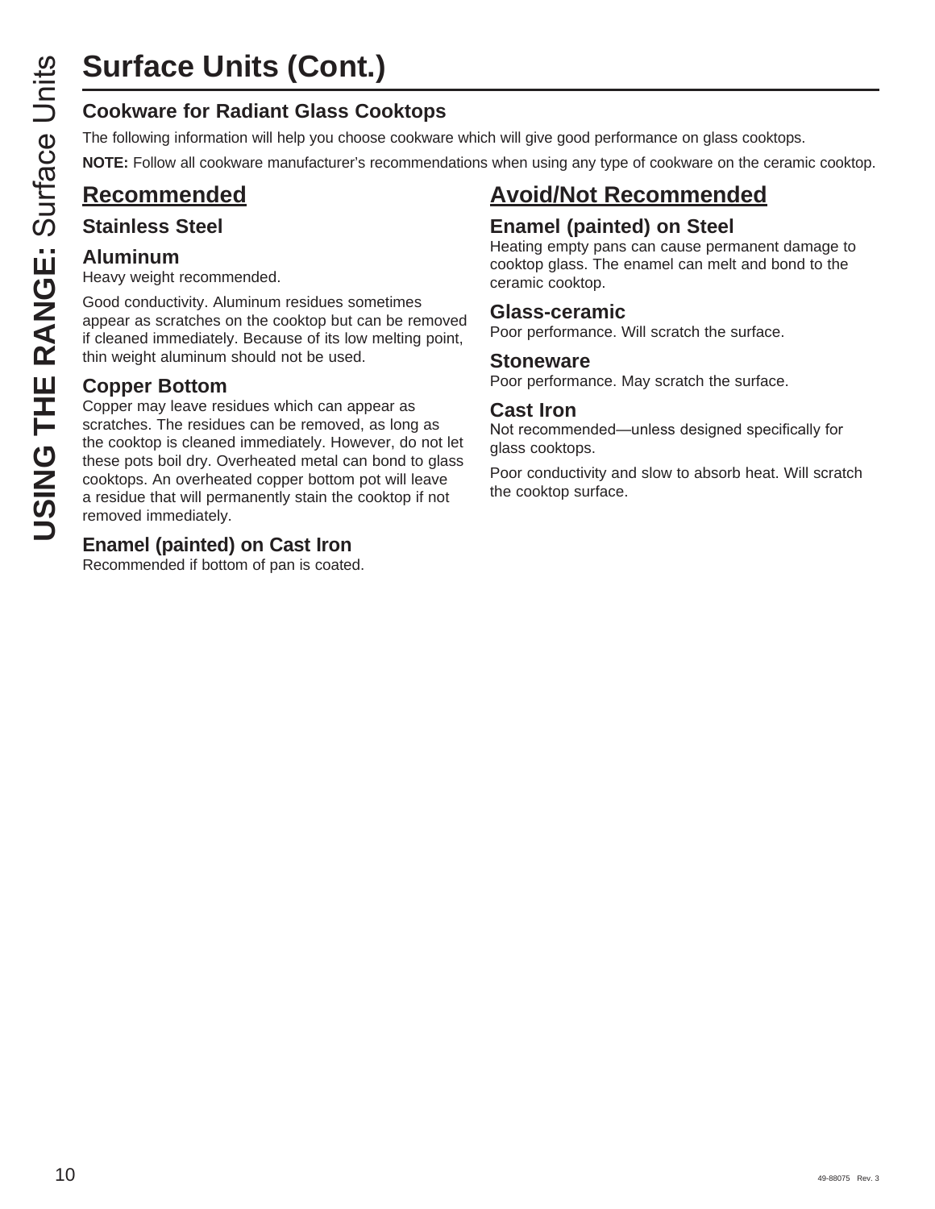# Surface Units (Cont.)

## Cookware for Radiant Glass Cooktops

The following information will help you choose cookware which will give good performance on glass cooktops.

**NOTE:** Follow all cookware manufacturer's recommendations when using any type of cookware on the ceramic cooktop.

## Recommended

### Stainless Steel

### Aluminum

Heavy weight recommended.

Good conductivity. Aluminum residues sometimes appear as scratches on the cooktop but can be removed if cleaned immediately. Because of its low melting point, thin weight aluminum should not be used.

### Copper Bottom

Copper may leave residues which can appear as scratches. The residues can be removed, as long as the cooktop is cleaned immediately. However, do not let these pots boil dry. Overheated metal can bond to glass cooktops. An overheated copper bottom pot will leave a residue that will permanently stain the cooktop if not removed immediately.

### Enamel (painted) on Cast Iron

Recommended if bottom of pan is coated.

## Avoid/Not Recommended

### Enamel (painted) on Steel

Heating empty pans can cause permanent damage to cooktop glass. The enamel can melt and bond to the ceramic cooktop.

### Glass-ceramic

Poor performance. Will scratch the surface.

### Stoneware

Poor performance. May scratch the surface.

### Cast Iron

Not recommended—unless designed specifically for glass cooktops.

Poor conductivity and slow to absorb heat. Will scratch the cooktop surface.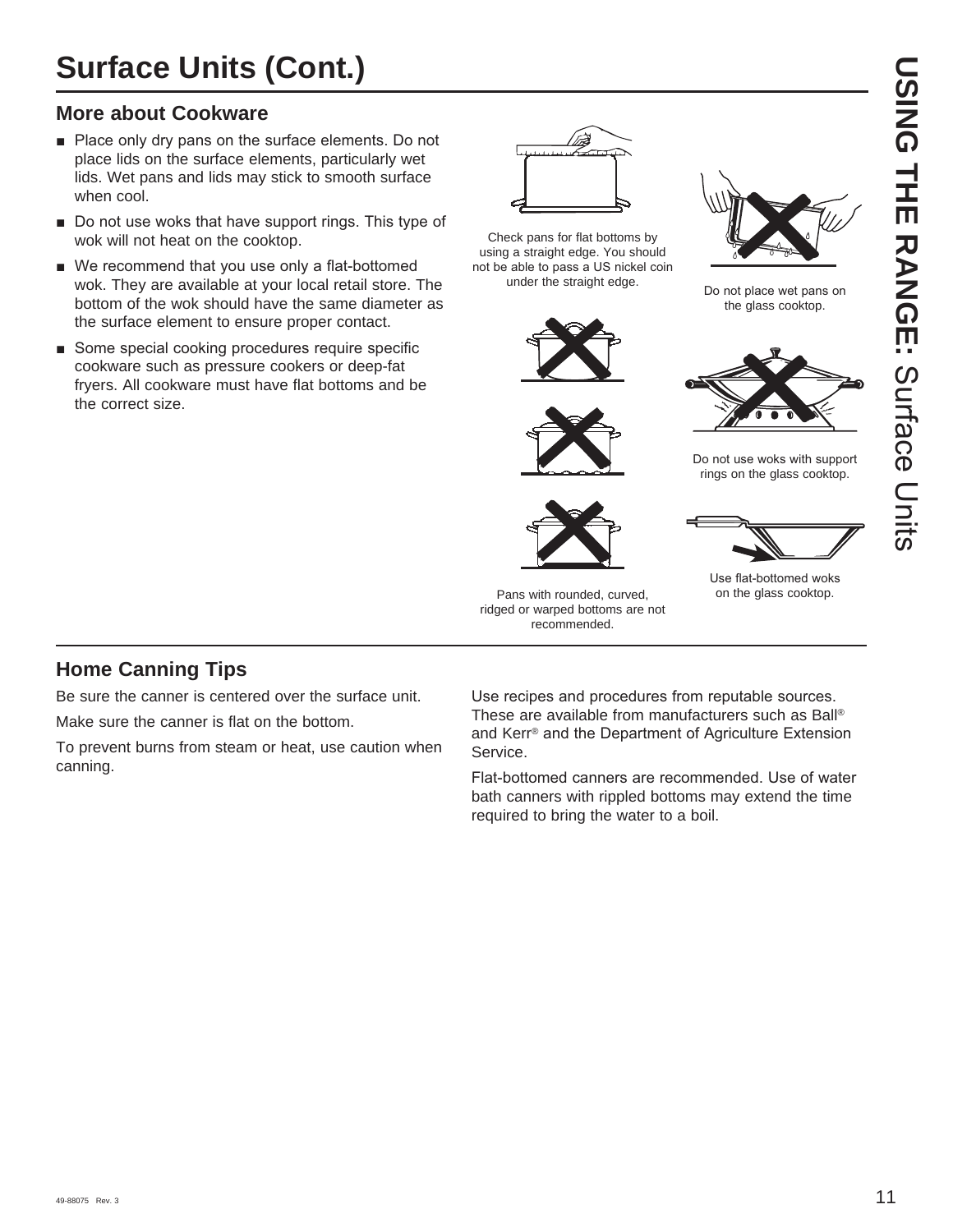# Surface Units (Cont.)

## More about Cookware

- Place only dry pans on the surface elements. Do not place lids on the surface elements, particularly wet lids. Wet pans and lids may stick to smooth surface when cool.
- Do not use woks that have support rings. This type of wok will not heat on the cooktop.
- We recommend that you use only a flat-bottomed wok. They are available at your local retail store. The bottom of the wok should have the same diameter as the surface element to ensure proper contact.
- Some special cooking procedures require specific cookware such as pressure cookers or deep-fat fryers. All cookware must have flat bottoms and be the correct size.

Check pans for flat bottoms by using a straight edge. You should not be able to pass a US nickel coin under the straight edge.

Do not place wet pans on the glass cooktop.

Do not use woks with support rings on the glass cooktop.

Use flat-bottomed woks on the glass cooktop.

Pans with rounded, curved, ridged or warped bottoms are not recommended.

## Home Canning Tips

Be sure the canner is centered over the surface unit.

Make sure the canner is flat on the bottom.

To prevent burns from steam or heat, use caution when canning.

Use recipes and procedures from reputable sources. These are available from manufacturers such as Ball® and Kerr® and the Department of Agriculture Extension Service.

Flat-bottomed canners are recommended. Use of water bath canners with rippled bottoms may extend the time required to bring the water to a boil.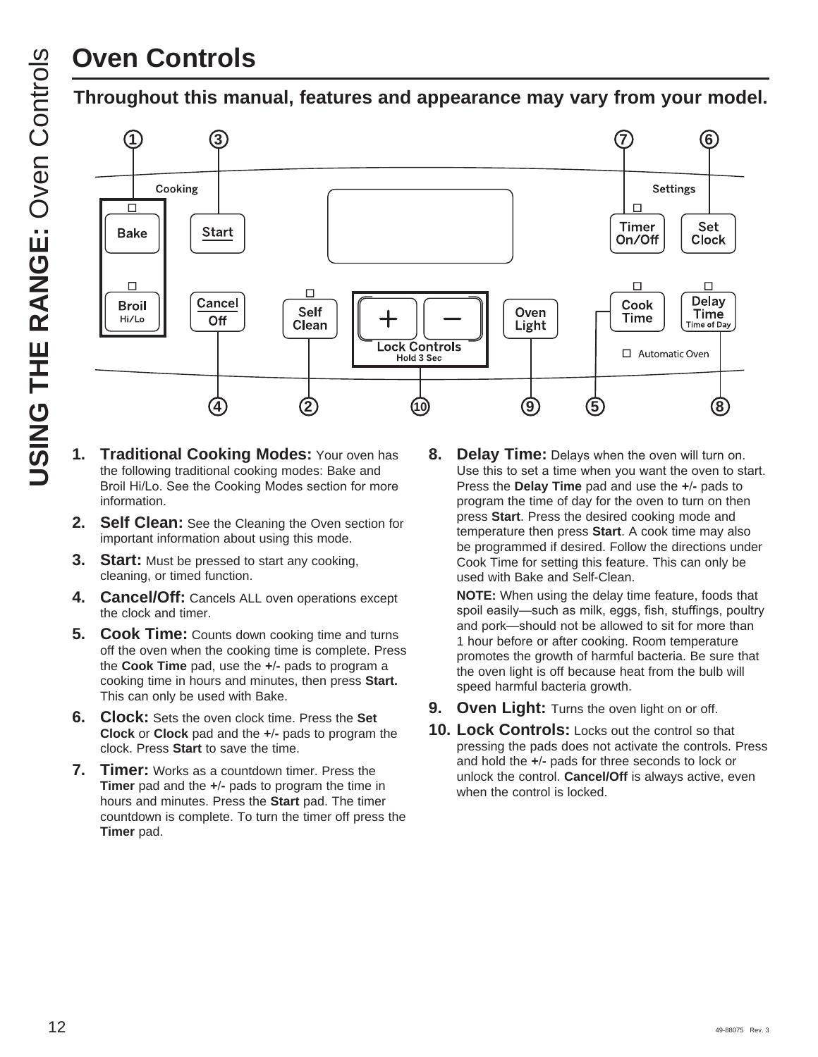# Oven Controls

## Throughout this manual, features and appearance may vary from your model.

1. **Traditional Cooking Modes:** Your oven has the following traditional cooking modes: Bake and Broil Hi/Lo. See the Cooking Modes section for more information.
2. **Self Clean:** See the Cleaning the Oven section for important information about using this mode.
3. **Start:** Must be pressed to start any cooking, cleaning, or timed function.
4. **Cancel/Off:** Cancels ALL oven operations except the clock and timer.
5. **Cook Time:** Counts down cooking time and turns off the oven when the cooking time is complete. Press the **Cook Time** pad, use the **+/-** pads to program a cooking time in hours and minutes, then press **Start.** This can only be used with Bake.
6. **Clock:** Sets the oven clock time. Press the **Set Clock** or **Clock** pad and the **+/-** pads to program the clock. Press **Start** to save the time.
7. **Timer:** Works as a countdown timer. Press the **Timer** pad and the **+/-** pads to program the time in hours and minutes. Press the **Start** pad. The timer countdown is complete. To turn the timer off press the **Timer** pad.
8. **Delay Time:** Delays when the oven will turn on. Use this to set a time when you want the oven to start. Press the **Delay Time** pad and use the **+/-** pads to program the time of day for the oven to turn on then press **Start**. Press the desired cooking mode and temperature then press **Start**. A cook time may also be programmed if desired. Follow the directions under Cook Time for setting this feature. This can only be used with Bake and Self-Clean.

   **NOTE:** When using the delay time feature, foods that spoil easily—such as milk, eggs, fish, stuffings, poultry and pork—should not be allowed to sit for more than 1 hour before or after cooking. Room temperature promotes the growth of harmful bacteria. Be sure that the oven light is off because heat from the bulb will speed harmful bacteria growth.
9. **Oven Light:** Turns the oven light on or off.
10. **Lock Controls:** Locks out the control so that pressing the pads does not activate the controls. Press and hold the **+/-** pads for three seconds to lock or unlock the control. **Cancel/Off** is always active, even when the control is locked.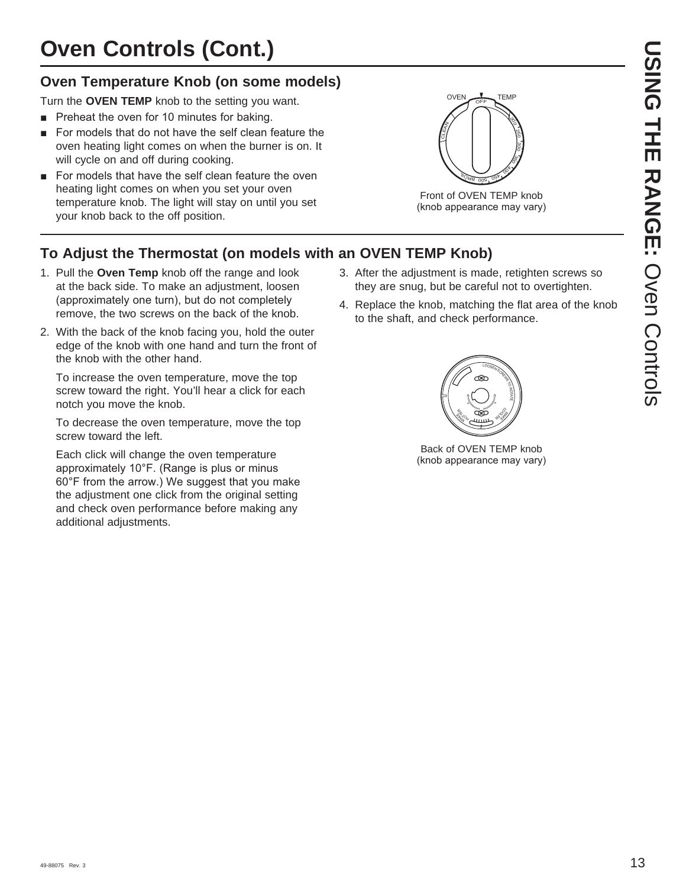# Oven Controls (Cont.)

## Oven Temperature Knob (on some models)

Turn the **OVEN TEMP** knob to the setting you want.

- Preheat the oven for 10 minutes for baking.
- For models that do not have the self clean feature the oven heating light comes on when the burner is on. It will cycle on and off during cooking.
- For models that have the self clean feature the oven heating light comes on when you set your oven temperature knob. The light will stay on until you set your knob back to the off position.

Front of OVEN TEMP knob
(knob appearance may vary)

## To Adjust the Thermostat (on models with an OVEN TEMP Knob)

1. Pull the **Oven Temp** knob off the range and look at the back side. To make an adjustment, loosen (approximately one turn), but do not completely remove, the two screws on the back of the knob.
2. With the back of the knob facing you, hold the outer edge of the knob with one hand and turn the front of the knob with the other hand.

   To increase the oven temperature, move the top screw toward the right. You'll hear a click for each notch you move the knob.

   To decrease the oven temperature, move the top screw toward the left.

   Each click will change the oven temperature approximately 10°F. (Range is plus or minus 60°F from the arrow.) We suggest that you make the adjustment one click from the original setting and check oven performance before making any additional adjustments.
3. After the adjustment is made, retighten screws so they are snug, but be careful not to overtighten.
4. Replace the knob, matching the flat area of the knob to the shaft, and check performance.

Back of OVEN TEMP knob
(knob appearance may vary)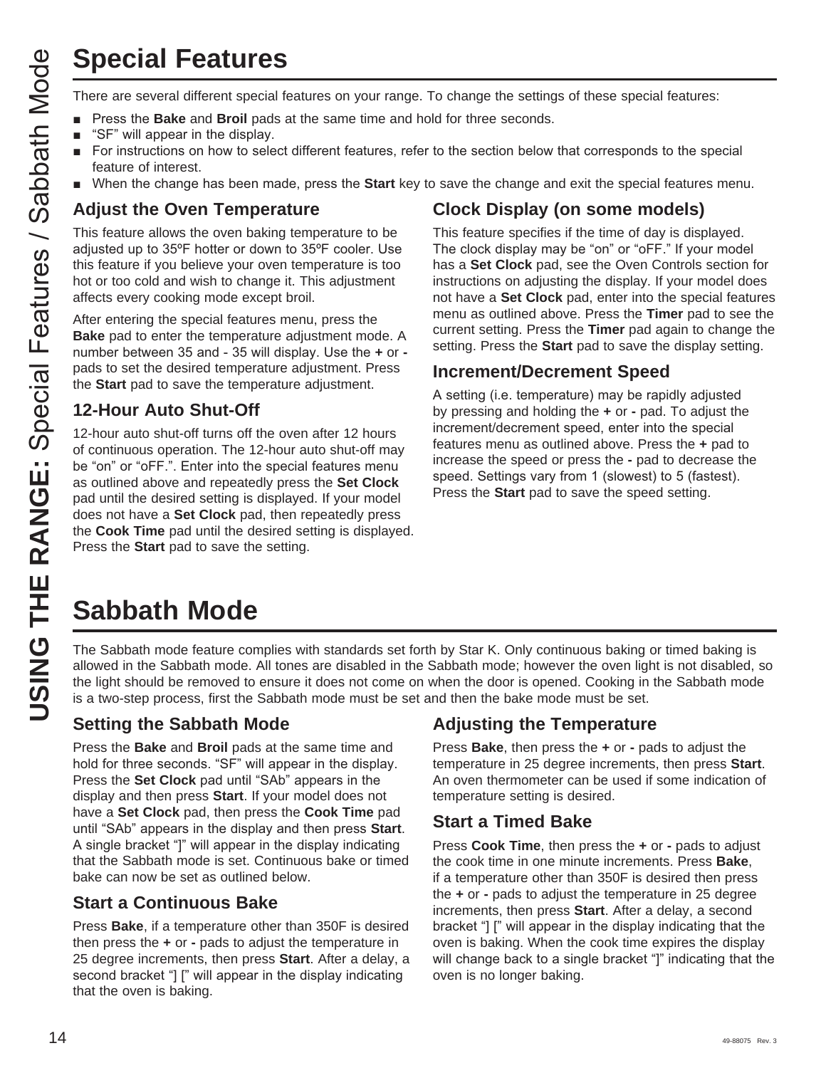# Special Features

There are several different special features on your range. To change the settings of these special features:

- Press the **Bake** and **Broil** pads at the same time and hold for three seconds.
- "SF" will appear in the display.
- For instructions on how to select different features, refer to the section below that corresponds to the special feature of interest.
- When the change has been made, press the **Start** key to save the change and exit the special features menu.

## Adjust the Oven Temperature

This feature allows the oven baking temperature to be adjusted up to 35ºF hotter or down to 35ºF cooler. Use this feature if you believe your oven temperature is too hot or too cold and wish to change it. This adjustment affects every cooking mode except broil.

After entering the special features menu, press the **Bake** pad to enter the temperature adjustment mode. A number between 35 and - 35 will display. Use the **+** or **-** pads to set the desired temperature adjustment. Press the **Start** pad to save the temperature adjustment.

## 12-Hour Auto Shut-Off

12-hour auto shut-off turns off the oven after 12 hours of continuous operation. The 12-hour auto shut-off may be "on" or "oFF.". Enter into the special features menu as outlined above and repeatedly press the **Set Clock** pad until the desired setting is displayed. If your model does not have a **Set Clock** pad, then repeatedly press the **Cook Time** pad until the desired setting is displayed. Press the **Start** pad to save the setting.

## Clock Display (on some models)

This feature specifies if the time of day is displayed. The clock display may be "on" or "oFF." If your model has a **Set Clock** pad, see the Oven Controls section for instructions on adjusting the display. If your model does not have a **Set Clock** pad, enter into the special features menu as outlined above. Press the **Timer** pad to see the current setting. Press the **Timer** pad again to change the setting. Press the **Start** pad to save the display setting.

## Increment/Decrement Speed

A setting (i.e. temperature) may be rapidly adjusted by pressing and holding the **+** or **-** pad. To adjust the increment/decrement speed, enter into the special features menu as outlined above. Press the **+** pad to increase the speed or press the **-** pad to decrease the speed. Settings vary from 1 (slowest) to 5 (fastest). Press the **Start** pad to save the speed setting.

# Sabbath Mode

The Sabbath mode feature complies with standards set forth by Star K. Only continuous baking or timed baking is allowed in the Sabbath mode. All tones are disabled in the Sabbath mode; however the oven light is not disabled, so the light should be removed to ensure it does not come on when the door is opened. Cooking in the Sabbath mode is a two-step process, first the Sabbath mode must be set and then the bake mode must be set.

## Setting the Sabbath Mode

Press the **Bake** and **Broil** pads at the same time and hold for three seconds. "SF" will appear in the display. Press the **Set Clock** pad until "SAb" appears in the display and then press **Start**. If your model does not have a **Set Clock** pad, then press the **Cook Time** pad until "SAb" appears in the display and then press **Start**. A single bracket "]" will appear in the display indicating that the Sabbath mode is set. Continuous bake or timed bake can now be set as outlined below.

## Start a Continuous Bake

Press **Bake**, if a temperature other than 350F is desired then press the **+** or **-** pads to adjust the temperature in 25 degree increments, then press **Start**. After a delay, a second bracket "] [" will appear in the display indicating that the oven is baking.

## Adjusting the Temperature

Press **Bake**, then press the **+** or **-** pads to adjust the temperature in 25 degree increments, then press **Start**. An oven thermometer can be used if some indication of temperature setting is desired.

## Start a Timed Bake

Press **Cook Time**, then press the **+** or **-** pads to adjust the cook time in one minute increments. Press **Bake**, if a temperature other than 350F is desired then press the **+** or **-** pads to adjust the temperature in 25 degree increments, then press **Start**. After a delay, a second bracket "] [" will appear in the display indicating that the oven is baking. When the cook time expires the display will change back to a single bracket "]" indicating that the oven is no longer baking.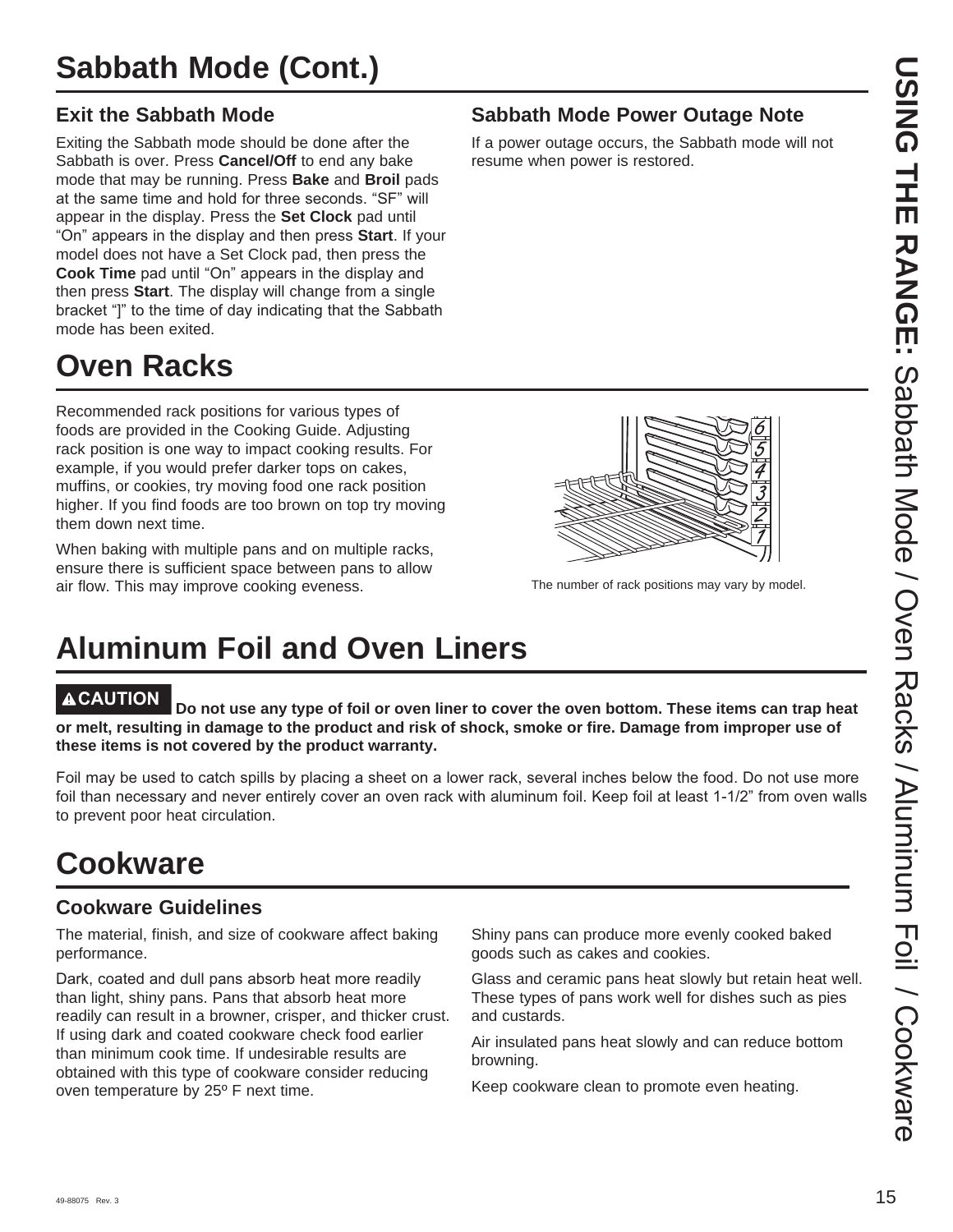# Sabbath Mode (Cont.)

## Exit the Sabbath Mode

Exiting the Sabbath mode should be done after the Sabbath is over. Press **Cancel/Off** to end any bake mode that may be running. Press **Bake** and **Broil** pads at the same time and hold for three seconds. "SF" will appear in the display. Press the **Set Clock** pad until "On" appears in the display and then press **Start**. If your model does not have a Set Clock pad, then press the **Cook Time** pad until "On" appears in the display and then press **Start**. The display will change from a single bracket "]" to the time of day indicating that the Sabbath mode has been exited.

## Sabbath Mode Power Outage Note

If a power outage occurs, the Sabbath mode will not resume when power is restored.

# Oven Racks

Recommended rack positions for various types of foods are provided in the Cooking Guide. Adjusting rack position is one way to impact cooking results. For example, if you would prefer darker tops on cakes, muffins, or cookies, try moving food one rack position higher. If you find foods are too brown on top try moving them down next time.

When baking with multiple pans and on multiple racks, ensure there is sufficient space between pans to allow air flow. This may improve cooking eveness.

The number of rack positions may vary by model.

# Aluminum Foil and Oven Liners

**⚠CAUTION Do not use any type of foil or oven liner to cover the oven bottom. These items can trap heat or melt, resulting in damage to the product and risk of shock, smoke or fire. Damage from improper use of these items is not covered by the product warranty.**

Foil may be used to catch spills by placing a sheet on a lower rack, several inches below the food. Do not use more foil than necessary and never entirely cover an oven rack with aluminum foil. Keep foil at least 1-1/2" from oven walls to prevent poor heat circulation.

# Cookware

## Cookware Guidelines

The material, finish, and size of cookware affect baking performance.

Dark, coated and dull pans absorb heat more readily than light, shiny pans. Pans that absorb heat more readily can result in a browner, crisper, and thicker crust. If using dark and coated cookware check food earlier than minimum cook time. If undesirable results are obtained with this type of cookware consider reducing oven temperature by 25º F next time.

Shiny pans can produce more evenly cooked baked goods such as cakes and cookies.

Glass and ceramic pans heat slowly but retain heat well. These types of pans work well for dishes such as pies and custards.

Air insulated pans heat slowly and can reduce bottom browning.

Keep cookware clean to promote even heating.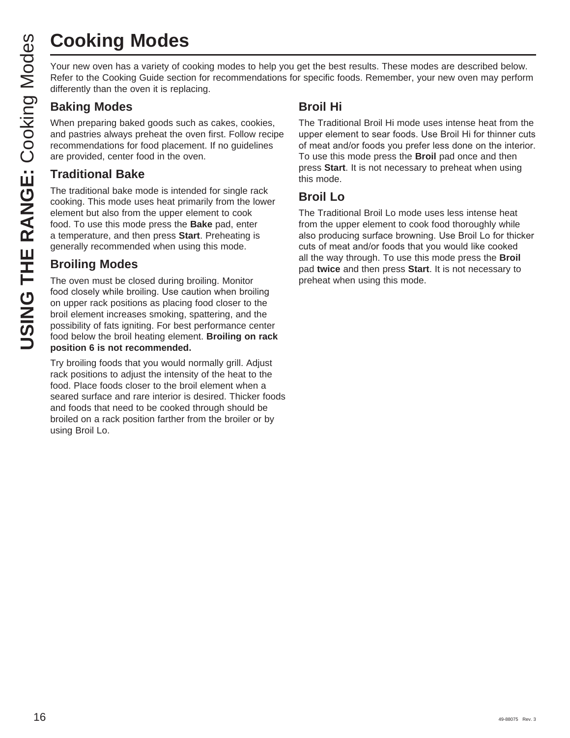# Cooking Modes

Your new oven has a variety of cooking modes to help you get the best results. These modes are described below. Refer to the Cooking Guide section for recommendations for specific foods. Remember, your new oven may perform differently than the oven it is replacing.

## Baking Modes

When preparing baked goods such as cakes, cookies, and pastries always preheat the oven first. Follow recipe recommendations for food placement. If no guidelines are provided, center food in the oven.

## Traditional Bake

The traditional bake mode is intended for single rack cooking. This mode uses heat primarily from the lower element but also from the upper element to cook food. To use this mode press the **Bake** pad, enter a temperature, and then press **Start**. Preheating is generally recommended when using this mode.

## Broiling Modes

The oven must be closed during broiling. Monitor food closely while broiling. Use caution when broiling on upper rack positions as placing food closer to the broil element increases smoking, spattering, and the possibility of fats igniting. For best performance center food below the broil heating element. **Broiling on rack position 6 is not recommended.**

Try broiling foods that you would normally grill. Adjust rack positions to adjust the intensity of the heat to the food. Place foods closer to the broil element when a seared surface and rare interior is desired. Thicker foods and foods that need to be cooked through should be broiled on a rack position farther from the broiler or by using Broil Lo.

## Broil Hi

The Traditional Broil Hi mode uses intense heat from the upper element to sear foods. Use Broil Hi for thinner cuts of meat and/or foods you prefer less done on the interior. To use this mode press the **Broil** pad once and then press **Start**. It is not necessary to preheat when using this mode.

## Broil Lo

The Traditional Broil Lo mode uses less intense heat from the upper element to cook food thoroughly while also producing surface browning. Use Broil Lo for thicker cuts of meat and/or foods that you would like cooked all the way through. To use this mode press the **Broil** pad **twice** and then press **Start**. It is not necessary to preheat when using this mode.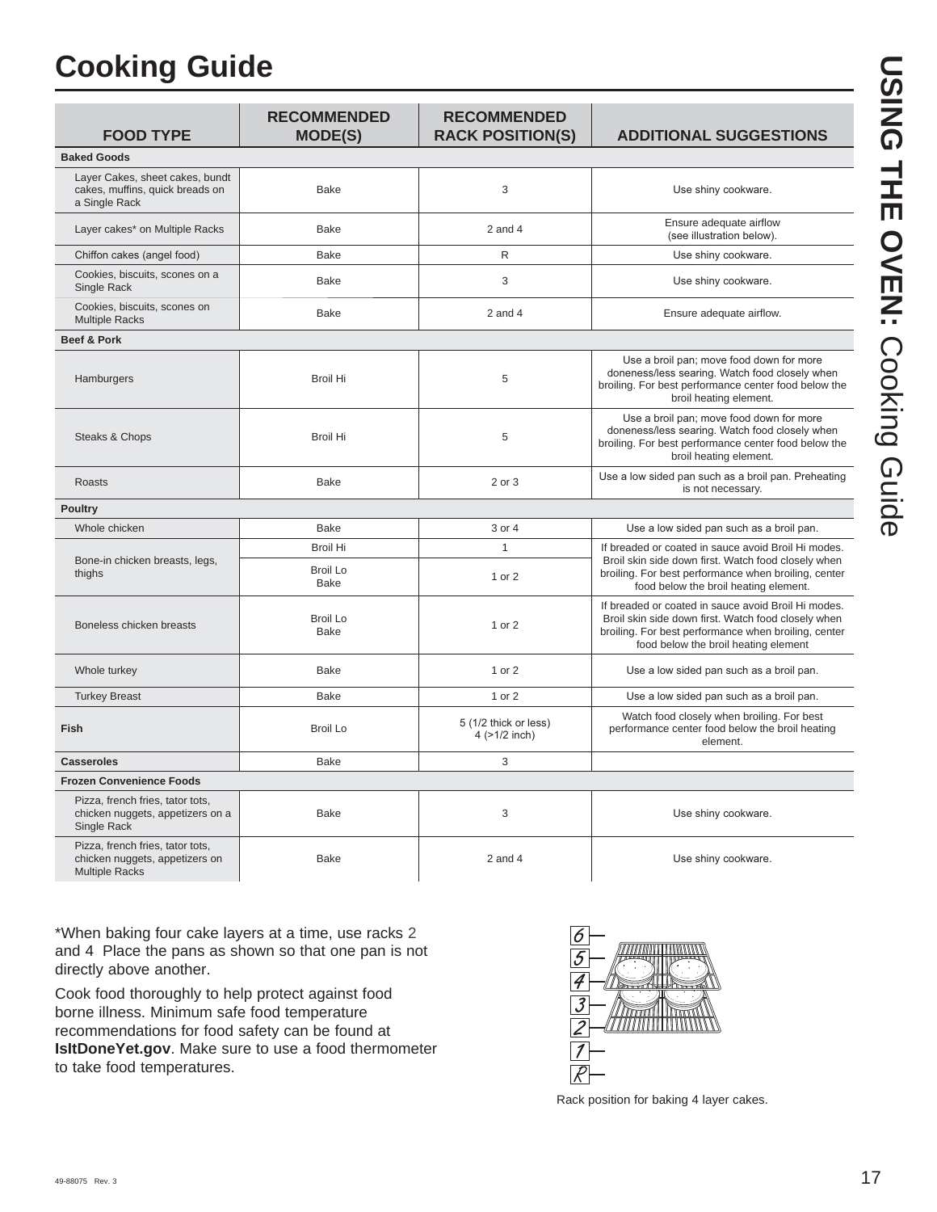# Cooking Guide

| FOOD TYPE | RECOMMENDED MODE(S) | RECOMMENDED RACK POSITION(S) | ADDITIONAL SUGGESTIONS |
|---|---|---|---|
| **Baked Goods** | | | |
| Layer Cakes, sheet cakes, bundt cakes, muffins, quick breads on a Single Rack | Bake | 3 | Use shiny cookware. |
| Layer cakes* on Multiple Racks | Bake | 2 and 4 | Ensure adequate airflow (see illustration below). |
| Chiffon cakes (angel food) | Bake | R | Use shiny cookware. |
| Cookies, biscuits, scones on a Single Rack | Bake | 3 | Use shiny cookware. |
| Cookies, biscuits, scones on Multiple Racks | Bake | 2 and 4 | Ensure adequate airflow. |
| **Beef & Pork** | | | |
| Hamburgers | Broil Hi | 5 | Use a broil pan; move food down for more doneness/less searing. Watch food closely when broiling. For best performance center food below the broil heating element. |
| Steaks & Chops | Broil Hi | 5 | Use a broil pan; move food down for more doneness/less searing. Watch food closely when broiling. For best performance center food below the broil heating element. |
| Roasts | Bake | 2 or 3 | Use a low sided pan such as a broil pan. Preheating is not necessary. |
| **Poultry** | | | |
| Whole chicken | Bake | 3 or 4 | Use a low sided pan such as a broil pan. |
| Bone-in chicken breasts, legs, thighs | Broil Hi | 1 | If breaded or coated in sauce avoid Broil Hi modes. Broil skin side down first. Watch food closely when broiling. For best performance when broiling, center food below the broil heating element. |
| | Broil Lo<br>Bake | 1 or 2 | |
| Boneless chicken breasts | Broil Lo<br>Bake | 1 or 2 | If breaded or coated in sauce avoid Broil Hi modes. Broil skin side down first. Watch food closely when broiling. For best performance when broiling, center food below the broil heating element |
| Whole turkey | Bake | 1 or 2 | Use a low sided pan such as a broil pan. |
| Turkey Breast | Bake | 1 or 2 | Use a low sided pan such as a broil pan. |
| **Fish** | Broil Lo | 5 (1/2 thick or less)<br>4 (>1/2 inch) | Watch food closely when broiling. For best performance center food below the broil heating element. |
| **Casseroles** | Bake | 3 | |
| **Frozen Convenience Foods** | | | |
| Pizza, french fries, tator tots, chicken nuggets, appetizers on a Single Rack | Bake | 3 | Use shiny cookware. |
| Pizza, french fries, tator tots, chicken nuggets, appetizers on Multiple Racks | Bake | 2 and 4 | Use shiny cookware. |

*When baking four cake layers at a time, use racks 2 and 4 Place the pans as shown so that one pan is not directly above another.

Cook food thoroughly to help protect against food borne illness. Minimum safe food temperature recommendations for food safety can be found at **IsItDoneYet.gov**. Make sure to use a food thermometer to take food temperatures.

Rack position for baking 4 layer cakes.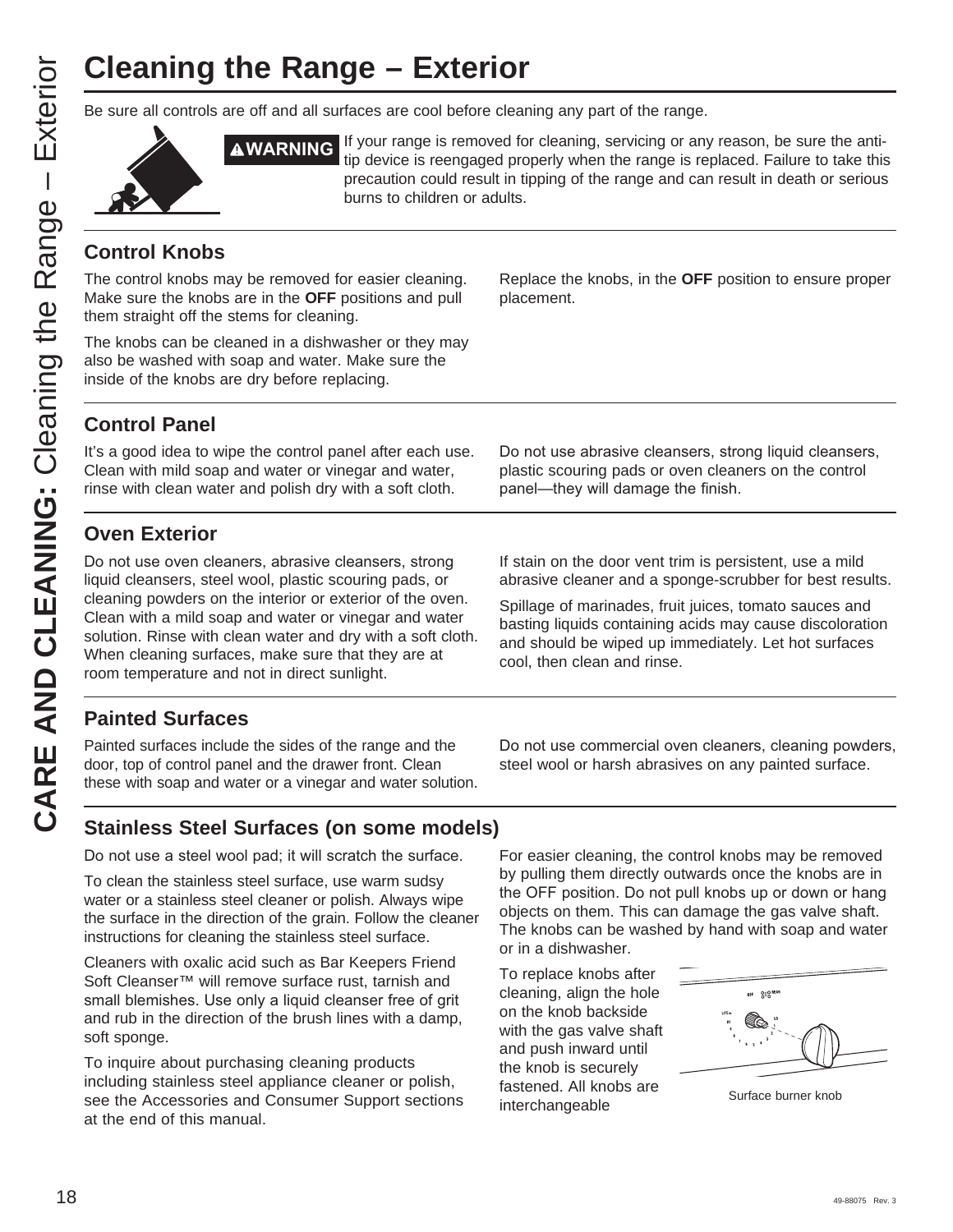# Cleaning the Range – Exterior

Be sure all controls are off and all surfaces are cool before cleaning any part of the range.

**⚠WARNING** If your range is removed for cleaning, servicing or any reason, be sure the anti-tip device is reengaged properly when the range is replaced. Failure to take this precaution could result in tipping of the range and can result in death or serious burns to children or adults.

## Control Knobs

The control knobs may be removed for easier cleaning. Make sure the knobs are in the **OFF** positions and pull them straight off the stems for cleaning.

The knobs can be cleaned in a dishwasher or they may also be washed with soap and water. Make sure the inside of the knobs are dry before replacing.

Replace the knobs, in the **OFF** position to ensure proper placement.

## Control Panel

It's a good idea to wipe the control panel after each use. Clean with mild soap and water or vinegar and water, rinse with clean water and polish dry with a soft cloth.

Do not use abrasive cleansers, strong liquid cleansers, plastic scouring pads or oven cleaners on the control panel—they will damage the finish.

## Oven Exterior

Do not use oven cleaners, abrasive cleansers, strong liquid cleansers, steel wool, plastic scouring pads, or cleaning powders on the interior or exterior of the oven. Clean with a mild soap and water or vinegar and water solution. Rinse with clean water and dry with a soft cloth. When cleaning surfaces, make sure that they are at room temperature and not in direct sunlight.

If stain on the door vent trim is persistent, use a mild abrasive cleaner and a sponge-scrubber for best results.

Spillage of marinades, fruit juices, tomato sauces and basting liquids containing acids may cause discoloration and should be wiped up immediately. Let hot surfaces cool, then clean and rinse.

## Painted Surfaces

Painted surfaces include the sides of the range and the door, top of control panel and the drawer front. Clean these with soap and water or a vinegar and water solution.

Do not use commercial oven cleaners, cleaning powders, steel wool or harsh abrasives on any painted surface.

## Stainless Steel Surfaces (on some models)

Do not use a steel wool pad; it will scratch the surface.

To clean the stainless steel surface, use warm sudsy water or a stainless steel cleaner or polish. Always wipe the surface in the direction of the grain. Follow the cleaner instructions for cleaning the stainless steel surface.

Cleaners with oxalic acid such as Bar Keepers Friend Soft Cleanser™ will remove surface rust, tarnish and small blemishes. Use only a liquid cleanser free of grit and rub in the direction of the brush lines with a damp, soft sponge.

To inquire about purchasing cleaning products including stainless steel appliance cleaner or polish, see the Accessories and Consumer Support sections at the end of this manual.

For easier cleaning, the control knobs may be removed by pulling them directly outwards once the knobs are in the OFF position. Do not pull knobs up or down or hang objects on them. This can damage the gas valve shaft. The knobs can be washed by hand with soap and water or in a dishwasher.

To replace knobs after cleaning, align the hole on the knob backside with the gas valve shaft and push inward until the knob is securely fastened. All knobs are interchangeable

Surface burner knob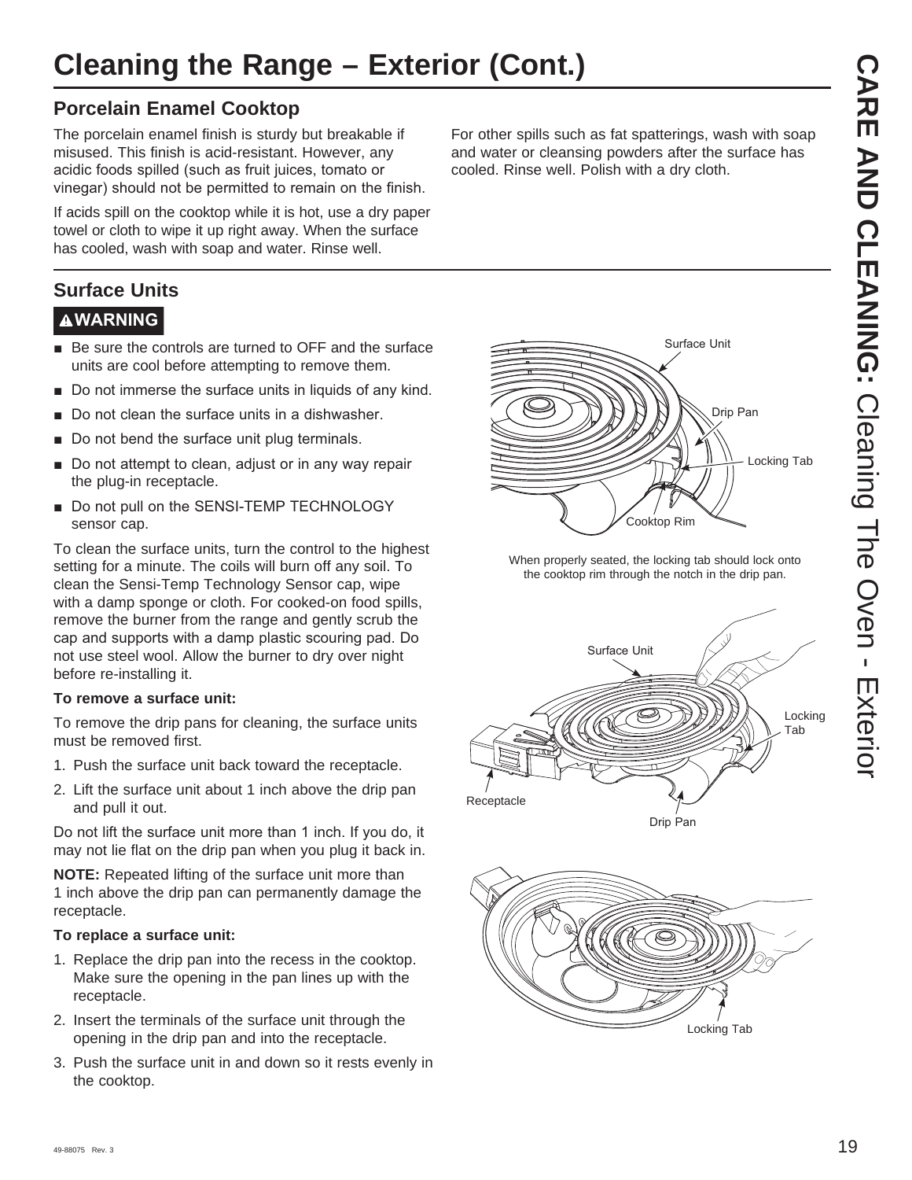# Cleaning the Range – Exterior (Cont.)

## Porcelain Enamel Cooktop

The porcelain enamel finish is sturdy but breakable if misused. This finish is acid-resistant. However, any acidic foods spilled (such as fruit juices, tomato or vinegar) should not be permitted to remain on the finish.

If acids spill on the cooktop while it is hot, use a dry paper towel or cloth to wipe it up right away. When the surface has cooled, wash with soap and water. Rinse well.

For other spills such as fat spatterings, wash with soap and water or cleansing powders after the surface has cooled. Rinse well. Polish with a dry cloth.

## Surface Units

**⚠WARNING**

- Be sure the controls are turned to OFF and the surface units are cool before attempting to remove them.
- Do not immerse the surface units in liquids of any kind.
- Do not clean the surface units in a dishwasher.
- Do not bend the surface unit plug terminals.
- Do not attempt to clean, adjust or in any way repair the plug-in receptacle.
- Do not pull on the SENSI-TEMP TECHNOLOGY sensor cap.

To clean the surface units, turn the control to the highest setting for a minute. The coils will burn off any soil. To clean the Sensi-Temp Technology Sensor cap, wipe with a damp sponge or cloth. For cooked-on food spills, remove the burner from the range and gently scrub the cap and supports with a damp plastic scouring pad. Do not use steel wool. Allow the burner to dry over night before re-installing it.

**To remove a surface unit:**

To remove the drip pans for cleaning, the surface units must be removed first.

1. Push the surface unit back toward the receptacle.
2. Lift the surface unit about 1 inch above the drip pan and pull it out.

Do not lift the surface unit more than 1 inch. If you do, it may not lie flat on the drip pan when you plug it back in.

**NOTE:** Repeated lifting of the surface unit more than 1 inch above the drip pan can permanently damage the receptacle.

**To replace a surface unit:**

1. Replace the drip pan into the recess in the cooktop. Make sure the opening in the pan lines up with the receptacle.
2. Insert the terminals of the surface unit through the opening in the drip pan and into the receptacle.
3. Push the surface unit in and down so it rests evenly in the cooktop.

Surface Unit, Drip Pan, Locking Tab, Cooktop Rim

When properly seated, the locking tab should lock onto the cooktop rim through the notch in the drip pan.

Surface Unit, Locking Tab, Receptacle, Drip Pan

Locking Tab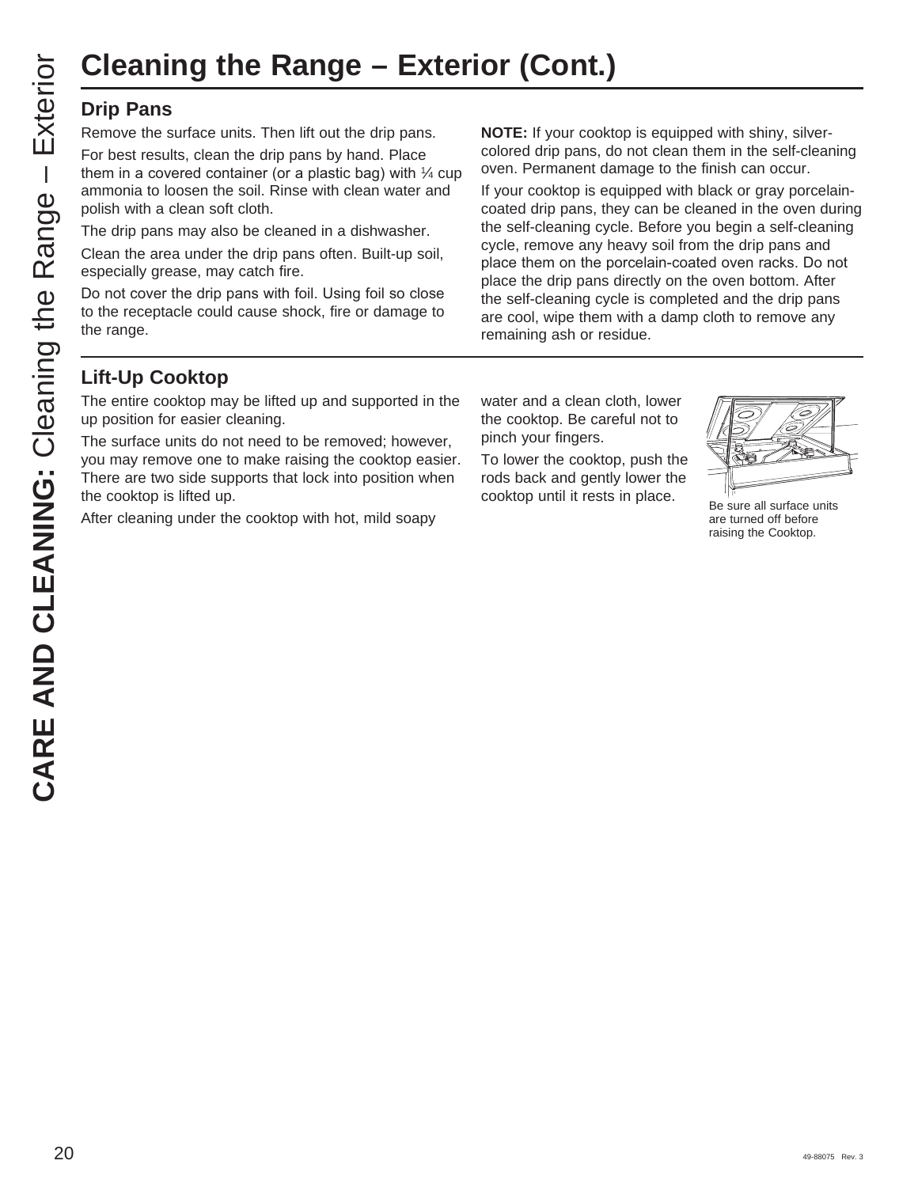# Cleaning the Range – Exterior (Cont.)

## Drip Pans

Remove the surface units. Then lift out the drip pans.

For best results, clean the drip pans by hand. Place them in a covered container (or a plastic bag) with ¼ cup ammonia to loosen the soil. Rinse with clean water and polish with a clean soft cloth.

The drip pans may also be cleaned in a dishwasher.

Clean the area under the drip pans often. Built-up soil, especially grease, may catch fire.

Do not cover the drip pans with foil. Using foil so close to the receptacle could cause shock, fire or damage to the range.

**NOTE:** If your cooktop is equipped with shiny, silver-colored drip pans, do not clean them in the self-cleaning oven. Permanent damage to the finish can occur.

If your cooktop is equipped with black or gray porcelain-coated drip pans, they can be cleaned in the oven during the self-cleaning cycle. Before you begin a self-cleaning cycle, remove any heavy soil from the drip pans and place them on the porcelain-coated oven racks. Do not place the drip pans directly on the oven bottom. After the self-cleaning cycle is completed and the drip pans are cool, wipe them with a damp cloth to remove any remaining ash or residue.

## Lift-Up Cooktop

The entire cooktop may be lifted up and supported in the up position for easier cleaning.

The surface units do not need to be removed; however, you may remove one to make raising the cooktop easier. There are two side supports that lock into position when the cooktop is lifted up.

After cleaning under the cooktop with hot, mild soapy water and a clean cloth, lower the cooktop. Be careful not to pinch your fingers.

To lower the cooktop, push the rods back and gently lower the cooktop until it rests in place.

Be sure all surface units are turned off before raising the Cooktop.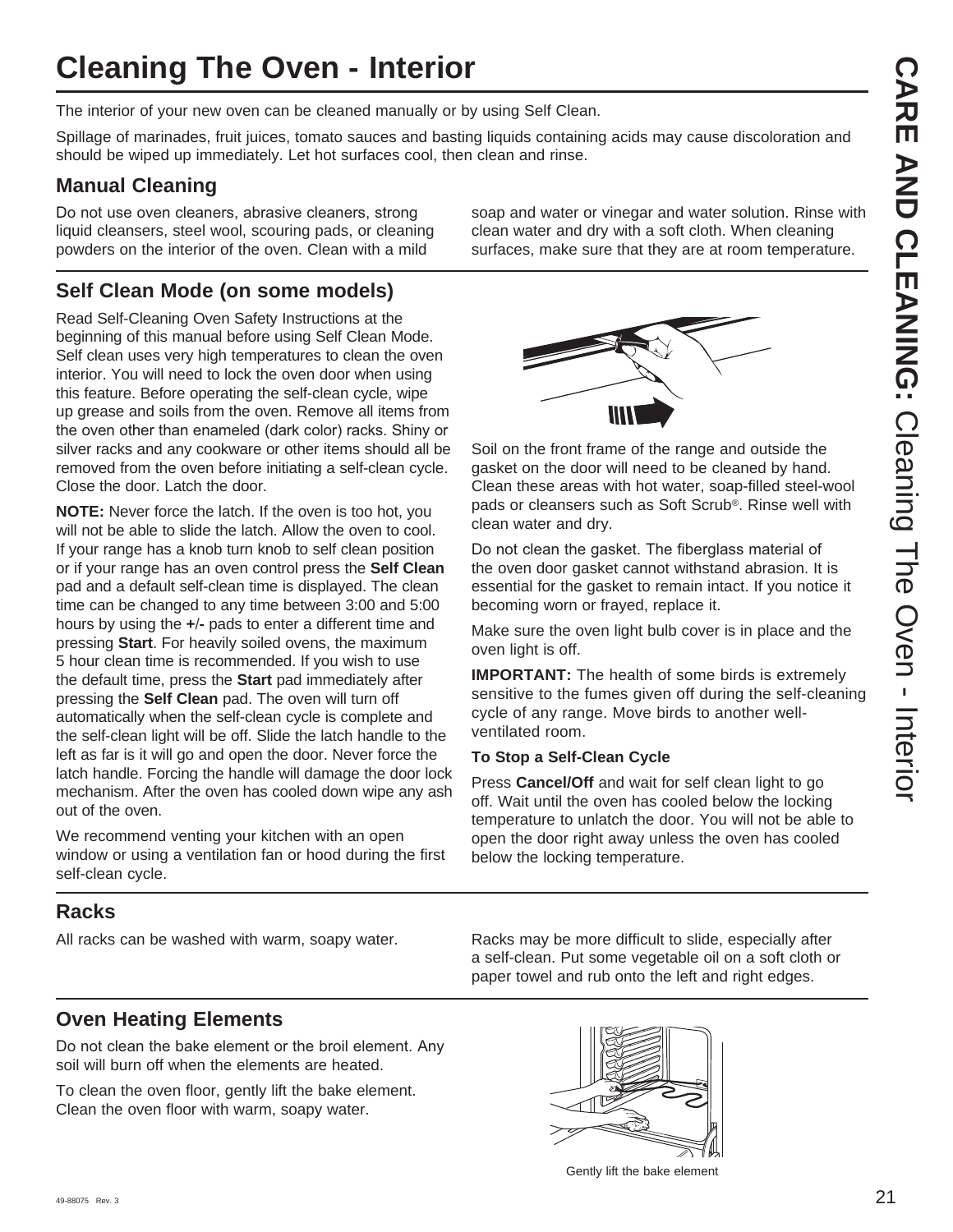# Cleaning The Oven - Interior

The interior of your new oven can be cleaned manually or by using Self Clean.

Spillage of marinades, fruit juices, tomato sauces and basting liquids containing acids may cause discoloration and should be wiped up immediately. Let hot surfaces cool, then clean and rinse.

## Manual Cleaning

Do not use oven cleaners, abrasive cleaners, strong liquid cleansers, steel wool, scouring pads, or cleaning powders on the interior of the oven. Clean with a mild soap and water or vinegar and water solution. Rinse with clean water and dry with a soft cloth. When cleaning surfaces, make sure that they are at room temperature.

## Self Clean Mode (on some models)

Read Self-Cleaning Oven Safety Instructions at the beginning of this manual before using Self Clean Mode. Self clean uses very high temperatures to clean the oven interior. You will need to lock the oven door when using this feature. Before operating the self-clean cycle, wipe up grease and soils from the oven. Remove all items from the oven other than enameled (dark color) racks. Shiny or silver racks and any cookware or other items should all be removed from the oven before initiating a self-clean cycle. Close the door. Latch the door.

**NOTE:** Never force the latch. If the oven is too hot, you will not be able to slide the latch. Allow the oven to cool. If your range has a knob turn knob to self clean position or if your range has an oven control press the **Self Clean** pad and a default self-clean time is displayed. The clean time can be changed to any time between 3:00 and 5:00 hours by using the **+/-** pads to enter a different time and pressing **Start**. For heavily soiled ovens, the maximum 5 hour clean time is recommended. If you wish to use the default time, press the **Start** pad immediately after pressing the **Self Clean** pad. The oven will turn off automatically when the self-clean cycle is complete and the self-clean light will be off. Slide the latch handle to the left as far is it will go and open the door. Never force the latch handle. Forcing the handle will damage the door lock mechanism. After the oven has cooled down wipe any ash out of the oven.

We recommend venting your kitchen with an open window or using a ventilation fan or hood during the first self-clean cycle.

Soil on the front frame of the range and outside the gasket on the door will need to be cleaned by hand. Clean these areas with hot water, soap-filled steel-wool pads or cleansers such as Soft Scrub®. Rinse well with clean water and dry.

Do not clean the gasket. The fiberglass material of the oven door gasket cannot withstand abrasion. It is essential for the gasket to remain intact. If you notice it becoming worn or frayed, replace it.

Make sure the oven light bulb cover is in place and the oven light is off.

**IMPORTANT:** The health of some birds is extremely sensitive to the fumes given off during the self-cleaning cycle of any range. Move birds to another well-ventilated room.

**To Stop a Self-Clean Cycle**

Press **Cancel/Off** and wait for self clean light to go off. Wait until the oven has cooled below the locking temperature to unlatch the door. You will not be able to open the door right away unless the oven has cooled below the locking temperature.

## Racks

All racks can be washed with warm, soapy water.

Racks may be more difficult to slide, especially after a self-clean. Put some vegetable oil on a soft cloth or paper towel and rub onto the left and right edges.

## Oven Heating Elements

Do not clean the bake element or the broil element. Any soil will burn off when the elements are heated.

To clean the oven floor, gently lift the bake element. Clean the oven floor with warm, soapy water.

Gently lift the bake element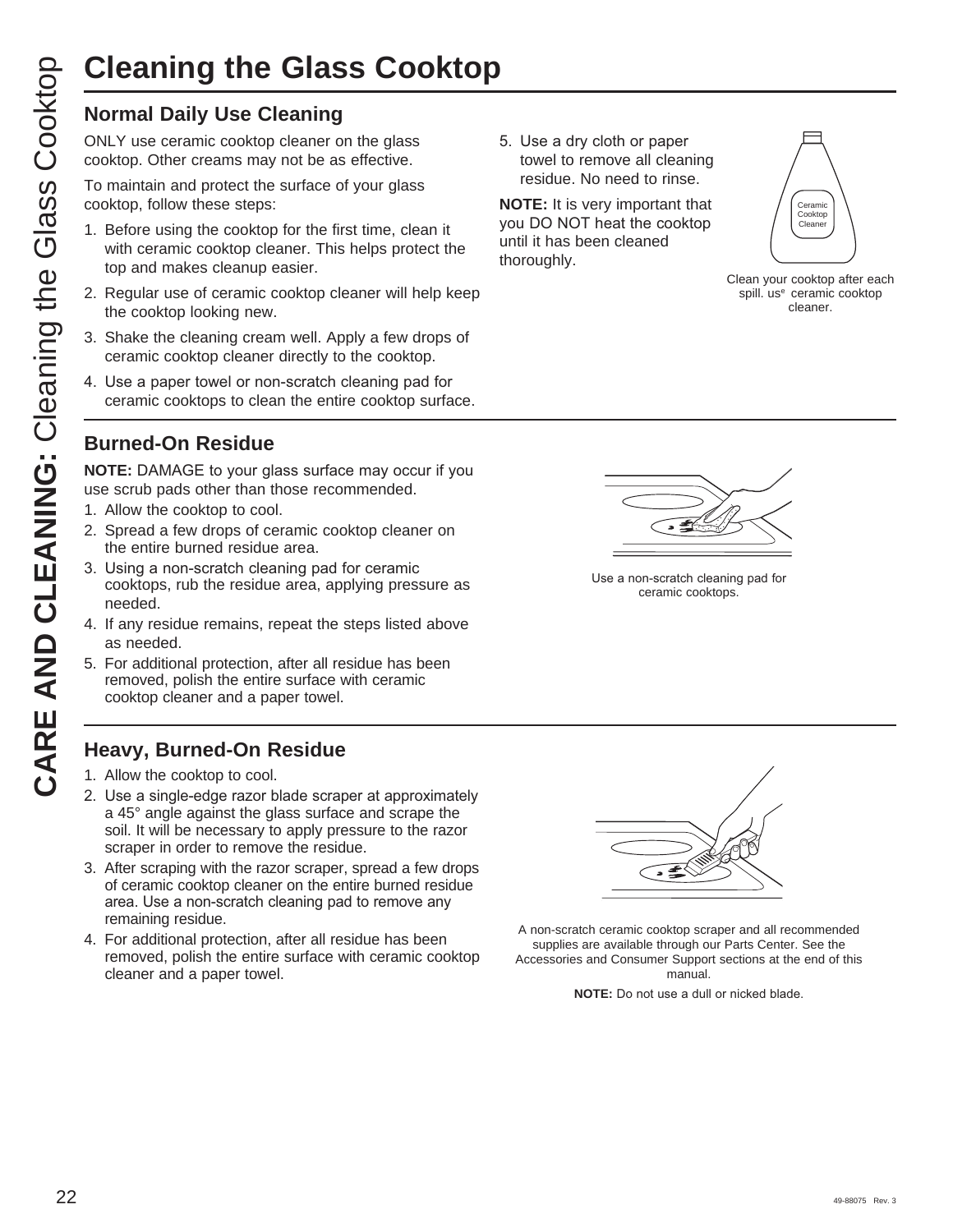# Cleaning the Glass Cooktop

## Normal Daily Use Cleaning

ONLY use ceramic cooktop cleaner on the glass cooktop. Other creams may not be as effective.

To maintain and protect the surface of your glass cooktop, follow these steps:

1. Before using the cooktop for the first time, clean it with ceramic cooktop cleaner. This helps protect the top and makes cleanup easier.
2. Regular use of ceramic cooktop cleaner will help keep the cooktop looking new.
3. Shake the cleaning cream well. Apply a few drops of ceramic cooktop cleaner directly to the cooktop.
4. Use a paper towel or non-scratch cleaning pad for ceramic cooktops to clean the entire cooktop surface.
5. Use a dry cloth or paper towel to remove all cleaning residue. No need to rinse.

**NOTE:** It is very important that you DO NOT heat the cooktop until it has been cleaned thoroughly.

Clean your cooktop after each spill. use ceramic cooktop cleaner.

## Burned-On Residue

**NOTE:** DAMAGE to your glass surface may occur if you use scrub pads other than those recommended.

1. Allow the cooktop to cool.
2. Spread a few drops of ceramic cooktop cleaner on the entire burned residue area.
3. Using a non-scratch cleaning pad for ceramic cooktops, rub the residue area, applying pressure as needed.
4. If any residue remains, repeat the steps listed above as needed.
5. For additional protection, after all residue has been removed, polish the entire surface with ceramic cooktop cleaner and a paper towel.

Use a non-scratch cleaning pad for ceramic cooktops.

## Heavy, Burned-On Residue

1. Allow the cooktop to cool.
2. Use a single-edge razor blade scraper at approximately a 45° angle against the glass surface and scrape the soil. It will be necessary to apply pressure to the razor scraper in order to remove the residue.
3. After scraping with the razor scraper, spread a few drops of ceramic cooktop cleaner on the entire burned residue area. Use a non-scratch cleaning pad to remove any remaining residue.
4. For additional protection, after all residue has been removed, polish the entire surface with ceramic cooktop cleaner and a paper towel.

A non-scratch ceramic cooktop scraper and all recommended supplies are available through our Parts Center. See the Accessories and Consumer Support sections at the end of this manual.

**NOTE:** Do not use a dull or nicked blade.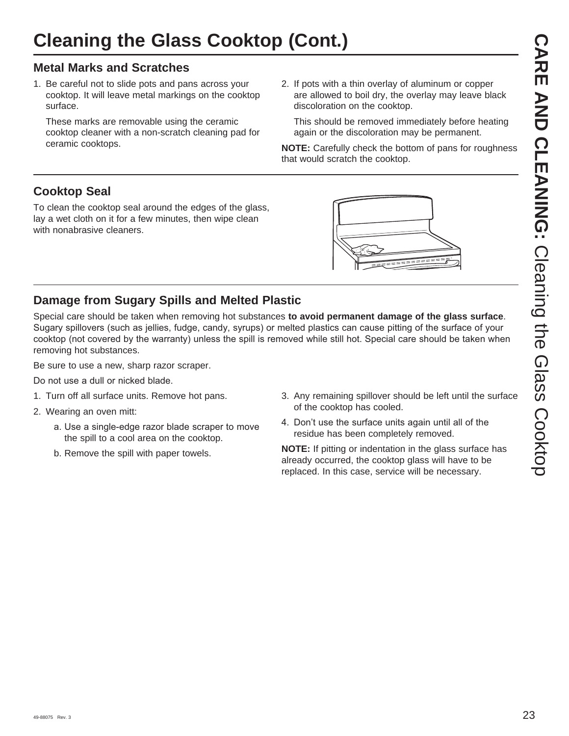# Cleaning the Glass Cooktop (Cont.)

## Metal Marks and Scratches

1. Be careful not to slide pots and pans across your cooktop. It will leave metal markings on the cooktop surface.

   These marks are removable using the ceramic cooktop cleaner with a non-scratch cleaning pad for ceramic cooktops.

2. If pots with a thin overlay of aluminum or copper are allowed to boil dry, the overlay may leave black discoloration on the cooktop.

   This should be removed immediately before heating again or the discoloration may be permanent.

**NOTE:** Carefully check the bottom of pans for roughness that would scratch the cooktop.

## Cooktop Seal

To clean the cooktop seal around the edges of the glass, lay a wet cloth on it for a few minutes, then wipe clean with nonabrasive cleaners.

## Damage from Sugary Spills and Melted Plastic

Special care should be taken when removing hot substances **to avoid permanent damage of the glass surface**. Sugary spillovers (such as jellies, fudge, candy, syrups) or melted plastics can cause pitting of the surface of your cooktop (not covered by the warranty) unless the spill is removed while still hot. Special care should be taken when removing hot substances.

Be sure to use a new, sharp razor scraper.

Do not use a dull or nicked blade.

1. Turn off all surface units. Remove hot pans.
2. Wearing an oven mitt:
   a. Use a single-edge razor blade scraper to move the spill to a cool area on the cooktop.
   b. Remove the spill with paper towels.
3. Any remaining spillover should be left until the surface of the cooktop has cooled.
4. Don't use the surface units again until all of the residue has been completely removed.

**NOTE:** If pitting or indentation in the glass surface has already occurred, the cooktop glass will have to be replaced. In this case, service will be necessary.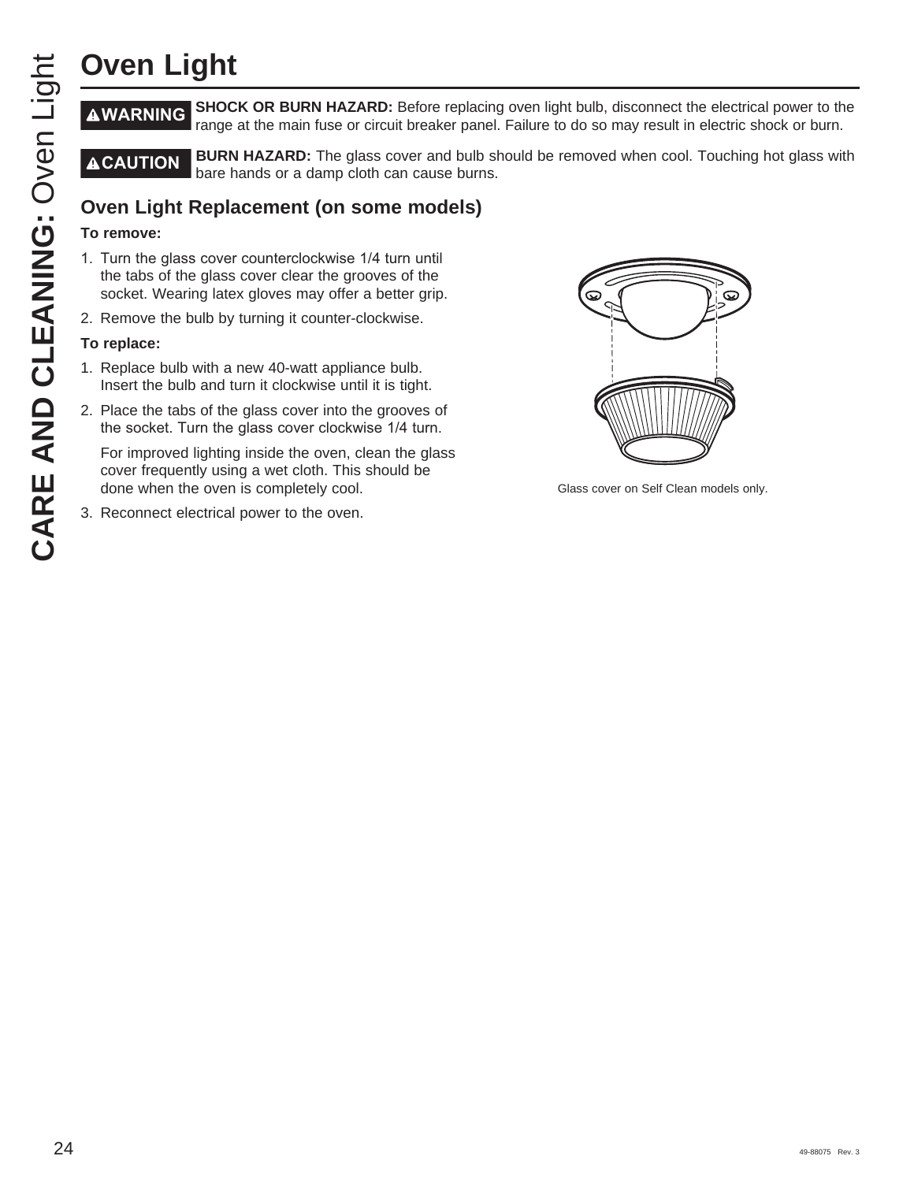# Oven Light

**⚠WARNING** **SHOCK OR BURN HAZARD:** Before replacing oven light bulb, disconnect the electrical power to the range at the main fuse or circuit breaker panel. Failure to do so may result in electric shock or burn.

**⚠CAUTION** **BURN HAZARD:** The glass cover and bulb should be removed when cool. Touching hot glass with bare hands or a damp cloth can cause burns.

## Oven Light Replacement (on some models)

**To remove:**

1. Turn the glass cover counterclockwise 1/4 turn until the tabs of the glass cover clear the grooves of the socket. Wearing latex gloves may offer a better grip.
2. Remove the bulb by turning it counter-clockwise.

**To replace:**

1. Replace bulb with a new 40-watt appliance bulb. Insert the bulb and turn it clockwise until it is tight.
2. Place the tabs of the glass cover into the grooves of the socket. Turn the glass cover clockwise 1/4 turn.

   For improved lighting inside the oven, clean the glass cover frequently using a wet cloth. This should be done when the oven is completely cool.

3. Reconnect electrical power to the oven.

Glass cover on Self Clean models only.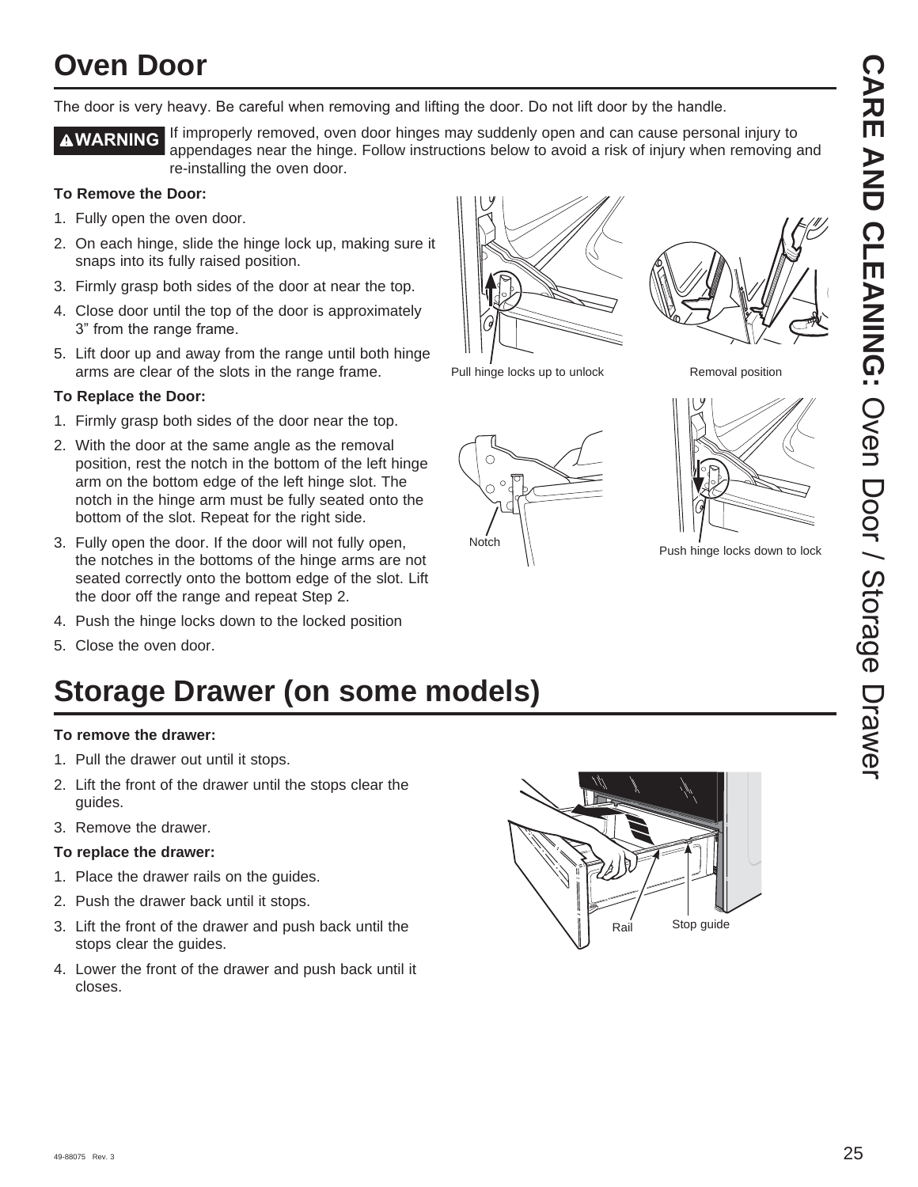# Oven Door

The door is very heavy. Be careful when removing and lifting the door. Do not lift door by the handle.

**⚠WARNING** If improperly removed, oven door hinges may suddenly open and can cause personal injury to appendages near the hinge. Follow instructions below to avoid a risk of injury when removing and re-installing the oven door.

**To Remove the Door:**

1. Fully open the oven door.
2. On each hinge, slide the hinge lock up, making sure it snaps into its fully raised position.
3. Firmly grasp both sides of the door at near the top.
4. Close door until the top of the door is approximately 3" from the range frame.
5. Lift door up and away from the range until both hinge arms are clear of the slots in the range frame.

Pull hinge locks up to unlock

Removal position

**To Replace the Door:**

1. Firmly grasp both sides of the door near the top.
2. With the door at the same angle as the removal position, rest the notch in the bottom of the left hinge arm on the bottom edge of the left hinge slot. The notch in the hinge arm must be fully seated onto the bottom of the slot. Repeat for the right side.
3. Fully open the door. If the door will not fully open, the notches in the bottoms of the hinge arms are not seated correctly onto the bottom edge of the slot. Lift the door off the range and repeat Step 2.
4. Push the hinge locks down to the locked position
5. Close the oven door.

Notch

Push hinge locks down to lock

# Storage Drawer (on some models)

**To remove the drawer:**

1. Pull the drawer out until it stops.
2. Lift the front of the drawer until the stops clear the guides.
3. Remove the drawer.

**To replace the drawer:**

1. Place the drawer rails on the guides.
2. Push the drawer back until it stops.
3. Lift the front of the drawer and push back until the stops clear the guides.
4. Lower the front of the drawer and push back until it closes.

Rail

Stop guide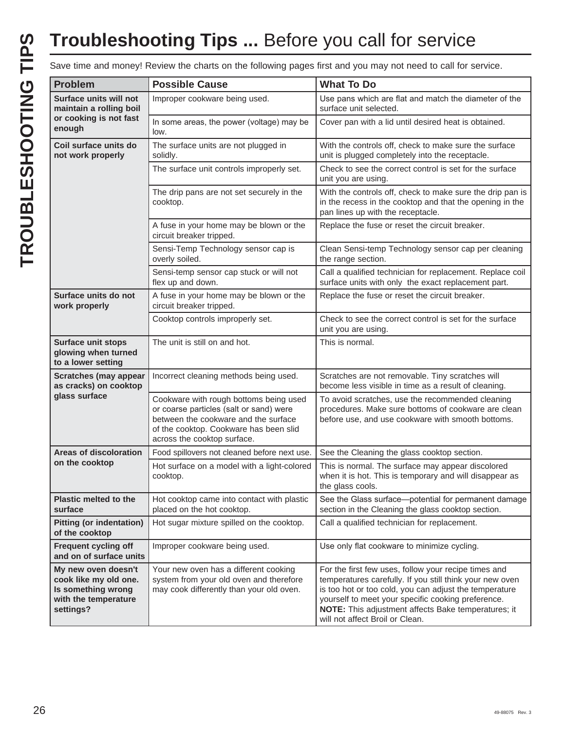# **Troubleshooting Tips ...** Before you call for service

Save time and money! Review the charts on the following pages first and you may not need to call for service.

| Problem | Possible Cause | What To Do |
|---|---|---|
| **Surface units will not maintain a rolling boil or cooking is not fast enough** | Improper cookware being used. | Use pans which are flat and match the diameter of the surface unit selected. |
| | In some areas, the power (voltage) may be low. | Cover pan with a lid until desired heat is obtained. |
| **Coil surface units do not work properly** | The surface units are not plugged in solidly. | With the controls off, check to make sure the surface unit is plugged completely into the receptacle. |
| | The surface unit controls improperly set. | Check to see the correct control is set for the surface unit you are using. |
| | The drip pans are not set securely in the cooktop. | With the controls off, check to make sure the drip pan is in the recess in the cooktop and that the opening in the pan lines up with the receptacle. |
| | A fuse in your home may be blown or the circuit breaker tripped. | Replace the fuse or reset the circuit breaker. |
| | Sensi-Temp Technology sensor cap is overly soiled. | Clean Sensi-temp Technology sensor cap per cleaning the range section. |
| | Sensi-temp sensor cap stuck or will not flex up and down. | Call a qualified technician for replacement. Replace coil surface units with only the exact replacement part. |
| **Surface units do not work properly** | A fuse in your home may be blown or the circuit breaker tripped. | Replace the fuse or reset the circuit breaker. |
| | Cooktop controls improperly set. | Check to see the correct control is set for the surface unit you are using. |
| **Surface unit stops glowing when turned to a lower setting** | The unit is still on and hot. | This is normal. |
| **Scratches (may appear as cracks) on cooktop glass surface** | Incorrect cleaning methods being used. | Scratches are not removable. Tiny scratches will become less visible in time as a result of cleaning. |
| | Cookware with rough bottoms being used or coarse particles (salt or sand) were between the cookware and the surface of the cooktop. Cookware has been slid across the cooktop surface. | To avoid scratches, use the recommended cleaning procedures. Make sure bottoms of cookware are clean before use, and use cookware with smooth bottoms. |
| **Areas of discoloration on the cooktop** | Food spillovers not cleaned before next use. | See the Cleaning the glass cooktop section. |
| | Hot surface on a model with a light-colored cooktop. | This is normal. The surface may appear discolored when it is hot. This is temporary and will disappear as the glass cools. |
| **Plastic melted to the surface** | Hot cooktop came into contact with plastic placed on the hot cooktop. | See the Glass surface—potential for permanent damage section in the Cleaning the glass cooktop section. |
| **Pitting (or indentation) of the cooktop** | Hot sugar mixture spilled on the cooktop. | Call a qualified technician for replacement. |
| **Frequent cycling off and on of surface units** | Improper cookware being used. | Use only flat cookware to minimize cycling. |
| **My new oven doesn't cook like my old one. Is something wrong with the temperature settings?** | Your new oven has a different cooking system from your old oven and therefore may cook differently than your old oven. | For the first few uses, follow your recipe times and temperatures carefully. If you still think your new oven is too hot or too cold, you can adjust the temperature yourself to meet your specific cooking preference. **NOTE:** This adjustment affects Bake temperatures; it will not affect Broil or Clean. |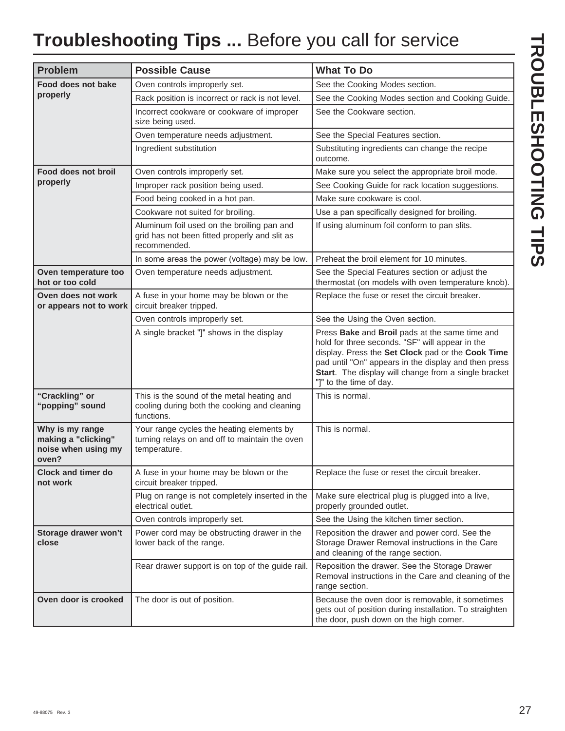# Troubleshooting Tips ... Before you call for service

| Problem | Possible Cause | What To Do |
|---|---|---|
| **Food does not bake properly** | Oven controls improperly set. | See the Cooking Modes section. |
| | Rack position is incorrect or rack is not level. | See the Cooking Modes section and Cooking Guide. |
| | Incorrect cookware or cookware of improper size being used. | See the Cookware section. |
| | Oven temperature needs adjustment. | See the Special Features section. |
| | Ingredient substitution | Substituting ingredients can change the recipe outcome. |
| **Food does not broil properly** | Oven controls improperly set. | Make sure you select the appropriate broil mode. |
| | Improper rack position being used. | See Cooking Guide for rack location suggestions. |
| | Food being cooked in a hot pan. | Make sure cookware is cool. |
| | Cookware not suited for broiling. | Use a pan specifically designed for broiling. |
| | Aluminum foil used on the broiling pan and grid has not been fitted properly and slit as recommended. | If using aluminum foil conform to pan slits. |
| | In some areas the power (voltage) may be low. | Preheat the broil element for 10 minutes. |
| **Oven temperature too hot or too cold** | Oven temperature needs adjustment. | See the Special Features section or adjust the thermostat (on models with oven temperature knob). |
| **Oven does not work or appears not to work** | A fuse in your home may be blown or the circuit breaker tripped. | Replace the fuse or reset the circuit breaker. |
| | Oven controls improperly set. | See the Using the Oven section. |
| | A single bracket "]" shows in the display | Press **Bake** and **Broil** pads at the same time and hold for three seconds. "SF" will appear in the display. Press the **Set Clock** pad or the **Cook Time** pad until "On" appears in the display and then press **Start**. The display will change from a single bracket "]" to the time of day. |
| **"Crackling" or "popping" sound** | This is the sound of the metal heating and cooling during both the cooking and cleaning functions. | This is normal. |
| **Why is my range making a "clicking" noise when using my oven?** | Your range cycles the heating elements by turning relays on and off to maintain the oven temperature. | This is normal. |
| **Clock and timer do not work** | A fuse in your home may be blown or the circuit breaker tripped. | Replace the fuse or reset the circuit breaker. |
| | Plug on range is not completely inserted in the electrical outlet. | Make sure electrical plug is plugged into a live, properly grounded outlet. |
| | Oven controls improperly set. | See the Using the kitchen timer section. |
| **Storage drawer won't close** | Power cord may be obstructing drawer in the lower back of the range. | Reposition the drawer and power cord. See the Storage Drawer Removal instructions in the Care and cleaning of the range section. |
| | Rear drawer support is on top of the guide rail. | Reposition the drawer. See the Storage Drawer Removal instructions in the Care and cleaning of the range section. |
| **Oven door is crooked** | The door is out of position. | Because the oven door is removable, it sometimes gets out of position during installation. To straighten the door, push down on the high corner. |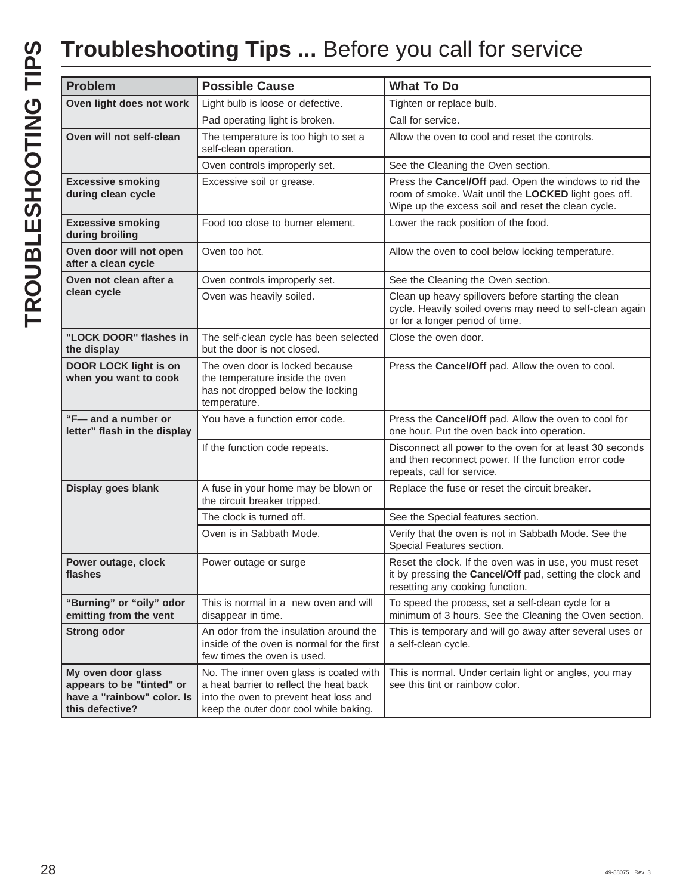# Troubleshooting Tips ... Before you call for service

| Problem | Possible Cause | What To Do |
|---|---|---|
| **Oven light does not work** | Light bulb is loose or defective. | Tighten or replace bulb. |
| | Pad operating light is broken. | Call for service. |
| **Oven will not self-clean** | The temperature is too high to set a self-clean operation. | Allow the oven to cool and reset the controls. |
| | Oven controls improperly set. | See the Cleaning the Oven section. |
| **Excessive smoking during clean cycle** | Excessive soil or grease. | Press the **Cancel/Off** pad. Open the windows to rid the room of smoke. Wait until the **LOCKED** light goes off. Wipe up the excess soil and reset the clean cycle. |
| **Excessive smoking during broiling** | Food too close to burner element. | Lower the rack position of the food. |
| **Oven door will not open after a clean cycle** | Oven too hot. | Allow the oven to cool below locking temperature. |
| **Oven not clean after a clean cycle** | Oven controls improperly set. | See the Cleaning the Oven section. |
| | Oven was heavily soiled. | Clean up heavy spillovers before starting the clean cycle. Heavily soiled ovens may need to self-clean again or for a longer period of time. |
| **"LOCK DOOR" flashes in the display** | The self-clean cycle has been selected but the door is not closed. | Close the oven door. |
| **DOOR LOCK light is on when you want to cook** | The oven door is locked because the temperature inside the oven has not dropped below the locking temperature. | Press the **Cancel/Off** pad. Allow the oven to cool. |
| **"F— and a number or letter" flash in the display** | You have a function error code. | Press the **Cancel/Off** pad. Allow the oven to cool for one hour. Put the oven back into operation. |
| | If the function code repeats. | Disconnect all power to the oven for at least 30 seconds and then reconnect power. If the function error code repeats, call for service. |
| **Display goes blank** | A fuse in your home may be blown or the circuit breaker tripped. | Replace the fuse or reset the circuit breaker. |
| | The clock is turned off. | See the Special features section. |
| | Oven is in Sabbath Mode. | Verify that the oven is not in Sabbath Mode. See the Special Features section. |
| **Power outage, clock flashes** | Power outage or surge | Reset the clock. If the oven was in use, you must reset it by pressing the **Cancel/Off** pad, setting the clock and resetting any cooking function. |
| **"Burning" or "oily" odor emitting from the vent** | This is normal in a new oven and will disappear in time. | To speed the process, set a self-clean cycle for a minimum of 3 hours. See the Cleaning the Oven section. |
| **Strong odor** | An odor from the insulation around the inside of the oven is normal for the first few times the oven is used. | This is temporary and will go away after several uses or a self-clean cycle. |
| **My oven door glass appears to be "tinted" or have a "rainbow" color. Is this defective?** | No. The inner oven glass is coated with a heat barrier to reflect the heat back into the oven to prevent heat loss and keep the outer door cool while baking. | This is normal. Under certain light or angles, you may see this tint or rainbow color. |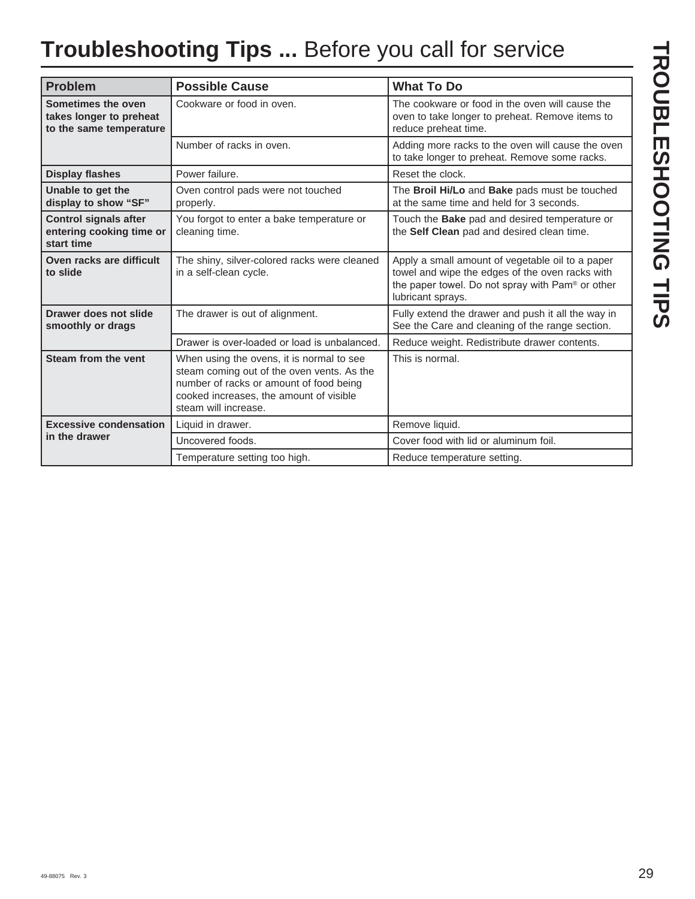# **Troubleshooting Tips ...** Before you call for service

| Problem | Possible Cause | What To Do |
| --- | --- | --- |
| **Sometimes the oven takes longer to preheat to the same temperature** | Cookware or food in oven. | The cookware or food in the oven will cause the oven to take longer to preheat. Remove items to reduce preheat time. |
| | Number of racks in oven. | Adding more racks to the oven will cause the oven to take longer to preheat. Remove some racks. |
| **Display flashes** | Power failure. | Reset the clock. |
| **Unable to get the display to show "SF"** | Oven control pads were not touched properly. | The **Broil Hi/Lo** and **Bake** pads must be touched at the same time and held for 3 seconds. |
| **Control signals after entering cooking time or start time** | You forgot to enter a bake temperature or cleaning time. | Touch the **Bake** pad and desired temperature or the **Self Clean** pad and desired clean time. |
| **Oven racks are difficult to slide** | The shiny, silver-colored racks were cleaned in a self-clean cycle. | Apply a small amount of vegetable oil to a paper towel and wipe the edges of the oven racks with the paper towel. Do not spray with Pam® or other lubricant sprays. |
| **Drawer does not slide smoothly or drags** | The drawer is out of alignment. | Fully extend the drawer and push it all the way in See the Care and cleaning of the range section. |
| | Drawer is over-loaded or load is unbalanced. | Reduce weight. Redistribute drawer contents. |
| **Steam from the vent** | When using the ovens, it is normal to see steam coming out of the oven vents. As the number of racks or amount of food being cooked increases, the amount of visible steam will increase. | This is normal. |
| **Excessive condensation in the drawer** | Liquid in drawer. | Remove liquid. |
| | Uncovered foods. | Cover food with lid or aluminum foil. |
| | Temperature setting too high. | Reduce temperature setting. |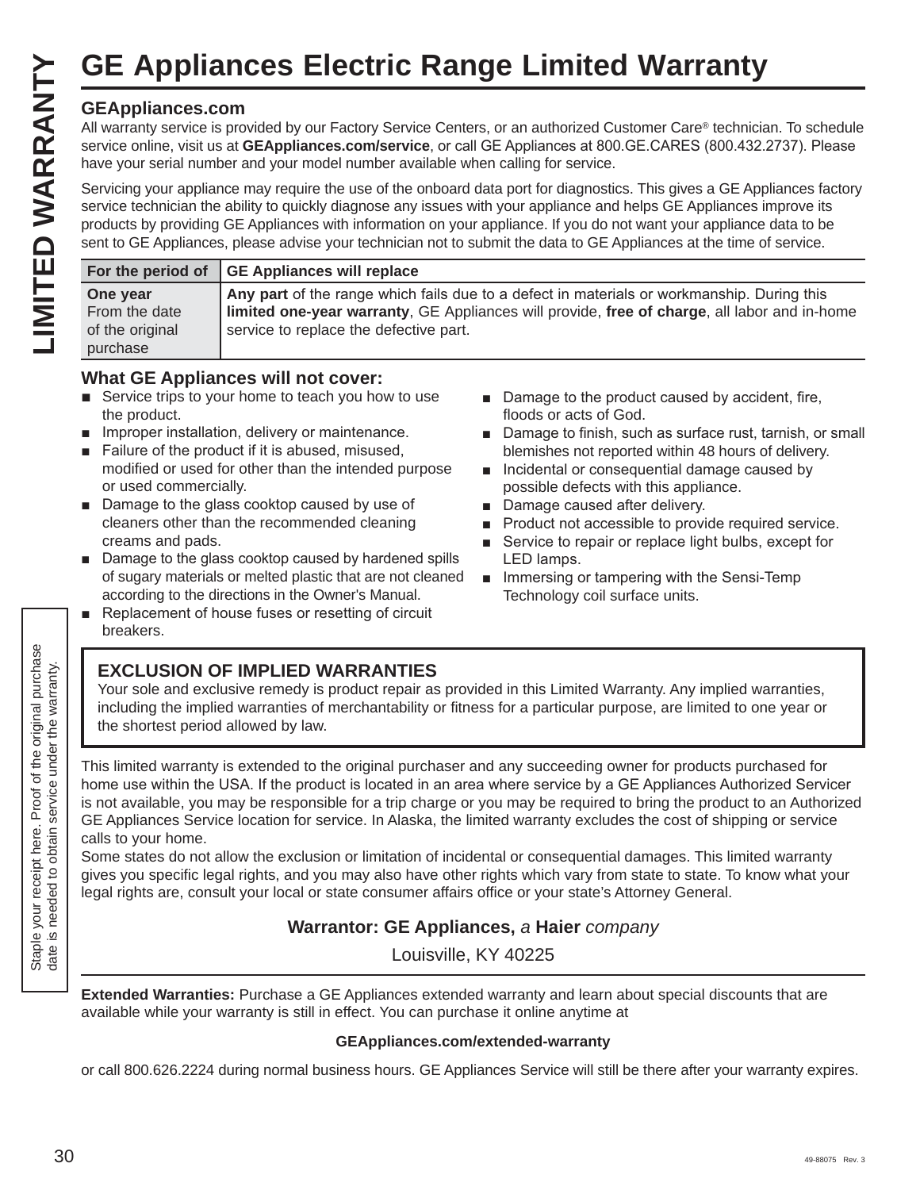# GE Appliances Electric Range Limited Warranty

**LIMITED WARRANTY**

### GEAppliances.com

All warranty service is provided by our Factory Service Centers, or an authorized Customer Care® technician. To schedule service online, visit us at **GEAppliances.com/service**, or call GE Appliances at 800.GE.CARES (800.432.2737). Please have your serial number and your model number available when calling for service.

Servicing your appliance may require the use of the onboard data port for diagnostics. This gives a GE Appliances factory service technician the ability to quickly diagnose any issues with your appliance and helps GE Appliances improve its products by providing GE Appliances with information on your appliance. If you do not want your appliance data to be sent to GE Appliances, please advise your technician not to submit the data to GE Appliances at the time of service.

| For the period of | GE Appliances will replace |
|---|---|
| **One year** From the date of the original purchase | **Any part** of the range which fails due to a defect in materials or workmanship. During this **limited one-year warranty**, GE Appliances will provide, **free of charge**, all labor and in-home service to replace the defective part. |

### What GE Appliances will not cover:

- Service trips to your home to teach you how to use the product.
- Improper installation, delivery or maintenance.
- Failure of the product if it is abused, misused, modified or used for other than the intended purpose or used commercially.
- Damage to the glass cooktop caused by use of cleaners other than the recommended cleaning creams and pads.
- Damage to the glass cooktop caused by hardened spills of sugary materials or melted plastic that are not cleaned according to the directions in the Owner's Manual.
- Replacement of house fuses or resetting of circuit breakers.
- Damage to the product caused by accident, fire, floods or acts of God.
- Damage to finish, such as surface rust, tarnish, or small blemishes not reported within 48 hours of delivery.
- Incidental or consequential damage caused by possible defects with this appliance.
- Damage caused after delivery.
- Product not accessible to provide required service.
- Service to repair or replace light bulbs, except for LED lamps.
- Immersing or tampering with the Sensi-Temp Technology coil surface units.

Staple your receipt here. Proof of the original purchase date is needed to obtain service under the warranty.

### EXCLUSION OF IMPLIED WARRANTIES

Your sole and exclusive remedy is product repair as provided in this Limited Warranty. Any implied warranties, including the implied warranties of merchantability or fitness for a particular purpose, are limited to one year or the shortest period allowed by law.

This limited warranty is extended to the original purchaser and any succeeding owner for products purchased for home use within the USA. If the product is located in an area where service by a GE Appliances Authorized Servicer is not available, you may be responsible for a trip charge or you may be required to bring the product to an Authorized GE Appliances Service location for service. In Alaska, the limited warranty excludes the cost of shipping or service calls to your home.

Some states do not allow the exclusion or limitation of incidental or consequential damages. This limited warranty gives you specific legal rights, and you may also have other rights which vary from state to state. To know what your legal rights are, consult your local or state consumer affairs office or your state's Attorney General.

**Warrantor: GE Appliances,** *a* **Haier** *company*

Louisville, KY 40225

**Extended Warranties:** Purchase a GE Appliances extended warranty and learn about special discounts that are available while your warranty is still in effect. You can purchase it online anytime at

**GEAppliances.com/extended-warranty**

or call 800.626.2224 during normal business hours. GE Appliances Service will still be there after your warranty expires.

49-88075 Rev. 3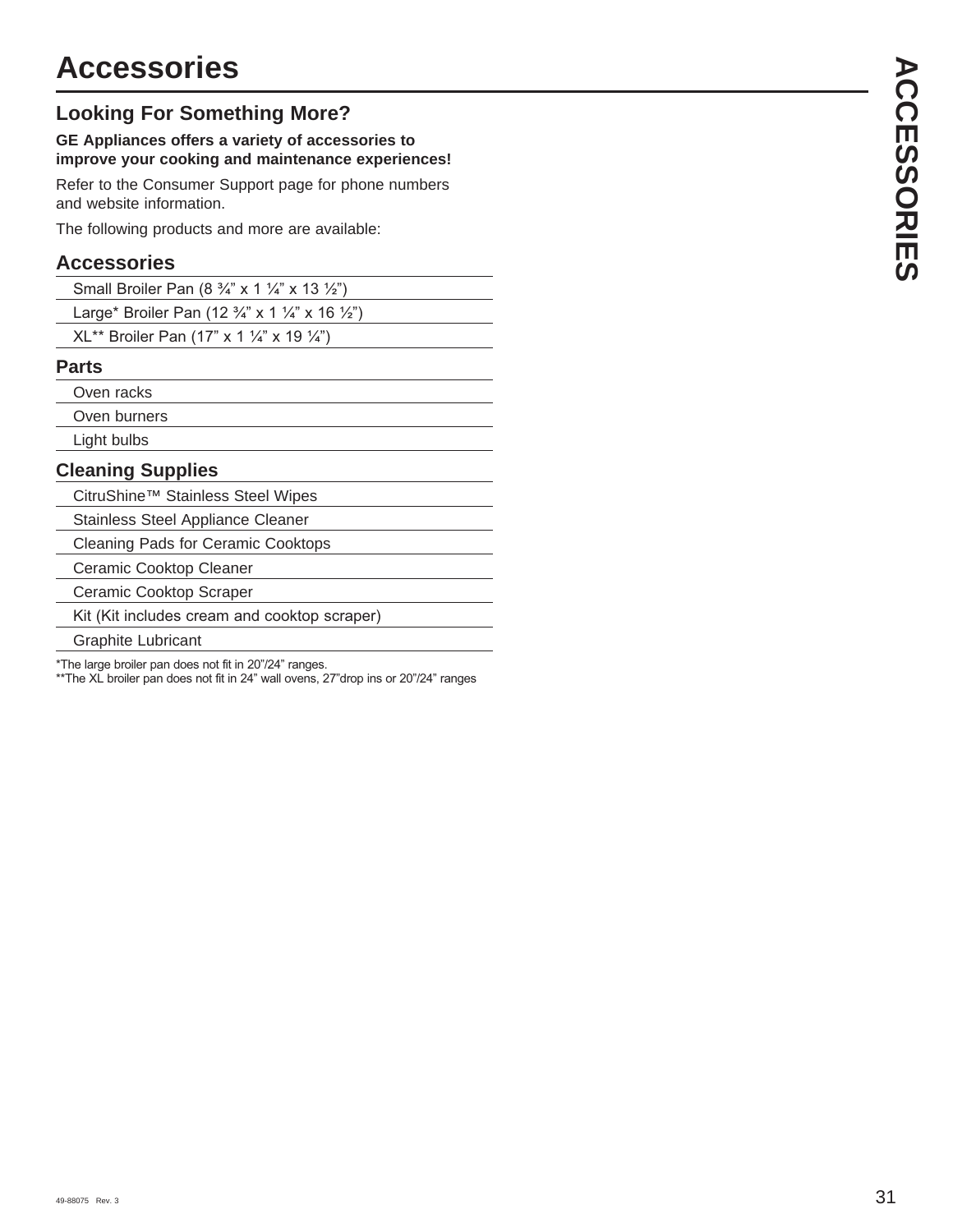# Accessories

## Looking For Something More?

**GE Appliances offers a variety of accessories to improve your cooking and maintenance experiences!**

Refer to the Consumer Support page for phone numbers and website information.

The following products and more are available:

### Accessories

- Small Broiler Pan (8 ¾" x 1 ¼" x 13 ½")
- Large* Broiler Pan (12 ¾" x 1 ¼" x 16 ½")
- XL** Broiler Pan (17" x 1 ¼" x 19 ¼")

### Parts

- Oven racks
- Oven burners
- Light bulbs

### Cleaning Supplies

- CitruShine™ Stainless Steel Wipes
- Stainless Steel Appliance Cleaner
- Cleaning Pads for Ceramic Cooktops
- Ceramic Cooktop Cleaner
- Ceramic Cooktop Scraper
- Kit (Kit includes cream and cooktop scraper)
- Graphite Lubricant

*The large broiler pan does not fit in 20"/24" ranges.
**The XL broiler pan does not fit in 24" wall ovens, 27"drop ins or 20"/24" ranges

49-88075 Rev. 3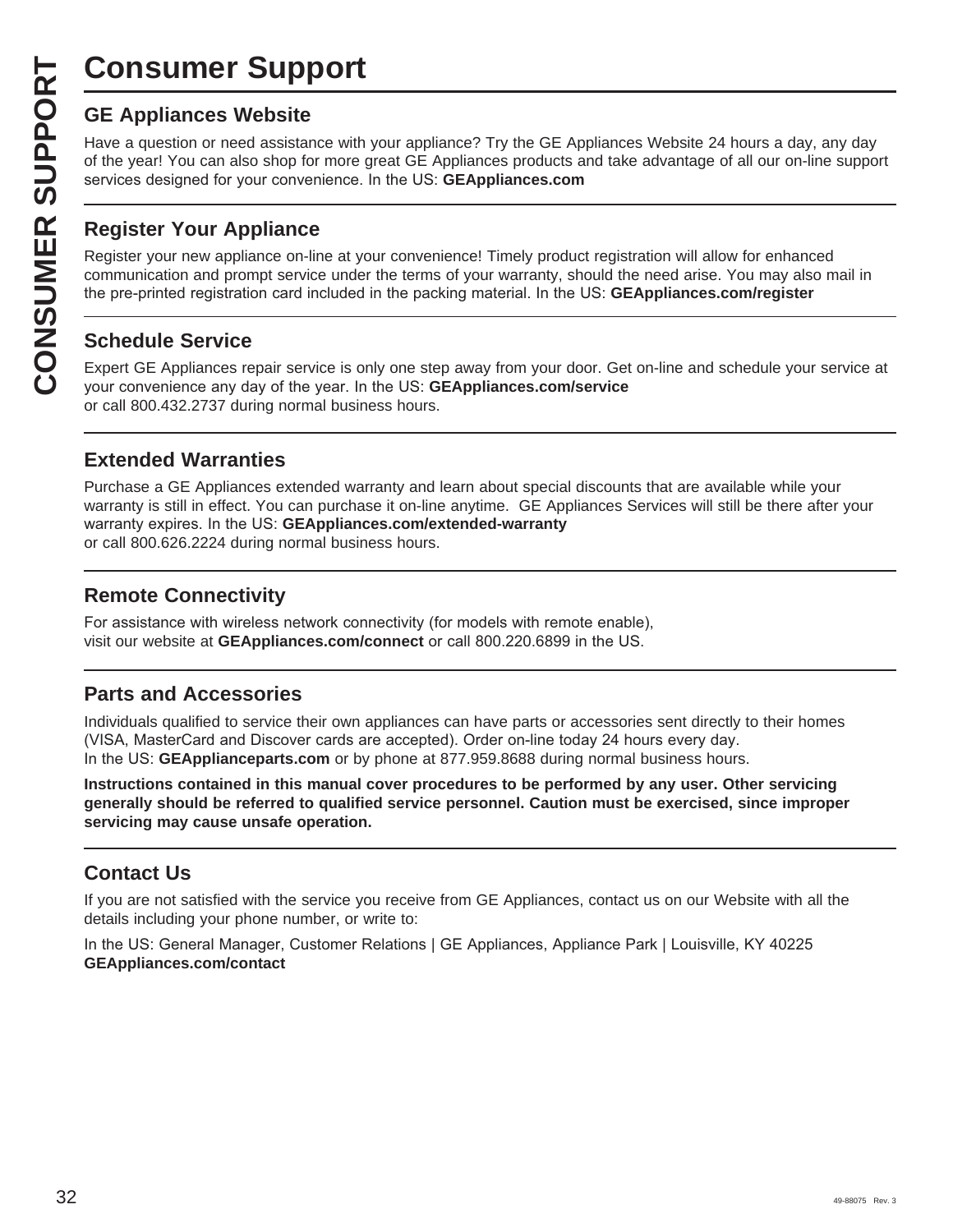# Consumer Support

## GE Appliances Website

Have a question or need assistance with your appliance? Try the GE Appliances Website 24 hours a day, any day of the year! You can also shop for more great GE Appliances products and take advantage of all our on-line support services designed for your convenience. In the US: **GEAppliances.com**

## Register Your Appliance

Register your new appliance on-line at your convenience! Timely product registration will allow for enhanced communication and prompt service under the terms of your warranty, should the need arise. You may also mail in the pre-printed registration card included in the packing material. In the US: **GEAppliances.com/register**

## Schedule Service

Expert GE Appliances repair service is only one step away from your door. Get on-line and schedule your service at your convenience any day of the year. In the US: **GEAppliances.com/service**
or call 800.432.2737 during normal business hours.

## Extended Warranties

Purchase a GE Appliances extended warranty and learn about special discounts that are available while your warranty is still in effect. You can purchase it on-line anytime. GE Appliances Services will still be there after your warranty expires. In the US: **GEAppliances.com/extended-warranty**
or call 800.626.2224 during normal business hours.

## Remote Connectivity

For assistance with wireless network connectivity (for models with remote enable),
visit our website at **GEAppliances.com/connect** or call 800.220.6899 in the US.

## Parts and Accessories

Individuals qualified to service their own appliances can have parts or accessories sent directly to their homes (VISA, MasterCard and Discover cards are accepted). Order on-line today 24 hours every day.
In the US: **GEApplianceparts.com** or by phone at 877.959.8688 during normal business hours.

**Instructions contained in this manual cover procedures to be performed by any user. Other servicing generally should be referred to qualified service personnel. Caution must be exercised, since improper servicing may cause unsafe operation.**

## Contact Us

If you are not satisfied with the service you receive from GE Appliances, contact us on our Website with all the details including your phone number, or write to:

In the US: General Manager, Customer Relations | GE Appliances, Appliance Park | Louisville, KY 40225
**GEAppliances.com/contact**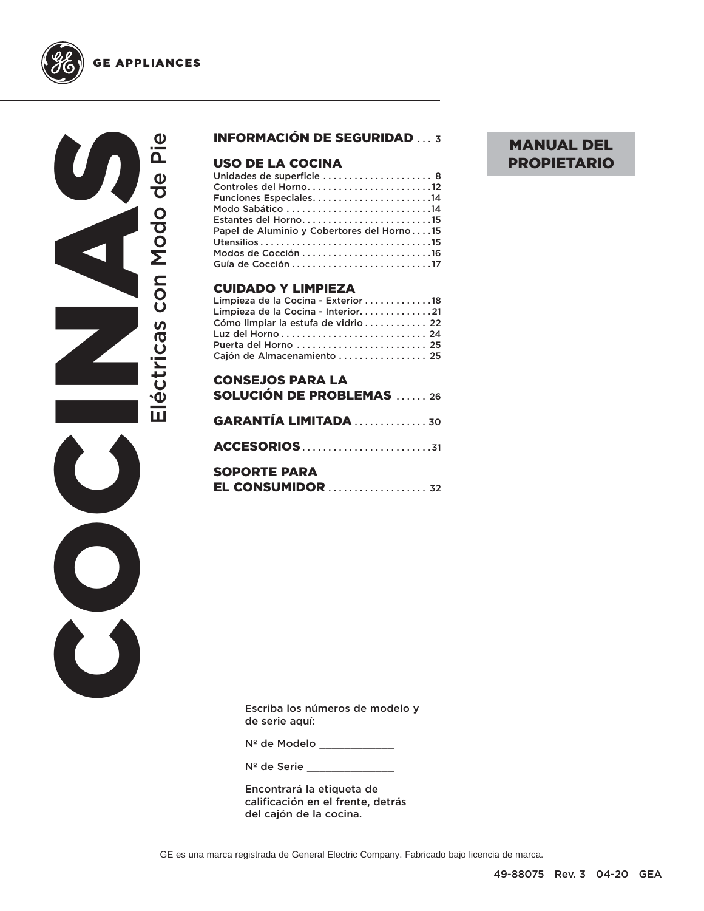GE APPLIANCES

# COCINAS

## Eléctricas con Modo de Pie

**MANUAL DEL PROPIETARIO**

**INFORMACIÓN DE SEGURIDAD** . . . 3

**USO DE LA COCINA**

Unidades de superficie . . . . . . . . . . . . . . . . . . . . . 8
Controles del Horno. . . . . . . . . . . . . . . . . . . . . . . .12
Funciones Especiales. . . . . . . . . . . . . . . . . . . . . . .14
Modo Sabático . . . . . . . . . . . . . . . . . . . . . . . . . . .14
Estantes del Horno. . . . . . . . . . . . . . . . . . . . . . . . .15
Papel de Aluminio y Cobertores del Horno . . . .15
Utensilios . . . . . . . . . . . . . . . . . . . . . . . . . . . . . . . .15
Modos de Cocción . . . . . . . . . . . . . . . . . . . . . . . . .16
Guía de Cocción . . . . . . . . . . . . . . . . . . . . . . . . . . .17

**CUIDADO Y LIMPIEZA**

Limpieza de la Cocina - Exterior . . . . . . . . . . . . .18
Limpieza de la Cocina - Interior. . . . . . . . . . . . . .21
Cómo limpiar la estufa de vidrio . . . . . . . . . . . . 22
Luz del Horno . . . . . . . . . . . . . . . . . . . . . . . . . . . 24
Puerta del Horno . . . . . . . . . . . . . . . . . . . . . . . . . 25
Cajón de Almacenamiento . . . . . . . . . . . . . . . . . 25

**CONSEJOS PARA LA SOLUCIÓN DE PROBLEMAS** . . . . . . 26

**GARANTÍA LIMITADA** . . . . . . . . . . . . . . 30

**ACCESORIOS** . . . . . . . . . . . . . . . . . . . . . . . . .31

**SOPORTE PARA EL CONSUMIDOR** . . . . . . . . . . . . . . . . . . . 32

Escriba los números de modelo y de serie aquí:

Nº de Modelo ____________

Nº de Serie ______________

Encontrará la etiqueta de calificación en el frente, detrás del cajón de la cocina.

GE es una marca registrada de General Electric Company. Fabricado bajo licencia de marca.

49-88075 Rev. 3 04-20 GEA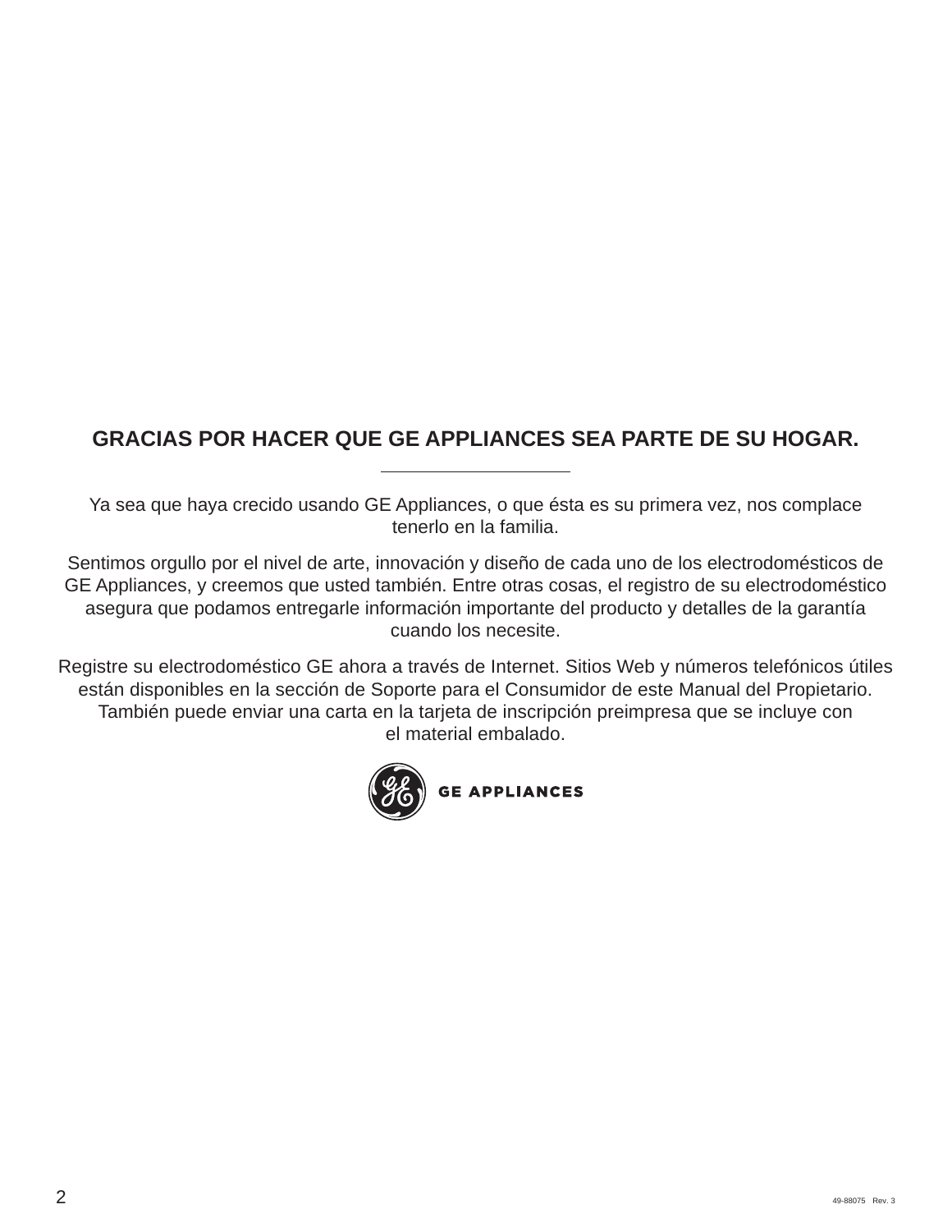## GRACIAS POR HACER QUE GE APPLIANCES SEA PARTE DE SU HOGAR.

---

Ya sea que haya crecido usando GE Appliances, o que ésta es su primera vez, nos complace tenerlo en la familia.

Sentimos orgullo por el nivel de arte, innovación y diseño de cada uno de los electrodomésticos de GE Appliances, y creemos que usted también. Entre otras cosas, el registro de su electrodoméstico asegura que podamos entregarle información importante del producto y detalles de la garantía cuando los necesite.

Registre su electrodoméstico GE ahora a través de Internet. Sitios Web y números telefónicos útiles están disponibles en la sección de Soporte para el Consumidor de este Manual del Propietario. También puede enviar una carta en la tarjeta de inscripción preimpresa que se incluye con el material embalado.

GE APPLIANCES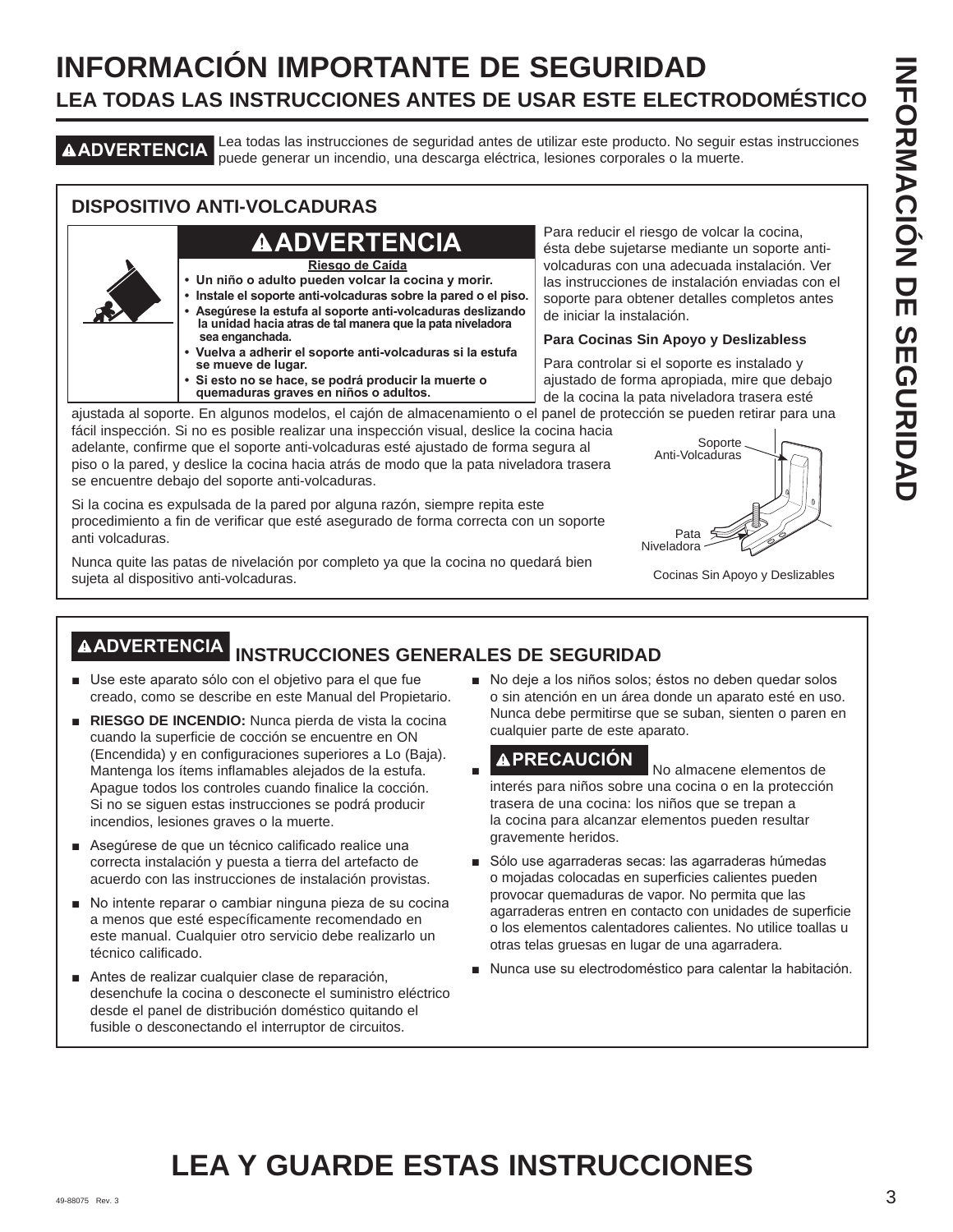# INFORMACIÓN IMPORTANTE DE SEGURIDAD

## LEA TODAS LAS INSTRUCCIONES ANTES DE USAR ESTE ELECTRODOMÉSTICO

**⚠ADVERTENCIA** Lea todas las instrucciones de seguridad antes de utilizar este producto. No seguir estas instrucciones puede generar un incendio, una descarga eléctrica, lesiones corporales o la muerte.

### DISPOSITIVO ANTI-VOLCADURAS

**⚠ADVERTENCIA**

**Riesgo de Caída**

- **Un niño o adulto pueden volcar la cocina y morir.**
- **Instale el soporte anti-volcaduras sobre la pared o el piso.**
- **Asegúrese la estufa al soporte anti-volcaduras deslizando la unidad hacia atras de tal manera que la pata niveladora sea enganchada.**
- **Vuelva a adherir el soporte anti-volcaduras si la estufa se mueve de lugar.**
- **Si esto no se hace, se podrá producir la muerte o quemaduras graves en niños o adultos.**

Para reducir el riesgo de volcar la cocina, ésta debe sujetarse mediante un soporte anti-volcaduras con una adecuada instalación. Ver las instrucciones de instalación enviadas con el soporte para obtener detalles completos antes de iniciar la instalación.

**Para Cocinas Sin Apoyo y Deslizabless**

Para controlar si el soporte es instalado y ajustado de forma apropiada, mire que debajo de la cocina la pata niveladora trasera esté ajustada al soporte. En algunos modelos, el cajón de almacenamiento o el panel de protección se pueden retirar para una fácil inspección. Si no es posible realizar una inspección visual, deslice la cocina hacia adelante, confirme que el soporte anti-volcaduras esté ajustado de forma segura al piso o la pared, y deslice la cocina hacia atrás de modo que la pata niveladora trasera se encuentre debajo del soporte anti-volcaduras.

Si la cocina es expulsada de la pared por alguna razón, siempre repita este procedimiento a fin de verificar que esté asegurado de forma correcta con un soporte anti volcaduras.

Nunca quite las patas de nivelación por completo ya que la cocina no quedará bien sujeta al dispositivo anti-volcaduras.

Soporte Anti-Volcaduras

Pata Niveladora

Cocinas Sin Apoyo y Deslizables

### ⚠ADVERTENCIA INSTRUCCIONES GENERALES DE SEGURIDAD

- Use este aparato sólo con el objetivo para el que fue creado, como se describe en este Manual del Propietario.
- **RIESGO DE INCENDIO:** Nunca pierda de vista la cocina cuando la superficie de cocción se encuentre en ON (Encendida) y en configuraciones superiores a Lo (Baja). Mantenga los ítems inflamables alejados de la estufa. Apague todos los controles cuando finalice la cocción. Si no se siguen estas instrucciones se podrá producir incendios, lesiones graves o la muerte.
- Asegúrese de que un técnico calificado realice una correcta instalación y puesta a tierra del artefacto de acuerdo con las instrucciones de instalación provistas.
- No intente reparar o cambiar ninguna pieza de su cocina a menos que esté específicamente recomendado en este manual. Cualquier otro servicio debe realizarlo un técnico calificado.
- Antes de realizar cualquier clase de reparación, desenchufe la cocina o desconecte el suministro eléctrico desde el panel de distribución doméstico quitando el fusible o desconectando el interruptor de circuitos.
- No deje a los niños solos; éstos no deben quedar solos o sin atención en un área donde un aparato esté en uso. Nunca debe permitirse que se suban, sienten o paren en cualquier parte de este aparato.
- **⚠PRECAUCIÓN** No almacene elementos de interés para niños sobre una cocina o en la protección trasera de una cocina: los niños que se trepan a la cocina para alcanzar elementos pueden resultar gravemente heridos.
- Sólo use agarraderas secas: las agarraderas húmedas o mojadas colocadas en superficies calientes pueden provocar quemaduras de vapor. No permita que las agarraderas entren en contacto con unidades de superficie o los elementos calentadores calientes. No utilice toallas u otras telas gruesas en lugar de una agarradera.
- Nunca use su electrodoméstico para calentar la habitación.

# LEA Y GUARDE ESTAS INSTRUCCIONES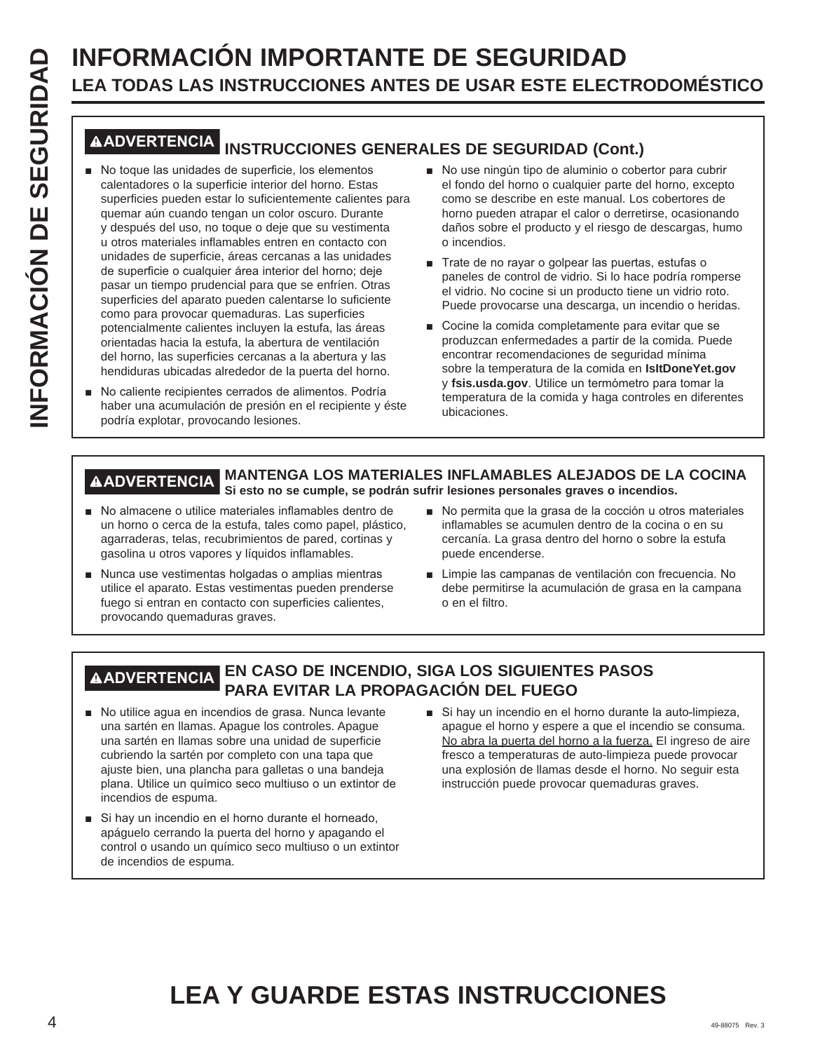# INFORMACIÓN IMPORTANTE DE SEGURIDAD

## LEA TODAS LAS INSTRUCCIONES ANTES DE USAR ESTE ELECTRODOMÉSTICO

### ⚠ADVERTENCIA INSTRUCCIONES GENERALES DE SEGURIDAD (Cont.)

- No toque las unidades de superficie, los elementos calentadores o la superficie interior del horno. Estas superficies pueden estar lo suficientemente calientes para quemar aún cuando tengan un color oscuro. Durante y después del uso, no toque o deje que su vestimenta u otros materiales inflamables entren en contacto con unidades de superficie, áreas cercanas a las unidades de superficie o cualquier área interior del horno; deje pasar un tiempo prudencial para que se enfríen. Otras superficies del aparato pueden calentarse lo suficiente como para provocar quemaduras. Las superficies potencialmente calientes incluyen la estufa, las áreas orientadas hacia la estufa, la abertura de ventilación del horno, las superficies cercanas a la abertura y las hendiduras ubicadas alrededor de la puerta del horno.
- No caliente recipientes cerrados de alimentos. Podría haber una acumulación de presión en el recipiente y éste podría explotar, provocando lesiones.
- No use ningún tipo de aluminio o cobertor para cubrir el fondo del horno o cualquier parte del horno, excepto como se describe en este manual. Los cobertores de horno pueden atrapar el calor o derretirse, ocasionando daños sobre el producto y el riesgo de descargas, humo o incendios.
- Trate de no rayar o golpear las puertas, estufas o paneles de control de vidrio. Si lo hace podría romperse el vidrio. No cocine si un producto tiene un vidrio roto. Puede provocarse una descarga, un incendio o heridas.
- Cocine la comida completamente para evitar que se produzcan enfermedades a partir de la comida. Puede encontrar recomendaciones de seguridad mínima sobre la temperatura de la comida en **IsItDoneYet.gov** y **fsis.usda.gov**. Utilice un termómetro para tomar la temperatura de la comida y haga controles en diferentes ubicaciones.

### ⚠ADVERTENCIA MANTENGA LOS MATERIALES INFLAMABLES ALEJADOS DE LA COCINA

**Si esto no se cumple, se podrán sufrir lesiones personales graves o incendios.**

- No almacene o utilice materiales inflamables dentro de un horno o cerca de la estufa, tales como papel, plástico, agarraderas, telas, recubrimientos de pared, cortinas y gasolina u otros vapores y líquidos inflamables.
- Nunca use vestimentas holgadas o amplias mientras utilice el aparato. Estas vestimentas pueden prenderse fuego si entran en contacto con superficies calientes, provocando quemaduras graves.
- No permita que la grasa de la cocción u otros materiales inflamables se acumulen dentro de la cocina o en su cercanía. La grasa dentro del horno o sobre la estufa puede encenderse.
- Limpie las campanas de ventilación con frecuencia. No debe permitirse la acumulación de grasa en la campana o en el filtro.

### ⚠ADVERTENCIA EN CASO DE INCENDIO, SIGA LOS SIGUIENTES PASOS PARA EVITAR LA PROPAGACIÓN DEL FUEGO

- No utilice agua en incendios de grasa. Nunca levante una sartén en llamas. Apague los controles. Apague una sartén en llamas sobre una unidad de superficie cubriendo la sartén por completo con una tapa que ajuste bien, una plancha para galletas o una bandeja plana. Utilice un químico seco multiuso o un extintor de incendios de espuma.
- Si hay un incendio en el horno durante el horneado, apáguelo cerrando la puerta del horno y apagando el control o usando un químico seco multiuso o un extintor de incendios de espuma.
- Si hay un incendio en el horno durante la auto-limpieza, apague el horno y espere a que el incendio se consuma. No abra la puerta del horno a la fuerza. El ingreso de aire fresco a temperaturas de auto-limpieza puede provocar una explosión de llamas desde el horno. No seguir esta instrucción puede provocar quemaduras graves.

# LEA Y GUARDE ESTAS INSTRUCCIONES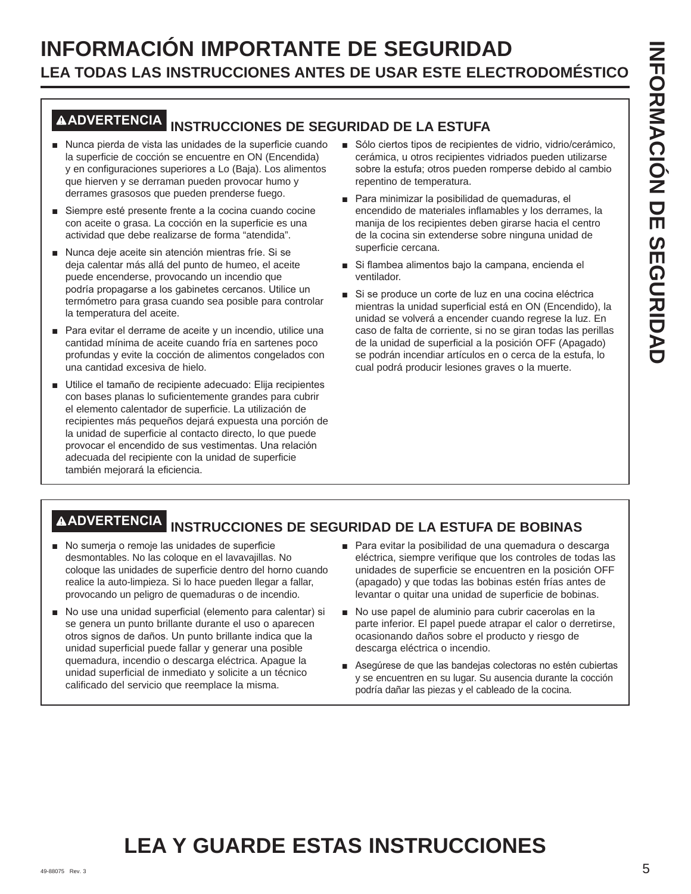# INFORMACIÓN IMPORTANTE DE SEGURIDAD

## LEA TODAS LAS INSTRUCCIONES ANTES DE USAR ESTE ELECTRODOMÉSTICO

### ⚠ADVERTENCIA INSTRUCCIONES DE SEGURIDAD DE LA ESTUFA

- Nunca pierda de vista las unidades de la superficie cuando la superficie de cocción se encuentre en ON (Encendida) y en configuraciones superiores a Lo (Baja). Los alimentos que hierven y se derraman pueden provocar humo y derrames grasosos que pueden prenderse fuego.
- Siempre esté presente frente a la cocina cuando cocine con aceite o grasa. La cocción en la superficie es una actividad que debe realizarse de forma "atendida".
- Nunca deje aceite sin atención mientras fríe. Si se deja calentar más allá del punto de humeo, el aceite puede encenderse, provocando un incendio que podría propagarse a los gabinetes cercanos. Utilice un termómetro para grasa cuando sea posible para controlar la temperatura del aceite.
- Para evitar el derrame de aceite y un incendio, utilice una cantidad mínima de aceite cuando fría en sartenes poco profundas y evite la cocción de alimentos congelados con una cantidad excesiva de hielo.
- Utilice el tamaño de recipiente adecuado: Elija recipientes con bases planas lo suficientemente grandes para cubrir el elemento calentador de superficie. La utilización de recipientes más pequeños dejará expuesta una porción de la unidad de superficie al contacto directo, lo que puede provocar el encendido de sus vestimentas. Una relación adecuada del recipiente con la unidad de superficie también mejorará la eficiencia.
- Sólo ciertos tipos de recipientes de vidrio, vidrio/cerámico, cerámica, u otros recipientes vidriados pueden utilizarse sobre la estufa; otros pueden romperse debido al cambio repentino de temperatura.
- Para minimizar la posibilidad de quemaduras, el encendido de materiales inflamables y los derrames, la manija de los recipientes deben girarse hacia el centro de la cocina sin extenderse sobre ninguna unidad de superficie cercana.
- Si flambea alimentos bajo la campana, encienda el ventilador.
- Si se produce un corte de luz en una cocina eléctrica mientras la unidad superficial está en ON (Encendido), la unidad se volverá a encender cuando regrese la luz. En caso de falta de corriente, si no se giran todas las perillas de la unidad de superficial a la posición OFF (Apagado) se podrán incendiar artículos en o cerca de la estufa, lo cual podrá producir lesiones graves o la muerte.

### ⚠ADVERTENCIA INSTRUCCIONES DE SEGURIDAD DE LA ESTUFA DE BOBINAS

- No sumerja o remoje las unidades de superficie desmontables. No las coloque en el lavavajillas. No coloque las unidades de superficie dentro del horno cuando realice la auto-limpieza. Si lo hace pueden llegar a fallar, provocando un peligro de quemaduras o de incendio.
- No use una unidad superficial (elemento para calentar) si se genera un punto brillante durante el uso o aparecen otros signos de daños. Un punto brillante indica que la unidad superficial puede fallar y generar una posible quemadura, incendio o descarga eléctrica. Apague la unidad superficial de inmediato y solicite a un técnico calificado del servicio que reemplace la misma.
- Para evitar la posibilidad de una quemadura o descarga eléctrica, siempre verifique que los controles de todas las unidades de superficie se encuentren en la posición OFF (apagado) y que todas las bobinas estén frías antes de levantar o quitar una unidad de superficie de bobinas.
- No use papel de aluminio para cubrir cacerolas en la parte inferior. El papel puede atrapar el calor o derretirse, ocasionando daños sobre el producto y riesgo de descarga eléctrica o incendio.
- Asegúrese de que las bandejas colectoras no estén cubiertas y se encuentren en su lugar. Su ausencia durante la cocción podría dañar las piezas y el cableado de la cocina.

# LEA Y GUARDE ESTAS INSTRUCCIONES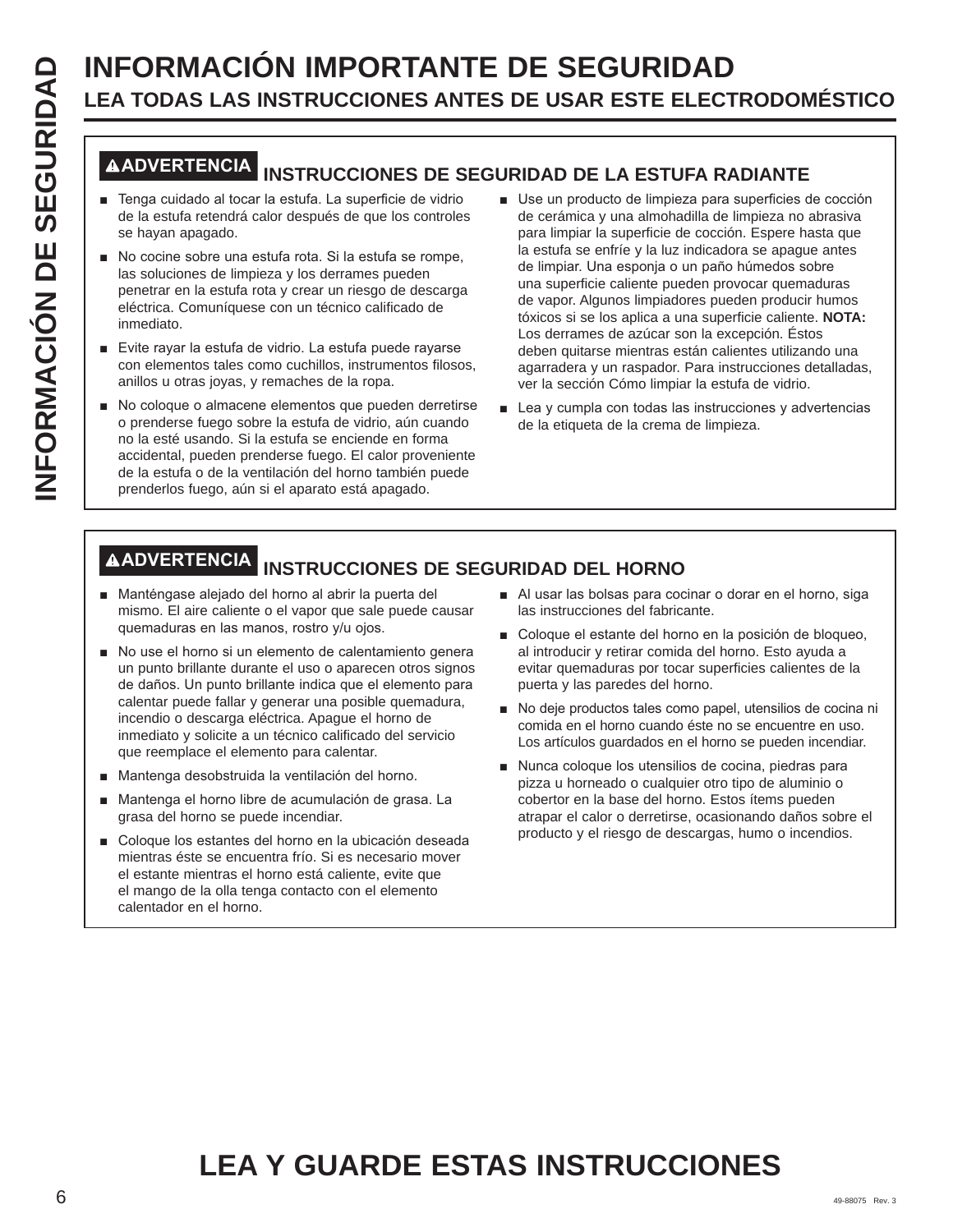# INFORMACIÓN IMPORTANTE DE SEGURIDAD

## LEA TODAS LAS INSTRUCCIONES ANTES DE USAR ESTE ELECTRODOMÉSTICO

### ⚠ADVERTENCIA INSTRUCCIONES DE SEGURIDAD DE LA ESTUFA RADIANTE

- Tenga cuidado al tocar la estufa. La superficie de vidrio de la estufa retendrá calor después de que los controles se hayan apagado.
- No cocine sobre una estufa rota. Si la estufa se rompe, las soluciones de limpieza y los derrames pueden penetrar en la estufa rota y crear un riesgo de descarga eléctrica. Comuníquese con un técnico calificado de inmediato.
- Evite rayar la estufa de vidrio. La estufa puede rayarse con elementos tales como cuchillos, instrumentos filosos, anillos u otras joyas, y remaches de la ropa.
- No coloque o almacene elementos que pueden derretirse o prenderse fuego sobre la estufa de vidrio, aún cuando no la esté usando. Si la estufa se enciende en forma accidental, pueden prenderse fuego. El calor proveniente de la estufa o de la ventilación del horno también puede prenderlos fuego, aún si el aparato está apagado.
- Use un producto de limpieza para superficies de cocción de cerámica y una almohadilla de limpieza no abrasiva para limpiar la superficie de cocción. Espere hasta que la estufa se enfríe y la luz indicadora se apague antes de limpiar. Una esponja o un paño húmedos sobre una superficie caliente pueden provocar quemaduras de vapor. Algunos limpiadores pueden producir humos tóxicos si se los aplica a una superficie caliente. **NOTA:** Los derrames de azúcar son la excepción. Éstos deben quitarse mientras están calientes utilizando una agarradera y un raspador. Para instrucciones detalladas, ver la sección Cómo limpiar la estufa de vidrio.
- Lea y cumpla con todas las instrucciones y advertencias de la etiqueta de la crema de limpieza.

### ⚠ADVERTENCIA INSTRUCCIONES DE SEGURIDAD DEL HORNO

- Manténgase alejado del horno al abrir la puerta del mismo. El aire caliente o el vapor que sale puede causar quemaduras en las manos, rostro y/u ojos.
- No use el horno si un elemento de calentamiento genera un punto brillante durante el uso o aparecen otros signos de daños. Un punto brillante indica que el elemento para calentar puede fallar y generar una posible quemadura, incendio o descarga eléctrica. Apague el horno de inmediato y solicite a un técnico calificado del servicio que reemplace el elemento para calentar.
- Mantenga desobstruida la ventilación del horno.
- Mantenga el horno libre de acumulación de grasa. La grasa del horno se puede incendiar.
- Coloque los estantes del horno en la ubicación deseada mientras éste se encuentra frío. Si es necesario mover el estante mientras el horno está caliente, evite que el mango de la olla tenga contacto con el elemento calentador en el horno.
- Al usar las bolsas para cocinar o dorar en el horno, siga las instrucciones del fabricante.
- Coloque el estante del horno en la posición de bloqueo, al introducir y retirar comida del horno. Esto ayuda a evitar quemaduras por tocar superficies calientes de la puerta y las paredes del horno.
- No deje productos tales como papel, utensilios de cocina ni comida en el horno cuando éste no se encuentre en uso. Los artículos guardados en el horno se pueden incendiar.
- Nunca coloque los utensilios de cocina, piedras para pizza u horneado o cualquier otro tipo de aluminio o cobertor en la base del horno. Estos ítems pueden atrapar el calor o derretirse, ocasionando daños sobre el producto y el riesgo de descargas, humo o incendios.

## LEA Y GUARDE ESTAS INSTRUCCIONES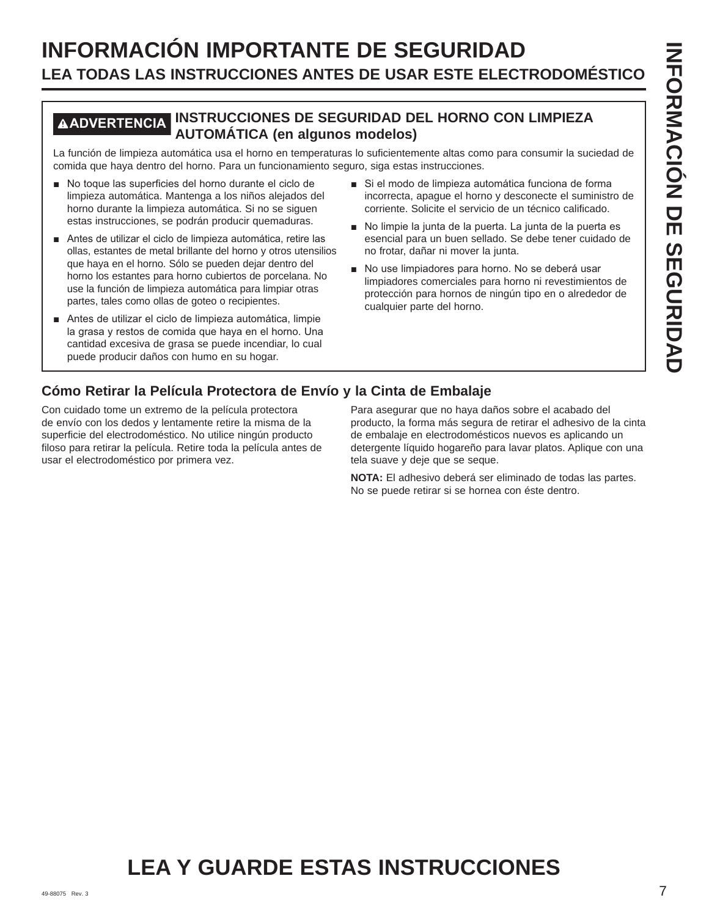# INFORMACIÓN IMPORTANTE DE SEGURIDAD

## LEA TODAS LAS INSTRUCCIONES ANTES DE USAR ESTE ELECTRODOMÉSTICO

**⚠ADVERTENCIA** **INSTRUCCIONES DE SEGURIDAD DEL HORNO CON LIMPIEZA AUTOMÁTICA (en algunos modelos)**

La función de limpieza automática usa el horno en temperaturas lo suficientemente altas como para consumir la suciedad de comida que haya dentro del horno. Para un funcionamiento seguro, siga estas instrucciones.

- No toque las superficies del horno durante el ciclo de limpieza automática. Mantenga a los niños alejados del horno durante la limpieza automática. Si no se siguen estas instrucciones, se podrán producir quemaduras.
- Antes de utilizar el ciclo de limpieza automática, retire las ollas, estantes de metal brillante del horno y otros utensilios que haya en el horno. Sólo se pueden dejar dentro del horno los estantes para horno cubiertos de porcelana. No use la función de limpieza automática para limpiar otras partes, tales como ollas de goteo o recipientes.
- Antes de utilizar el ciclo de limpieza automática, limpie la grasa y restos de comida que haya en el horno. Una cantidad excesiva de grasa se puede incendiar, lo cual puede producir daños con humo en su hogar.
- Si el modo de limpieza automática funciona de forma incorrecta, apague el horno y desconecte el suministro de corriente. Solicite el servicio de un técnico calificado.
- No limpie la junta de la puerta. La junta de la puerta es esencial para un buen sellado. Se debe tener cuidado de no frotar, dañar ni mover la junta.
- No use limpiadores para horno. No se deberá usar limpiadores comerciales para horno ni revestimientos de protección para hornos de ningún tipo en o alrededor de cualquier parte del horno.

### Cómo Retirar la Película Protectora de Envío y la Cinta de Embalaje

Con cuidado tome un extremo de la película protectora de envío con los dedos y lentamente retire la misma de la superficie del electrodoméstico. No utilice ningún producto filoso para retirar la película. Retire toda la película antes de usar el electrodoméstico por primera vez.

Para asegurar que no haya daños sobre el acabado del producto, la forma más segura de retirar el adhesivo de la cinta de embalaje en electrodomésticos nuevos es aplicando un detergente líquido hogareño para lavar platos. Aplique con una tela suave y deje que se seque.

**NOTA:** El adhesivo deberá ser eliminado de todas las partes. No se puede retirar si se hornea con éste dentro.

# LEA Y GUARDE ESTAS INSTRUCCIONES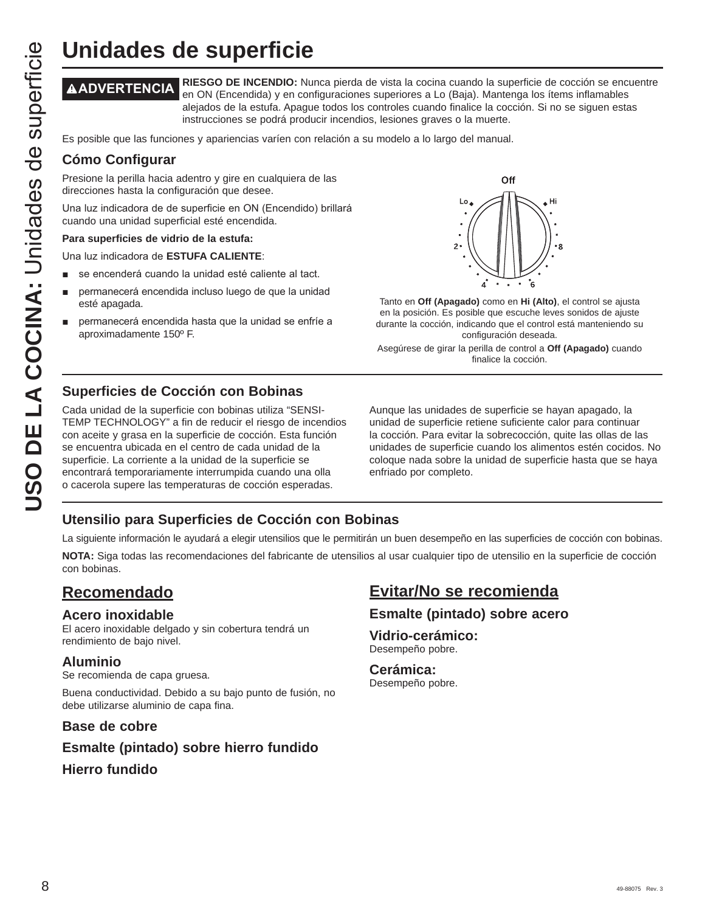# Unidades de superficie

**⚠ADVERTENCIA** **RIESGO DE INCENDIO:** Nunca pierda de vista la cocina cuando la superficie de cocción se encuentre en ON (Encendida) y en configuraciones superiores a Lo (Baja). Mantenga los ítems inflamables alejados de la estufa. Apague todos los controles cuando finalice la cocción. Si no se siguen estas instrucciones se podrá producir incendios, lesiones graves o la muerte.

Es posible que las funciones y apariencias varíen con relación a su modelo a lo largo del manual.

## Cómo Configurar

Presione la perilla hacia adentro y gire en cualquiera de las direcciones hasta la configuración que desee.

Una luz indicadora de de superficie en ON (Encendido) brillará cuando una unidad superficial esté encendida.

**Para superficies de vidrio de la estufa:**

Una luz indicadora de **ESTUFA CALIENTE**:

- se encenderá cuando la unidad esté caliente al tact.
- permanecerá encendida incluso luego de que la unidad esté apagada.
- permanecerá encendida hasta que la unidad se enfríe a aproximadamente 150º F.

Off, Lo, Hi, 2, 4, 6, 8

Tanto en **Off (Apagado)** como en **Hi (Alto)**, el control se ajusta en la posición. Es posible que escuche leves sonidos de ajuste durante la cocción, indicando que el control está manteniendo su configuración deseada.

Asegúrese de girar la perilla de control a **Off (Apagado)** cuando finalice la cocción.

## Superficies de Cocción con Bobinas

Cada unidad de la superficie con bobinas utiliza "SENSI-TEMP TECHNOLOGY" a fin de reducir el riesgo de incendios con aceite y grasa en la superficie de cocción. Esta función se encuentra ubicada en el centro de cada unidad de la superficie. La corriente a la unidad de la superficie se encontrará temporariamente interrumpida cuando una olla o cacerola supere las temperaturas de cocción esperadas.

Aunque las unidades de superficie se hayan apagado, la unidad de superficie retiene suficiente calor para continuar la cocción. Para evitar la sobrecocción, quite las ollas de las unidades de superficie cuando los alimentos estén cocidos. No coloque nada sobre la unidad de superficie hasta que se haya enfriado por completo.

## Utensilio para Superficies de Cocción con Bobinas

La siguiente información le ayudará a elegir utensilios que le permitirán un buen desempeño en las superficies de cocción con bobinas.

**NOTA:** Siga todas las recomendaciones del fabricante de utensilios al usar cualquier tipo de utensilio en la superficie de cocción con bobinas.

### Recomendado

**Acero inoxidable**
El acero inoxidable delgado y sin cobertura tendrá un rendimiento de bajo nivel.

**Aluminio**
Se recomienda de capa gruesa.

Buena conductividad. Debido a su bajo punto de fusión, no debe utilizarse aluminio de capa fina.

**Base de cobre**

**Esmalte (pintado) sobre hierro fundido**

**Hierro fundido**

### Evitar/No se recomienda

**Esmalte (pintado) sobre acero**

**Vidrio-cerámico:**
Desempeño pobre.

**Cerámica:**
Desempeño pobre.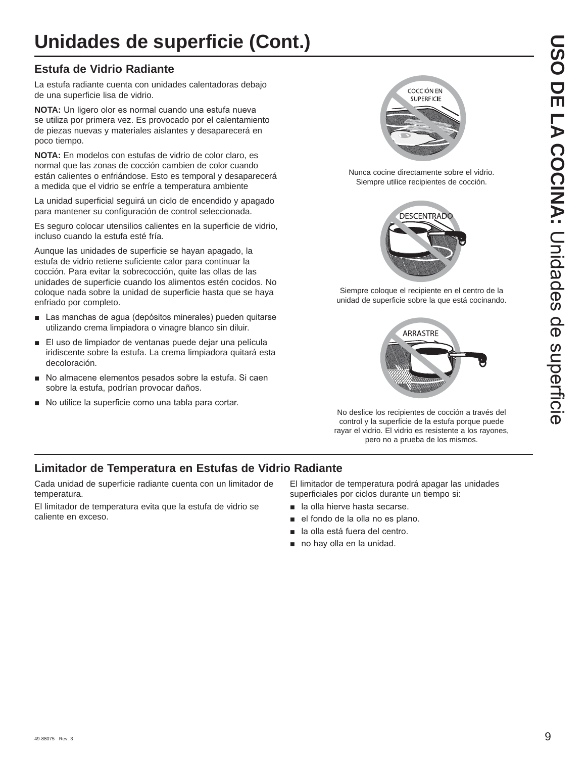# Unidades de superficie (Cont.)

## Estufa de Vidrio Radiante

La estufa radiante cuenta con unidades calentadoras debajo de una superficie lisa de vidrio.

**NOTA:** Un ligero olor es normal cuando una estufa nueva se utiliza por primera vez. Es provocado por el calentamiento de piezas nuevas y materiales aislantes y desaparecerá en poco tiempo.

**NOTA:** En modelos con estufas de vidrio de color claro, es normal que las zonas de cocción cambien de color cuando están calientes o enfriándose. Esto es temporal y desaparecerá a medida que el vidrio se enfríe a temperatura ambiente

La unidad superficial seguirá un ciclo de encendido y apagado para mantener su configuración de control seleccionada.

Es seguro colocar utensilios calientes en la superficie de vidrio, incluso cuando la estufa esté fría.

Aunque las unidades de superficie se hayan apagado, la estufa de vidrio retiene suficiente calor para continuar la cocción. Para evitar la sobrecocción, quite las ollas de las unidades de superficie cuando los alimentos estén cocidos. No coloque nada sobre la unidad de superficie hasta que se haya enfriado por completo.

- Las manchas de agua (depósitos minerales) pueden quitarse utilizando crema limpiadora o vinagre blanco sin diluir.
- El uso de limpiador de ventanas puede dejar una película iridiscente sobre la estufa. La crema limpiadora quitará esta decoloración.
- No almacene elementos pesados sobre la estufa. Si caen sobre la estufa, podrían provocar daños.
- No utilice la superficie como una tabla para cortar.

COCCIÓN EN SUPERFICIE

Nunca cocine directamente sobre el vidrio. Siempre utilice recipientes de cocción.

DESCENTRADO

Siempre coloque el recipiente en el centro de la unidad de superficie sobre la que está cocinando.

ARRASTRE

No deslice los recipientes de cocción a través del control y la superficie de la estufa porque puede rayar el vidrio. El vidrio es resistente a los rayones, pero no a prueba de los mismos.

## Limitador de Temperatura en Estufas de Vidrio Radiante

Cada unidad de superficie radiante cuenta con un limitador de temperatura.

El limitador de temperatura evita que la estufa de vidrio se caliente en exceso.

El limitador de temperatura podrá apagar las unidades superficiales por ciclos durante un tiempo si:

- la olla hierve hasta secarse.
- el fondo de la olla no es plano.
- la olla está fuera del centro.
- no hay olla en la unidad.

49-88075 Rev. 3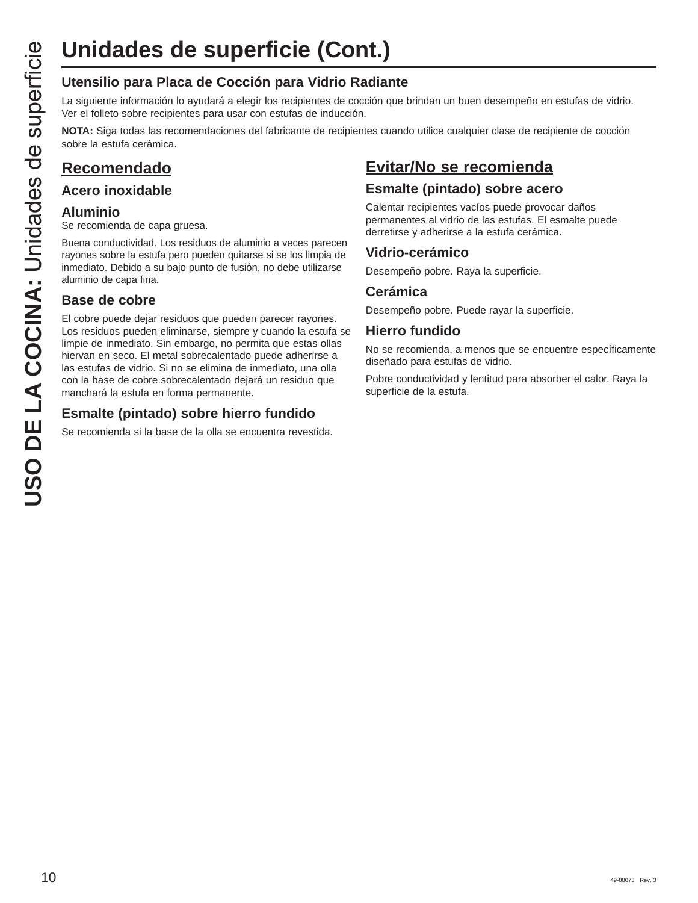# Unidades de superficie (Cont.)

## Utensilio para Placa de Cocción para Vidrio Radiante

La siguiente información lo ayudará a elegir los recipientes de cocción que brindan un buen desempeño en estufas de vidrio. Ver el folleto sobre recipientes para usar con estufas de inducción.

**NOTA:** Siga todas las recomendaciones del fabricante de recipientes cuando utilice cualquier clase de recipiente de cocción sobre la estufa cerámica.

## Recomendado

### Acero inoxidable

### Aluminio

Se recomienda de capa gruesa.

Buena conductividad. Los residuos de aluminio a veces parecen rayones sobre la estufa pero pueden quitarse si se los limpia de inmediato. Debido a su bajo punto de fusión, no debe utilizarse aluminio de capa fina.

### Base de cobre

El cobre puede dejar residuos que pueden parecer rayones. Los residuos pueden eliminarse, siempre y cuando la estufa se limpie de inmediato. Sin embargo, no permita que estas ollas hiervan en seco. El metal sobrecalentado puede adherirse a las estufas de vidrio. Si no se elimina de inmediato, una olla con la base de cobre sobrecalentado dejará un residuo que manchará la estufa en forma permanente.

### Esmalte (pintado) sobre hierro fundido

Se recomienda si la base de la olla se encuentra revestida.

## Evitar/No se recomienda

### Esmalte (pintado) sobre acero

Calentar recipientes vacíos puede provocar daños permanentes al vidrio de las estufas. El esmalte puede derretirse y adherirse a la estufa cerámica.

### Vidrio-cerámico

Desempeño pobre. Raya la superficie.

### Cerámica

Desempeño pobre. Puede rayar la superficie.

### Hierro fundido

No se recomienda, a menos que se encuentre específicamente diseñado para estufas de vidrio.

Pobre conductividad y lentitud para absorber el calor. Raya la superficie de la estufa.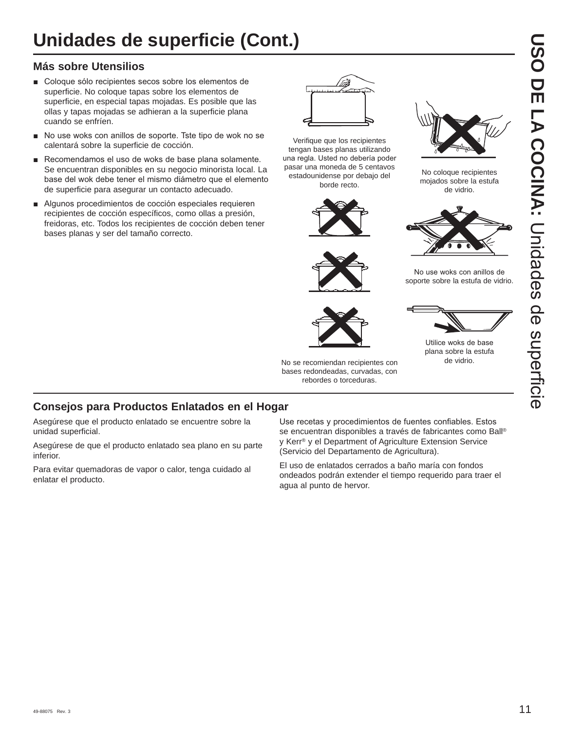# Unidades de superficie (Cont.)

## Más sobre Utensilios

- Coloque sólo recipientes secos sobre los elementos de superficie. No coloque tapas sobre los elementos de superficie, en especial tapas mojadas. Es posible que las ollas y tapas mojadas se adhieran a la superficie plana cuando se enfríen.
- No use woks con anillos de soporte. Tste tipo de wok no se calentará sobre la superficie de cocción.
- Recomendamos el uso de woks de base plana solamente. Se encuentran disponibles en su negocio minorista local. La base del wok debe tener el mismo diámetro que el elemento de superficie para asegurar un contacto adecuado.
- Algunos procedimientos de cocción especiales requieren recipientes de cocción específicos, como ollas a presión, freidoras, etc. Todos los recipientes de cocción deben tener bases planas y ser del tamaño correcto.

Verifique que los recipientes tengan bases planas utilizando una regla. Usted no debería poder pasar una moneda de 5 centavos estadounidense por debajo del borde recto.

No coloque recipientes mojados sobre la estufa de vidrio.

No use woks con anillos de soporte sobre la estufa de vidrio.

Utilice woks de base plana sobre la estufa de vidrio.

No se recomiendan recipientes con bases redondeadas, curvadas, con rebordes o torceduras.

## Consejos para Productos Enlatados en el Hogar

Asegúrese que el producto enlatado se encuentre sobre la unidad superficial.

Asegúrese de que el producto enlatado sea plano en su parte inferior.

Para evitar quemadoras de vapor o calor, tenga cuidado al enlatar el producto.

Use recetas y procedimientos de fuentes confiables. Estos se encuentran disponibles a través de fabricantes como Ball® y Kerr® y el Department of Agriculture Extension Service (Servicio del Departamento de Agricultura).

El uso de enlatados cerrados a baño maría con fondos ondeados podrán extender el tiempo requerido para traer el agua al punto de hervor.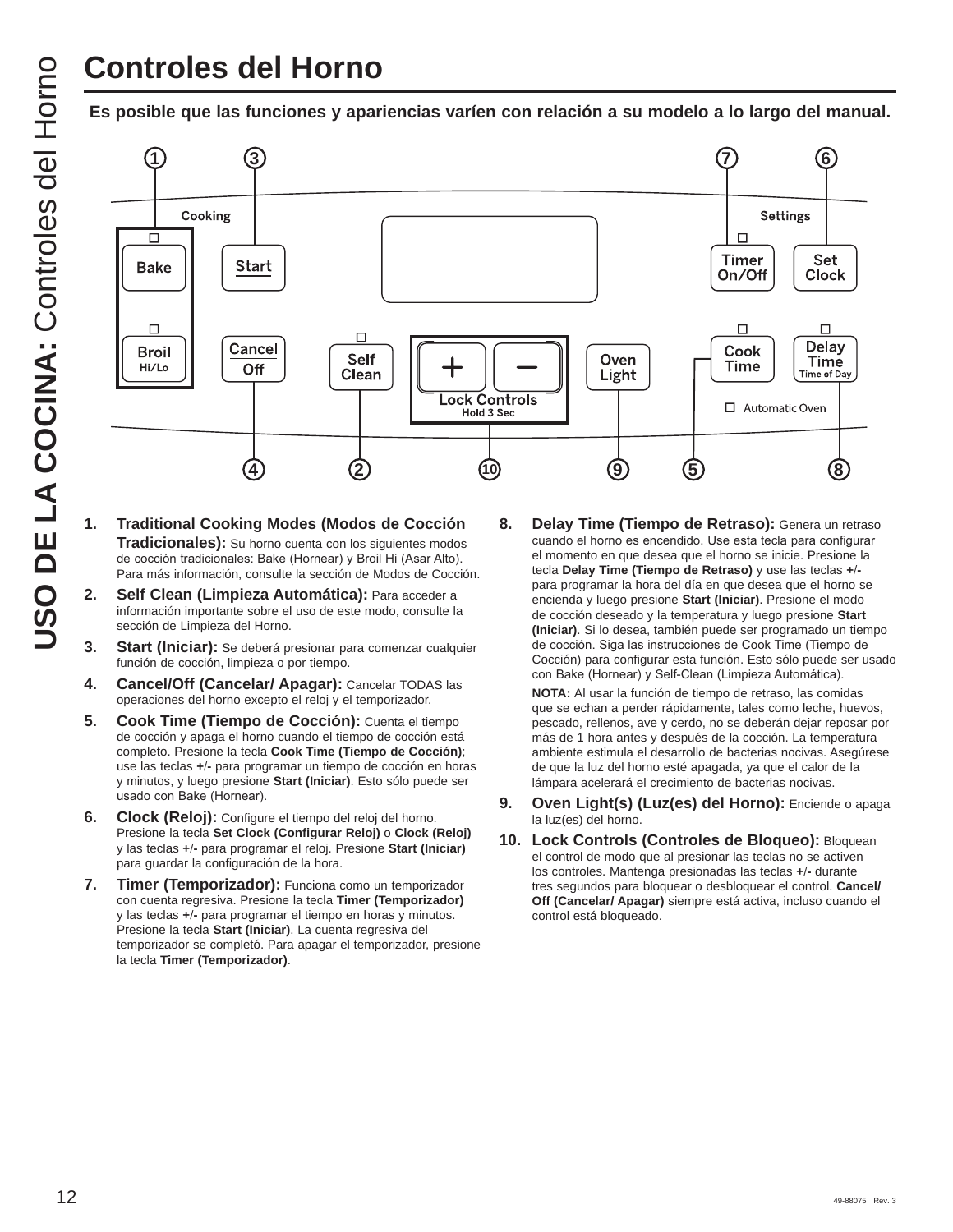# Controles del Horno

**Es posible que las funciones y apariencias varíen con relación a su modelo a lo largo del manual.**

1. **Traditional Cooking Modes (Modos de Cocción Tradicionales):** Su horno cuenta con los siguientes modos de cocción tradicionales: Bake (Hornear) y Broil Hi (Asar Alto). Para más información, consulte la sección de Modos de Cocción.
2. **Self Clean (Limpieza Automática):** Para acceder a información importante sobre el uso de este modo, consulte la sección de Limpieza del Horno.
3. **Start (Iniciar):** Se deberá presionar para comenzar cualquier función de cocción, limpieza o por tiempo.
4. **Cancel/Off (Cancelar/ Apagar):** Cancelar TODAS las operaciones del horno excepto el reloj y el temporizador.
5. **Cook Time (Tiempo de Cocción):** Cuenta el tiempo de cocción y apaga el horno cuando el tiempo de cocción está completo. Presione la tecla **Cook Time (Tiempo de Cocción)**; use las teclas **+/-** para programar un tiempo de cocción en horas y minutos, y luego presione **Start (Iniciar)**. Esto sólo puede ser usado con Bake (Hornear).
6. **Clock (Reloj):** Configure el tiempo del reloj del horno. Presione la tecla **Set Clock (Configurar Reloj)** o **Clock (Reloj)** y las teclas **+/-** para programar el reloj. Presione **Start (Iniciar)** para guardar la configuración de la hora.
7. **Timer (Temporizador):** Funciona como un temporizador con cuenta regresiva. Presione la tecla **Timer (Temporizador)** y las teclas **+/-** para programar el tiempo en horas y minutos. Presione la tecla **Start (Iniciar)**. La cuenta regresiva del temporizador se completó. Para apagar el temporizador, presione la tecla **Timer (Temporizador)**.
8. **Delay Time (Tiempo de Retraso):** Genera un retraso cuando el horno es encendido. Use esta tecla para configurar el momento en que desea que el horno se inicie. Presione la tecla **Delay Time (Tiempo de Retraso)** y use las teclas **+/-** para programar la hora del día en que desea que el horno se encienda y luego presione **Start (Iniciar)**. Presione el modo de cocción deseado y la temperatura y luego presione **Start (Iniciar)**. Si lo desea, también puede ser programado un tiempo de cocción. Siga las instrucciones de Cook Time (Tiempo de Cocción) para configurar esta función. Esto sólo puede ser usado con Bake (Hornear) y Self-Clean (Limpieza Automática).

   **NOTA:** Al usar la función de tiempo de retraso, las comidas que se echan a perder rápidamente, tales como leche, huevos, pescado, rellenos, ave y cerdo, no se deberán dejar reposar por más de 1 hora antes y después de la cocción. La temperatura ambiente estimula el desarrollo de bacterias nocivas. Asegúrese de que la luz del horno esté apagada, ya que el calor de la lámpara acelerará el crecimiento de bacterias nocivas.
9. **Oven Light(s) (Luz(es) del Horno):** Enciende o apaga la luz(es) del horno.
10. **Lock Controls (Controles de Bloqueo):** Bloquean el control de modo que al presionar las teclas no se activen los controles. Mantenga presionadas las teclas **+/-** durante tres segundos para bloquear o desbloquear el control. **Cancel/ Off (Cancelar/ Apagar)** siempre está activa, incluso cuando el control está bloqueado.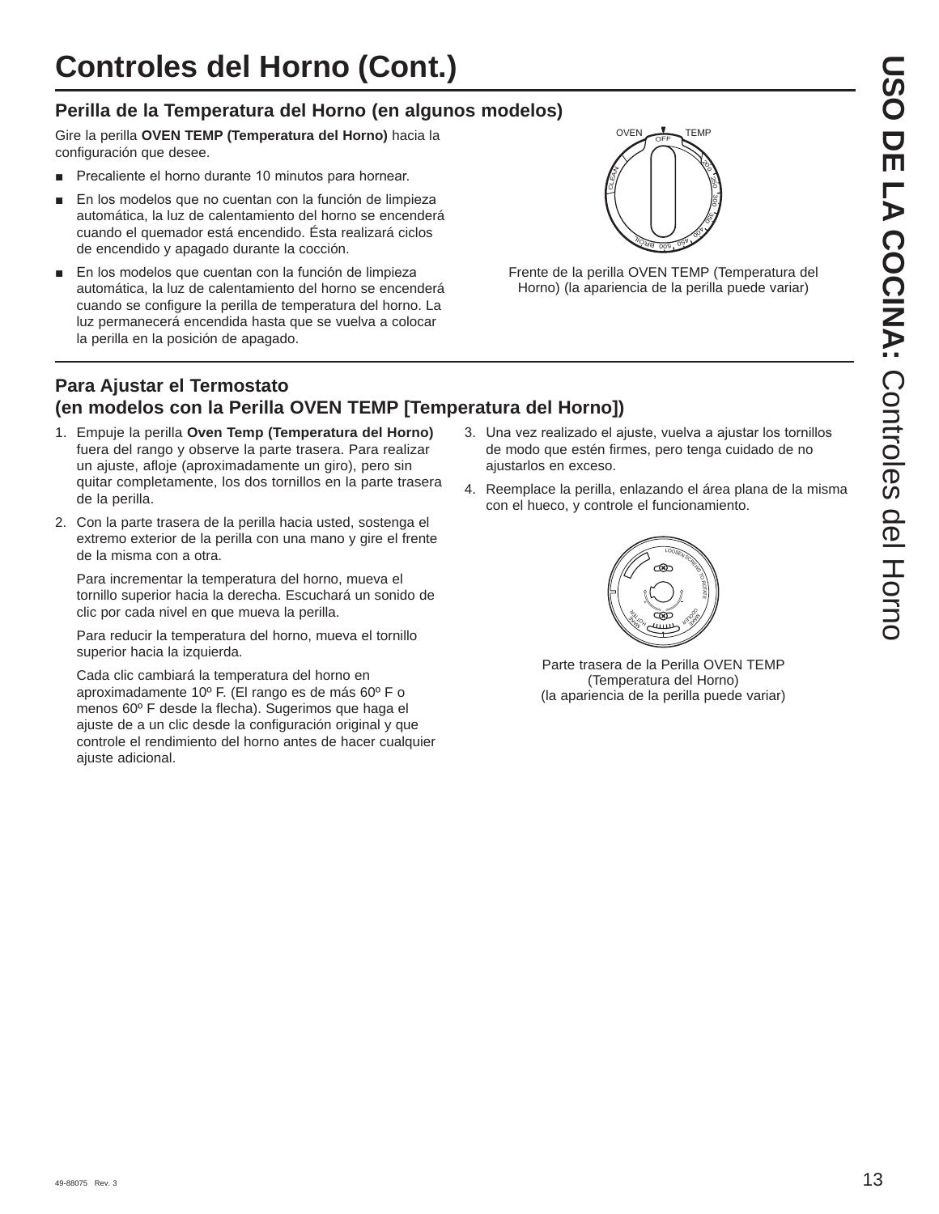# Controles del Horno (Cont.)

## Perilla de la Temperatura del Horno (en algunos modelos)

Gire la perilla **OVEN TEMP (Temperatura del Horno)** hacia la configuración que desee.

- Precaliente el horno durante 10 minutos para hornear.
- En los modelos que no cuentan con la función de limpieza automática, la luz de calentamiento del horno se encenderá cuando el quemador está encendido. Ésta realizará ciclos de encendido y apagado durante la cocción.
- En los modelos que cuentan con la función de limpieza automática, la luz de calentamiento del horno se encenderá cuando se configure la perilla de temperatura del horno. La luz permanecerá encendida hasta que se vuelva a colocar la perilla en la posición de apagado.

Frente de la perilla OVEN TEMP (Temperatura del Horno) (la apariencia de la perilla puede variar)

## Para Ajustar el Termostato (en modelos con la Perilla OVEN TEMP [Temperatura del Horno])

1. Empuje la perilla **Oven Temp (Temperatura del Horno)** fuera del rango y observe la parte trasera. Para realizar un ajuste, afloje (aproximadamente un giro), pero sin quitar completamente, los dos tornillos en la parte trasera de la perilla.
2. Con la parte trasera de la perilla hacia usted, sostenga el extremo exterior de la perilla con una mano y gire el frente de la misma con a otra.

   Para incrementar la temperatura del horno, mueva el tornillo superior hacia la derecha. Escuchará un sonido de clic por cada nivel en que mueva la perilla.

   Para reducir la temperatura del horno, mueva el tornillo superior hacia la izquierda.

   Cada clic cambiará la temperatura del horno en aproximadamente 10º F. (El rango es de más 60º F o menos 60º F desde la flecha). Sugerimos que haga el ajuste de a un clic desde la configuración original y que controle el rendimiento del horno antes de hacer cualquier ajuste adicional.
3. Una vez realizado el ajuste, vuelva a ajustar los tornillos de modo que estén firmes, pero tenga cuidado de no ajustarlos en exceso.
4. Reemplace la perilla, enlazando el área plana de la misma con el hueco, y controle el funcionamiento.

Parte trasera de la Perilla OVEN TEMP (Temperatura del Horno)
(la apariencia de la perilla puede variar)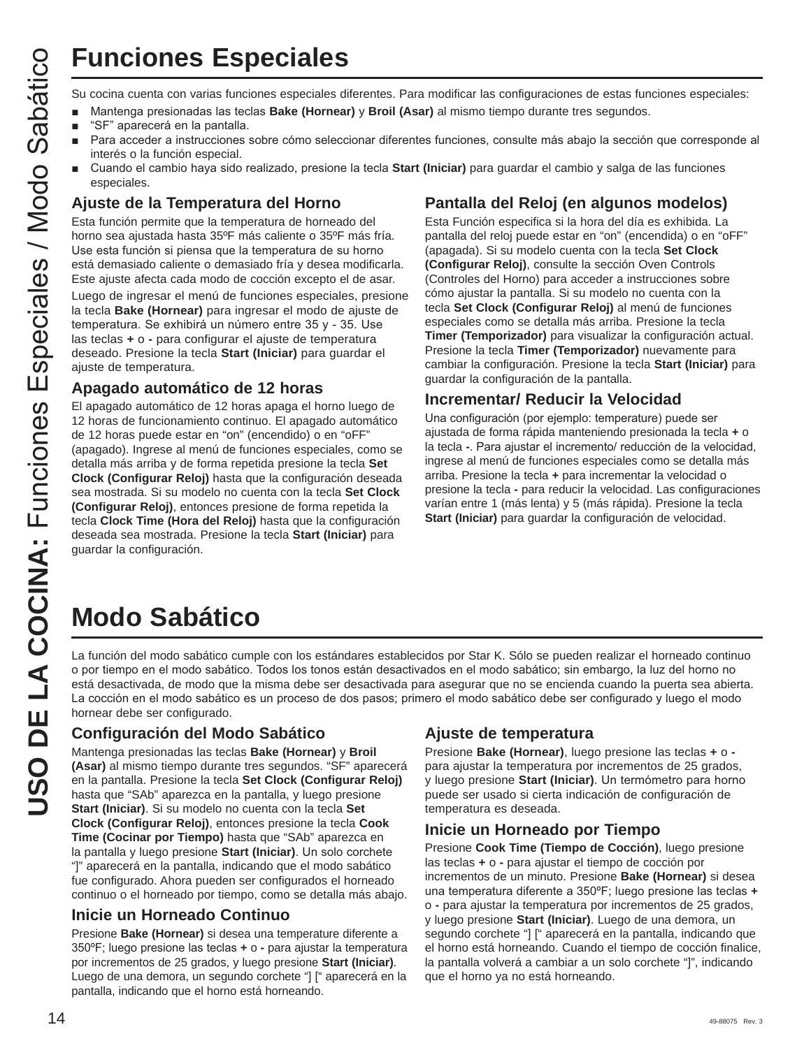# Funciones Especiales

Su cocina cuenta con varias funciones especiales diferentes. Para modificar las configuraciones de estas funciones especiales:

- Mantenga presionadas las teclas **Bake (Hornear)** y **Broil (Asar)** al mismo tiempo durante tres segundos.
- "SF" aparecerá en la pantalla.
- Para acceder a instrucciones sobre cómo seleccionar diferentes funciones, consulte más abajo la sección que corresponde al interés o la función especial.
- Cuando el cambio haya sido realizado, presione la tecla **Start (Iniciar)** para guardar el cambio y salga de las funciones especiales.

### Ajuste de la Temperatura del Horno

Esta función permite que la temperatura de horneado del horno sea ajustada hasta 35ºF más caliente o 35ºF más fría. Use esta función si piensa que la temperatura de su horno está demasiado caliente o demasiado fría y desea modificarla. Este ajuste afecta cada modo de cocción excepto el de asar.

Luego de ingresar el menú de funciones especiales, presione la tecla **Bake (Hornear)** para ingresar el modo de ajuste de temperatura. Se exhibirá un número entre 35 y - 35. Use las teclas **+** o **-** para configurar el ajuste de temperatura deseado. Presione la tecla **Start (Iniciar)** para guardar el ajuste de temperatura.

### Apagado automático de 12 horas

El apagado automático de 12 horas apaga el horno luego de 12 horas de funcionamiento continuo. El apagado automático de 12 horas puede estar en "on" (encendido) o en "oFF" (apagado). Ingrese al menú de funciones especiales, como se detalla más arriba y de forma repetida presione la tecla **Set Clock (Configurar Reloj)** hasta que la configuración deseada sea mostrada. Si su modelo no cuenta con la tecla **Set Clock (Configurar Reloj)**, entonces presione de forma repetida la tecla **Clock Time (Hora del Reloj)** hasta que la configuración deseada sea mostrada. Presione la tecla **Start (Iniciar)** para guardar la configuración.

### Pantalla del Reloj (en algunos modelos)

Esta Función especifica si la hora del día es exhibida. La pantalla del reloj puede estar en "on" (encendida) o en "oFF" (apagada). Si su modelo cuenta con la tecla **Set Clock (Configurar Reloj)**, consulte la sección Oven Controls (Controles del Horno) para acceder a instrucciones sobre cómo ajustar la pantalla. Si su modelo no cuenta con la tecla **Set Clock (Configurar Reloj)** al menú de funciones especiales como se detalla más arriba. Presione la tecla **Timer (Temporizador)** para visualizar la configuración actual. Presione la tecla **Timer (Temporizador)** nuevamente para cambiar la configuración. Presione la tecla **Start (Iniciar)** para guardar la configuración de la pantalla.

### Incrementar/ Reducir la Velocidad

Una configuración (por ejemplo: temperature) puede ser ajustada de forma rápida manteniendo presionada la tecla **+** o la tecla **-**. Para ajustar el incremento/ reducción de la velocidad, ingrese al menú de funciones especiales como se detalla más arriba. Presione la tecla **+** para incrementar la velocidad o presione la tecla **-** para reducir la velocidad. Las configuraciones varían entre 1 (más lenta) y 5 (más rápida). Presione la tecla **Start (Iniciar)** para guardar la configuración de velocidad.

# Modo Sabático

La función del modo sabático cumple con los estándares establecidos por Star K. Sólo se pueden realizar el horneado continuo o por tiempo en el modo sabático. Todos los tonos están desactivados en el modo sabático; sin embargo, la luz del horno no está desactivada, de modo que la misma debe ser desactivada para asegurar que no se encienda cuando la puerta sea abierta. La cocción en el modo sabático es un proceso de dos pasos; primero el modo sabático debe ser configurado y luego el modo hornear debe ser configurado.

### Configuración del Modo Sabático

Mantenga presionadas las teclas **Bake (Hornear)** y **Broil (Asar)** al mismo tiempo durante tres segundos. "SF" aparecerá en la pantalla. Presione la tecla **Set Clock (Configurar Reloj)** hasta que "SAb" aparezca en la pantalla, y luego presione **Start (Iniciar)**. Si su modelo no cuenta con la tecla **Set Clock (Configurar Reloj)**, entonces presione la tecla **Cook Time (Cocinar por Tiempo)** hasta que "SAb" aparezca en la pantalla y luego presione **Start (Iniciar)**. Un solo corchete "]" aparecerá en la pantalla, indicando que el modo sabático fue configurado. Ahora pueden ser configurados el horneado continuo o el horneado por tiempo, como se detalla más abajo.

### Inicie un Horneado Continuo

Presione **Bake (Hornear)** si desea una temperature diferente a 350ºF; luego presione las teclas **+** o **-** para ajustar la temperatura por incrementos de 25 grados, y luego presione **Start (Iniciar)**. Luego de una demora, un segundo corchete "] [" aparecerá en la pantalla, indicando que el horno está horneando.

### Ajuste de temperatura

Presione **Bake (Hornear)**, luego presione las teclas **+** o **-** para ajustar la temperatura por incrementos de 25 grados, y luego presione **Start (Iniciar)**. Un termómetro para horno puede ser usado si cierta indicación de configuración de temperatura es deseada.

### Inicie un Horneado por Tiempo

Presione **Cook Time (Tiempo de Cocción)**, luego presione las teclas **+** o **-** para ajustar el tiempo de cocción por incrementos de un minuto. Presione **Bake (Hornear)** si desea una temperatura diferente a 350ºF; luego presione las teclas **+** o **-** para ajustar la temperatura por incrementos de 25 grados, y luego presione **Start (Iniciar)**. Luego de una demora, un segundo corchete "] [" aparecerá en la pantalla, indicando que el horno está horneando. Cuando el tiempo de cocción finalice, la pantalla volverá a cambiar a un solo corchete "]", indicando que el horno ya no está horneando.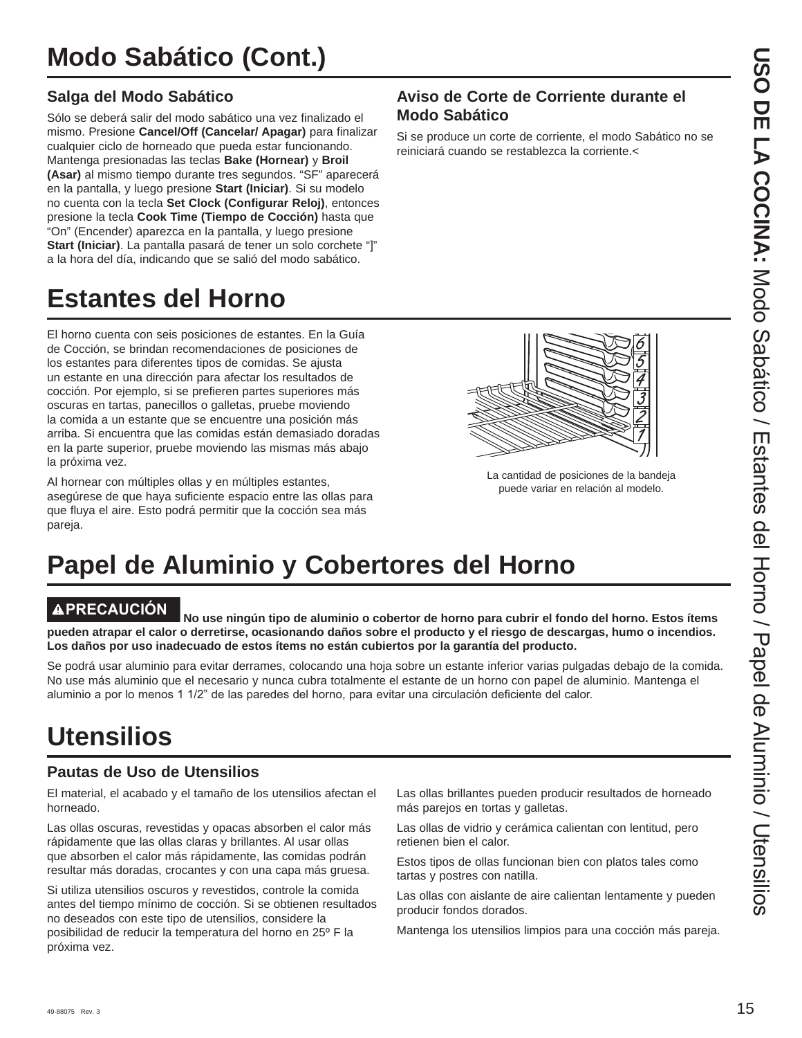# Modo Sabático (Cont.)

## Salga del Modo Sabático

Sólo se deberá salir del modo sabático una vez finalizado el mismo. Presione **Cancel/Off (Cancelar/ Apagar)** para finalizar cualquier ciclo de horneado que pueda estar funcionando. Mantenga presionadas las teclas **Bake (Hornear)** y **Broil (Asar)** al mismo tiempo durante tres segundos. "SF" aparecerá en la pantalla, y luego presione **Start (Iniciar)**. Si su modelo no cuenta con la tecla **Set Clock (Configurar Reloj)**, entonces presione la tecla **Cook Time (Tiempo de Cocción)** hasta que "On" (Encender) aparezca en la pantalla, y luego presione **Start (Iniciar)**. La pantalla pasará de tener un solo corchete "]" a la hora del día, indicando que se salió del modo sabático.

## Aviso de Corte de Corriente durante el Modo Sabático

Si se produce un corte de corriente, el modo Sabático no se reiniciará cuando se restablezca la corriente.<

# Estantes del Horno

El horno cuenta con seis posiciones de estantes. En la Guía de Cocción, se brindan recomendaciones de posiciones de los estantes para diferentes tipos de comidas. Se ajusta un estante en una dirección para afectar los resultados de cocción. Por ejemplo, si se prefieren partes superiores más oscuras en tartas, panecillos o galletas, pruebe moviendo la comida a un estante que se encuentre una posición más arriba. Si encuentra que las comidas están demasiado doradas en la parte superior, pruebe moviendo las mismas más abajo la próxima vez.

Al hornear con múltiples ollas y en múltiples estantes, asegúrese de que haya suficiente espacio entre las ollas para que fluya el aire. Esto podrá permitir que la cocción sea más pareja.

La cantidad de posiciones de la bandeja puede variar en relación al modelo.

# Papel de Aluminio y Cobertores del Horno

**⚠PRECAUCIÓN No use ningún tipo de aluminio o cobertor de horno para cubrir el fondo del horno. Estos ítems pueden atrapar el calor o derretirse, ocasionando daños sobre el producto y el riesgo de descargas, humo o incendios. Los daños por uso inadecuado de estos ítems no están cubiertos por la garantía del producto.**

Se podrá usar aluminio para evitar derrames, colocando una hoja sobre un estante inferior varias pulgadas debajo de la comida. No use más aluminio que el necesario y nunca cubra totalmente el estante de un horno con papel de aluminio. Mantenga el aluminio a por lo menos 1 1/2" de las paredes del horno, para evitar una circulación deficiente del calor.

# Utensilios

## Pautas de Uso de Utensilios

El material, el acabado y el tamaño de los utensilios afectan el horneado.

Las ollas oscuras, revestidas y opacas absorben el calor más rápidamente que las ollas claras y brillantes. Al usar ollas que absorben el calor más rápidamente, las comidas podrán resultar más doradas, crocantes y con una capa más gruesa.

Si utiliza utensilios oscuros y revestidos, controle la comida antes del tiempo mínimo de cocción. Si se obtienen resultados no deseados con este tipo de utensilios, considere la posibilidad de reducir la temperatura del horno en 25º F la próxima vez.

Las ollas brillantes pueden producir resultados de horneado más parejos en tortas y galletas.

Las ollas de vidrio y cerámica calientan con lentitud, pero retienen bien el calor.

Estos tipos de ollas funcionan bien con platos tales como tartas y postres con natilla.

Las ollas con aislante de aire calientan lentamente y pueden producir fondos dorados.

Mantenga los utensilios limpios para una cocción más pareja.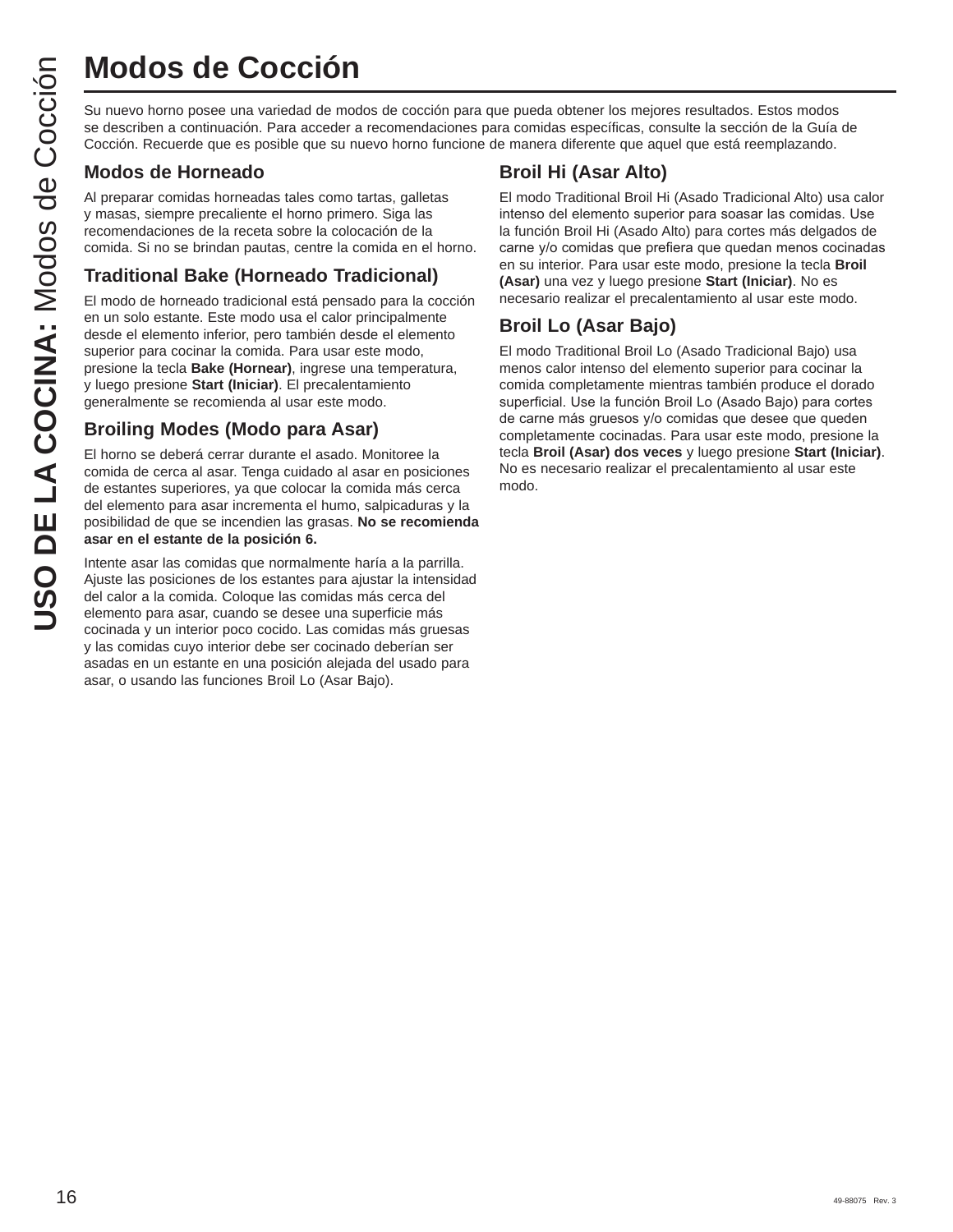# Modos de Cocción

Su nuevo horno posee una variedad de modos de cocción para que pueda obtener los mejores resultados. Estos modos se describen a continuación. Para acceder a recomendaciones para comidas específicas, consulte la sección de la Guía de Cocción. Recuerde que es posible que su nuevo horno funcione de manera diferente que aquel que está reemplazando.

## Modos de Horneado

Al preparar comidas horneadas tales como tartas, galletas y masas, siempre precaliente el horno primero. Siga las recomendaciones de la receta sobre la colocación de la comida. Si no se brindan pautas, centre la comida en el horno.

## Traditional Bake (Horneado Tradicional)

El modo de horneado tradicional está pensado para la cocción en un solo estante. Este modo usa el calor principalmente desde el elemento inferior, pero también desde el elemento superior para cocinar la comida. Para usar este modo, presione la tecla **Bake (Hornear)**, ingrese una temperatura, y luego presione **Start (Iniciar)**. El precalentamiento generalmente se recomienda al usar este modo.

## Broiling Modes (Modo para Asar)

El horno se deberá cerrar durante el asado. Monitoree la comida de cerca al asar. Tenga cuidado al asar en posiciones de estantes superiores, ya que colocar la comida más cerca del elemento para asar incrementa el humo, salpicaduras y la posibilidad de que se incendien las grasas. **No se recomienda asar en el estante de la posición 6.**

Intente asar las comidas que normalmente haría a la parrilla. Ajuste las posiciones de los estantes para ajustar la intensidad del calor a la comida. Coloque las comidas más cerca del elemento para asar, cuando se desee una superficie más cocinada y un interior poco cocido. Las comidas más gruesas y las comidas cuyo interior debe ser cocinado deberían ser asadas en un estante en una posición alejada del usado para asar, o usando las funciones Broil Lo (Asar Bajo).

## Broil Hi (Asar Alto)

El modo Traditional Broil Hi (Asado Tradicional Alto) usa calor intenso del elemento superior para soasar las comidas. Use la función Broil Hi (Asado Alto) para cortes más delgados de carne y/o comidas que prefiera que quedan menos cocinadas en su interior. Para usar este modo, presione la tecla **Broil (Asar)** una vez y luego presione **Start (Iniciar)**. No es necesario realizar el precalentamiento al usar este modo.

## Broil Lo (Asar Bajo)

El modo Traditional Broil Lo (Asado Tradicional Bajo) usa menos calor intenso del elemento superior para cocinar la comida completamente mientras también produce el dorado superficial. Use la función Broil Lo (Asado Bajo) para cortes de carne más gruesos y/o comidas que desee que queden completamente cocinadas. Para usar este modo, presione la tecla **Broil (Asar) dos veces** y luego presione **Start (Iniciar)**. No es necesario realizar el precalentamiento al usar este modo.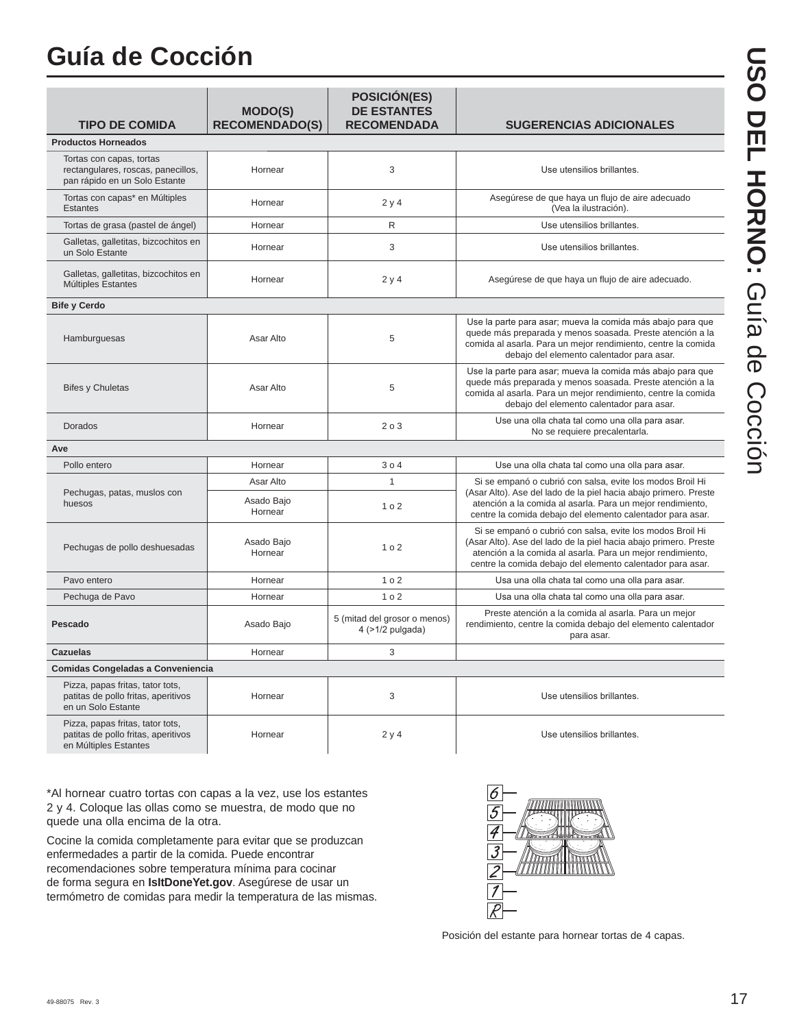# Guía de Cocción

| TIPO DE COMIDA | MODO(S) RECOMENDADO(S) | POSICIÓN(ES) DE ESTANTES RECOMENDADA | SUGERENCIAS ADICIONALES |
|---|---|---|---|
| **Productos Horneados** | | | |
| Tortas con capas, tortas rectangulares, roscas, panecillos, pan rápido en un Solo Estante | Hornear | 3 | Use utensilios brillantes. |
| Tortas con capas* en Múltiples Estantes | Hornear | 2 y 4 | Asegúrese de que haya un flujo de aire adecuado (Vea la ilustración). |
| Tortas de grasa (pastel de ángel) | Hornear | R | Use utensilios brillantes. |
| Galletas, galletitas, bizcochitos en un Solo Estante | Hornear | 3 | Use utensilios brillantes. |
| Galletas, galletitas, bizcochitos en Múltiples Estantes | Hornear | 2 y 4 | Asegúrese de que haya un flujo de aire adecuado. |
| **Bife y Cerdo** | | | |
| Hamburguesas | Asar Alto | 5 | Use la parte para asar; mueva la comida más abajo para que quede más preparada y menos soasada. Preste atención a la comida al asarla. Para un mejor rendimiento, centre la comida debajo del elemento calentador para asar. |
| Bifes y Chuletas | Asar Alto | 5 | Use la parte para asar; mueva la comida más abajo para que quede más preparada y menos soasada. Preste atención a la comida al asarla. Para un mejor rendimiento, centre la comida debajo del elemento calentador para asar. |
| Dorados | Hornear | 2 o 3 | Use una olla chata tal como una olla para asar. No se requiere precalentarla. |
| **Ave** | | | |
| Pollo entero | Hornear | 3 o 4 | Use una olla chata tal como una olla para asar. |
| Pechugas, patas, muslos con huesos | Asar Alto | 1 | Si se empanó o cubrió con salsa, evite los modos Broil Hi (Asar Alto). Ase del lado de la piel hacia abajo primero. Preste atención a la comida al asarla. Para un mejor rendimiento, centre la comida debajo del elemento calentador para asar. |
| | Asado Bajo Hornear | 1 o 2 | |
| Pechugas de pollo deshuesadas | Asado Bajo Hornear | 1 o 2 | Si se empanó o cubrió con salsa, evite los modos Broil Hi (Asar Alto). Ase del lado de la piel hacia abajo primero. Preste atención a la comida al asarla. Para un mejor rendimiento, centre la comida debajo del elemento calentador para asar. |
| Pavo entero | Hornear | 1 o 2 | Usa una olla chata tal como una olla para asar. |
| Pechuga de Pavo | Hornear | 1 o 2 | Usa una olla chata tal como una olla para asar. |
| **Pescado** | Asado Bajo | 5 (mitad del grosor o menos) 4 (>1/2 pulgada) | Preste atención a la comida al asarla. Para un mejor rendimiento, centre la comida debajo del elemento calentador para asar. |
| **Cazuelas** | Hornear | 3 | |
| **Comidas Congeladas a Conveniencia** | | | |
| Pizza, papas fritas, tator tots, patitas de pollo fritas, aperitivos en un Solo Estante | Hornear | 3 | Use utensilios brillantes. |
| Pizza, papas fritas, tator tots, patitas de pollo fritas, aperitivos en Múltiples Estantes | Hornear | 2 y 4 | Use utensilios brillantes. |

*Al hornear cuatro tortas con capas a la vez, use los estantes 2 y 4. Coloque las ollas como se muestra, de modo que no quede una olla encima de la otra.

Cocine la comida completamente para evitar que se produzcan enfermedades a partir de la comida. Puede encontrar recomendaciones sobre temperatura mínima para cocinar de forma segura en **IsItDoneYet.gov**. Asegúrese de usar un termómetro de comidas para medir la temperatura de las mismas.

Posición del estante para hornear tortas de 4 capas.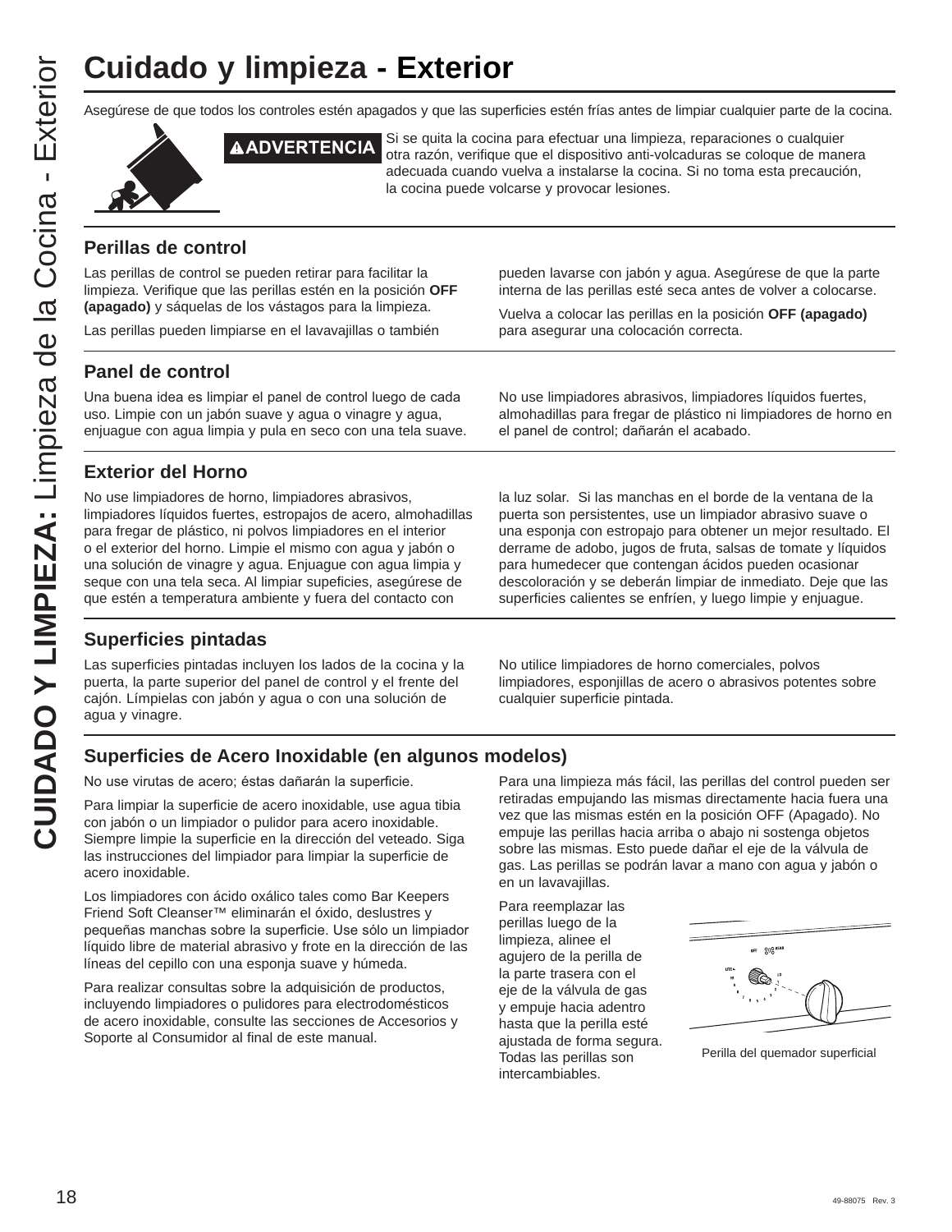# Cuidado y limpieza - Exterior

Asegúrese de que todos los controles estén apagados y que las superficies estén frías antes de limpiar cualquier parte de la cocina.

**ADVERTENCIA** Si se quita la cocina para efectuar una limpieza, reparaciones o cualquier otra razón, verifique que el dispositivo anti-volcaduras se coloque de manera adecuada cuando vuelva a instalarse la cocina. Si no toma esta precaución, la cocina puede volcarse y provocar lesiones.

## Perillas de control

Las perillas de control se pueden retirar para facilitar la limpieza. Verifique que las perillas estén en la posición **OFF (apagado)** y sáquelas de los vástagos para la limpieza.

Las perillas pueden limpiarse en el lavavajillas o también pueden lavarse con jabón y agua. Asegúrese de que la parte interna de las perillas esté seca antes de volver a colocarse.

Vuelva a colocar las perillas en la posición **OFF (apagado)** para asegurar una colocación correcta.

## Panel de control

Una buena idea es limpiar el panel de control luego de cada uso. Limpie con un jabón suave y agua o vinagre y agua, enjuague con agua limpia y pula en seco con una tela suave.

No use limpiadores abrasivos, limpiadores líquidos fuertes, almohadillas para fregar de plástico ni limpiadores de horno en el panel de control; dañarán el acabado.

## Exterior del Horno

No use limpiadores de horno, limpiadores abrasivos, limpiadores líquidos fuertes, estropajos de acero, almohadillas para fregar de plástico, ni polvos limpiadores en el interior o el exterior del horno. Limpie el mismo con agua y jabón o una solución de vinagre y agua. Enjuague con agua limpia y seque con una tela seca. Al limpiar supeficies, asegúrese de que estén a temperatura ambiente y fuera del contacto con la luz solar. Si las manchas en el borde de la ventana de la puerta son persistentes, use un limpiador abrasivo suave o una esponja con estropajo para obtener un mejor resultado. El derrame de adobo, jugos de fruta, salsas de tomate y líquidos para humedecer que contengan ácidos pueden ocasionar descoloración y se deberán limpiar de inmediato. Deje que las superficies calientes se enfríen, y luego limpie y enjuague.

## Superficies pintadas

Las superficies pintadas incluyen los lados de la cocina y la puerta, la parte superior del panel de control y el frente del cajón. Límpielas con jabón y agua o con una solución de agua y vinagre.

No utilice limpiadores de horno comerciales, polvos limpiadores, esponjillas de acero o abrasivos potentes sobre cualquier superficie pintada.

## Superficies de Acero Inoxidable (en algunos modelos)

No use virutas de acero; éstas dañarán la superficie.

Para limpiar la superficie de acero inoxidable, use agua tibia con jabón o un limpiador o pulidor para acero inoxidable. Siempre limpie la superficie en la dirección del veteado. Siga las instrucciones del limpiador para limpiar la superficie de acero inoxidable.

Los limpiadores con ácido oxálico tales como Bar Keepers Friend Soft Cleanser™ eliminarán el óxido, deslustres y pequeñas manchas sobre la superficie. Use sólo un limpiador líquido libre de material abrasivo y frote en la dirección de las líneas del cepillo con una esponja suave y húmeda.

Para realizar consultas sobre la adquisición de productos, incluyendo limpiadores o pulidores para electrodomésticos de acero inoxidable, consulte las secciones de Accesorios y Soporte al Consumidor al final de este manual.

Para una limpieza más fácil, las perillas del control pueden ser retiradas empujando las mismas directamente hacia fuera una vez que las mismas estén en la posición OFF (Apagado). No empuje las perillas hacia arriba o abajo ni sostenga objetos sobre las mismas. Esto puede dañar el eje de la válvula de gas. Las perillas se podrán lavar a mano con agua y jabón o en un lavavajillas.

Para reemplazar las perillas luego de la limpieza, alinee el agujero de la perilla de la parte trasera con el eje de la válvula de gas y empuje hacia adentro hasta que la perilla esté ajustada de forma segura. Todas las perillas son intercambiables.

Perilla del quemador superficial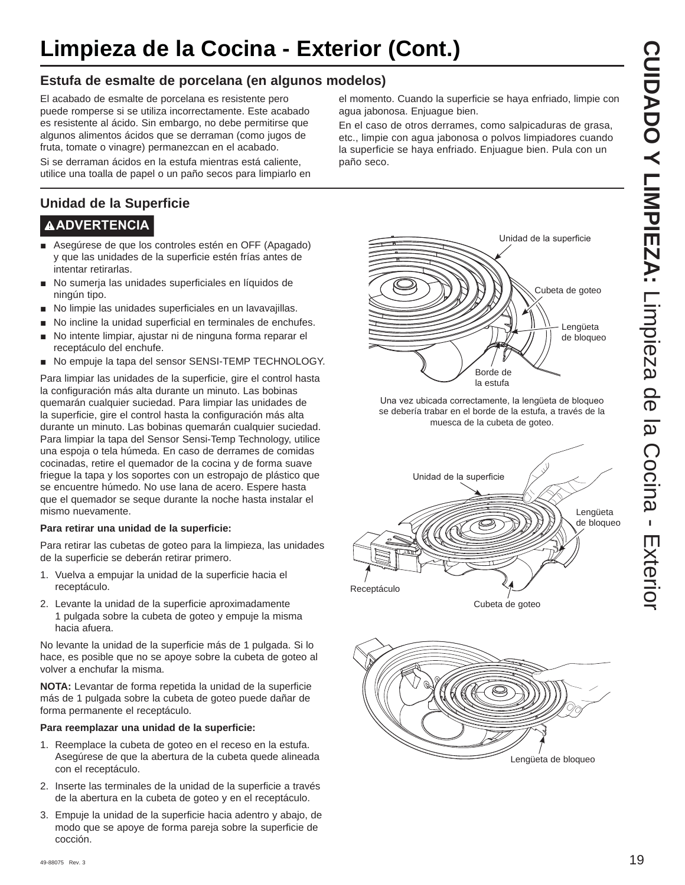# Limpieza de la Cocina - Exterior (Cont.)

## Estufa de esmalte de porcelana (en algunos modelos)

El acabado de esmalte de porcelana es resistente pero puede romperse si se utiliza incorrectamente. Este acabado es resistente al ácido. Sin embargo, no debe permitirse que algunos alimentos ácidos que se derraman (como jugos de fruta, tomate o vinagre) permanezcan en el acabado.

Si se derraman ácidos en la estufa mientras está caliente, utilice una toalla de papel o un paño secos para limpiarlo en el momento. Cuando la superficie se haya enfriado, limpie con agua jabonosa. Enjuague bien.

En el caso de otros derrames, como salpicaduras de grasa, etc., limpie con agua jabonosa o polvos limpiadores cuando la superficie se haya enfriado. Enjuague bien. Pula con un paño seco.

## Unidad de la Superficie

**⚠ADVERTENCIA**

- Asegúrese de que los controles estén en OFF (Apagado) y que las unidades de la superficie estén frías antes de intentar retirarlas.
- No sumerja las unidades superficiales en líquidos de ningún tipo.
- No limpie las unidades superficiales en un lavavajillas.
- No incline la unidad superficial en terminales de enchufes.
- No intente limpiar, ajustar ni de ninguna forma reparar el receptáculo del enchufe.
- No empuje la tapa del sensor SENSI-TEMP TECHNOLOGY.

Para limpiar las unidades de la superficie, gire el control hasta la configuración más alta durante un minuto. Las bobinas quemarán cualquier suciedad. Para limpiar las unidades de la superficie, gire el control hasta la configuración más alta durante un minuto. Las bobinas quemarán cualquier suciedad. Para limpiar la tapa del Sensor Sensi-Temp Technology, utilice una espoja o tela húmeda. En caso de derrames de comidas cocinadas, retire el quemador de la cocina y de forma suave friegue la tapa y los soportes con un estropajo de plástico que se encuentre húmedo. No use lana de acero. Espere hasta que el quemador se seque durante la noche hasta instalar el mismo nuevamente.

**Para retirar una unidad de la superficie:**

Para retirar las cubetas de goteo para la limpieza, las unidades de la superficie se deberán retirar primero.

1. Vuelva a empujar la unidad de la superficie hacia el receptáculo.
2. Levante la unidad de la superficie aproximadamente 1 pulgada sobre la cubeta de goteo y empuje la misma hacia afuera.

No levante la unidad de la superficie más de 1 pulgada. Si lo hace, es posible que no se apoye sobre la cubeta de goteo al volver a enchufar la misma.

**NOTA:** Levantar de forma repetida la unidad de la superficie más de 1 pulgada sobre la cubeta de goteo puede dañar de forma permanente el receptáculo.

**Para reemplazar una unidad de la superficie:**

1. Reemplace la cubeta de goteo en el receso en la estufa. Asegúrese de que la abertura de la cubeta quede alineada con el receptáculo.
2. Inserte las terminales de la unidad de la superficie a través de la abertura en la cubeta de goteo y en el receptáculo.
3. Empuje la unidad de la superficie hacia adentro y abajo, de modo que se apoye de forma pareja sobre la superficie de cocción.

Unidad de la superficie
Cubeta de goteo
Lengüeta de bloqueo
Borde de la estufa

Una vez ubicada correctamente, la lengüeta de bloqueo se debería trabar en el borde de la estufa, a través de la muesca de la cubeta de goteo.

Unidad de la superficie
Lengüeta de bloqueo
Receptáculo
Cubeta de goteo

Lengüeta de bloqueo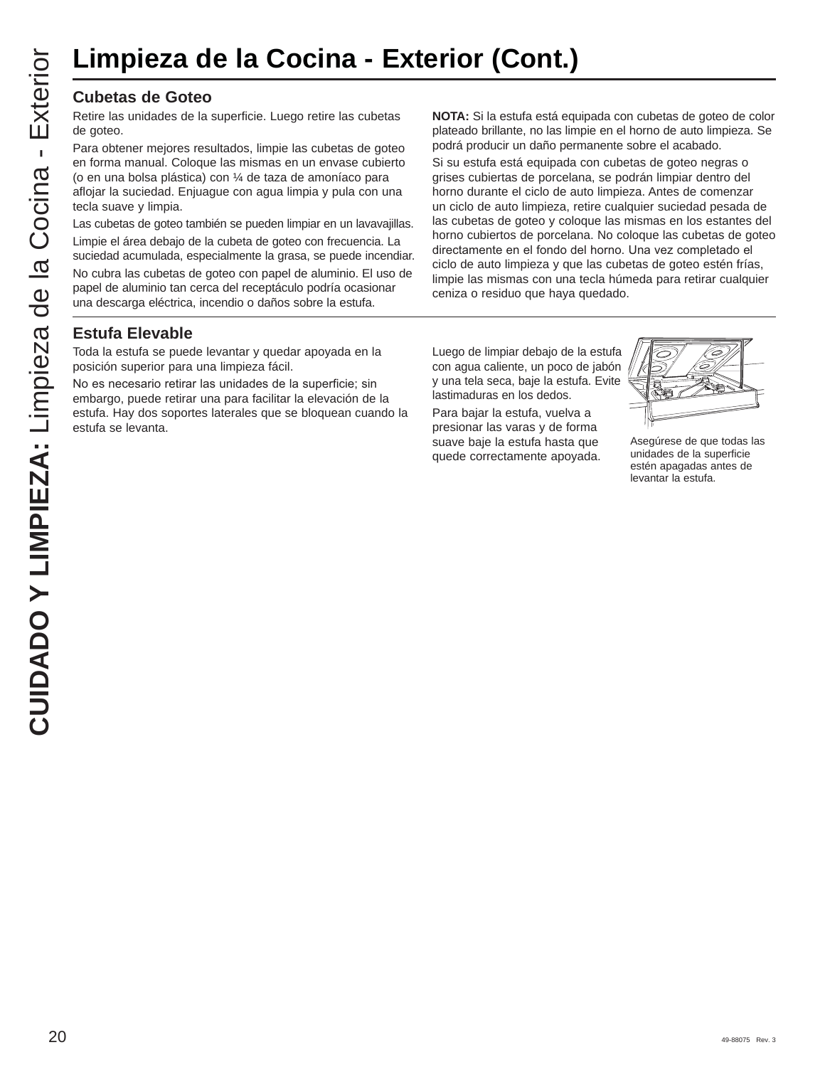# Limpieza de la Cocina - Exterior (Cont.)

## Cubetas de Goteo

Retire las unidades de la superficie. Luego retire las cubetas de goteo.

Para obtener mejores resultados, limpie las cubetas de goteo en forma manual. Coloque las mismas en un envase cubierto (o en una bolsa plástica) con ¼ de taza de amoníaco para aflojar la suciedad. Enjuague con agua limpia y pula con una tecla suave y limpia.

Las cubetas de goteo también se pueden limpiar en un lavavajillas.

Limpie el área debajo de la cubeta de goteo con frecuencia. La suciedad acumulada, especialmente la grasa, se puede incendiar.

No cubra las cubetas de goteo con papel de aluminio. El uso de papel de aluminio tan cerca del receptáculo podría ocasionar una descarga eléctrica, incendio o daños sobre la estufa.

**NOTA:** Si la estufa está equipada con cubetas de goteo de color plateado brillante, no las limpie en el horno de auto limpieza. Se podrá producir un daño permanente sobre el acabado.

Si su estufa está equipada con cubetas de goteo negras o grises cubiertas de porcelana, se podrán limpiar dentro del horno durante el ciclo de auto limpieza. Antes de comenzar un ciclo de auto limpieza, retire cualquier suciedad pesada de las cubetas de goteo y coloque las mismas en los estantes del horno cubiertos de porcelana. No coloque las cubetas de goteo directamente en el fondo del horno. Una vez completado el ciclo de auto limpieza y que las cubetas de goteo estén frías, limpie las mismas con una tecla húmeda para retirar cualquier ceniza o residuo que haya quedado.

## Estufa Elevable

Toda la estufa se puede levantar y quedar apoyada en la posición superior para una limpieza fácil.

No es necesario retirar las unidades de la superficie; sin embargo, puede retirar una para facilitar la elevación de la estufa. Hay dos soportes laterales que se bloquean cuando la estufa se levanta.

Luego de limpiar debajo de la estufa con agua caliente, un poco de jabón y una tela seca, baje la estufa. Evite lastimaduras en los dedos.

Para bajar la estufa, vuelva a presionar las varas y de forma suave baje la estufa hasta que quede correctamente apoyada.

Asegúrese de que todas las unidades de la superficie estén apagadas antes de levantar la estufa.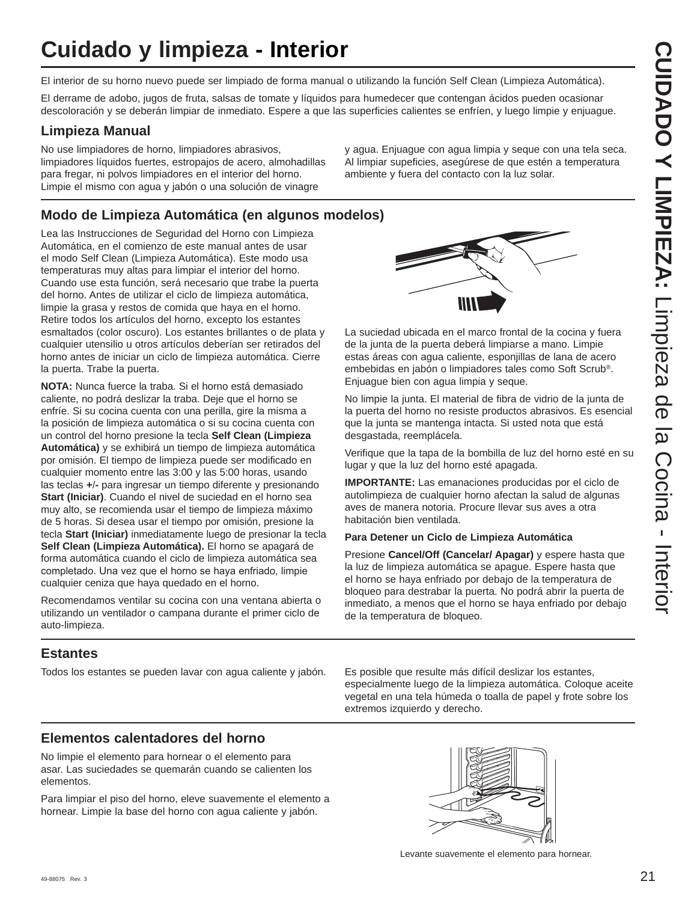# Cuidado y limpieza - Interior

El interior de su horno nuevo puede ser limpiado de forma manual o utilizando la función Self Clean (Limpieza Automática).

El derrame de adobo, jugos de fruta, salsas de tomate y líquidos para humedecer que contengan ácidos pueden ocasionar descoloración y se deberán limpiar de inmediato. Espere a que las superficies calientes se enfríen, y luego limpie y enjuague.

## Limpieza Manual

No use limpiadores de horno, limpiadores abrasivos, limpiadores líquidos fuertes, estropajos de acero, almohadillas para fregar, ni polvos limpiadores en el interior del horno. Limpie el mismo con agua y jabón o una solución de vinagre y agua. Enjuague con agua limpia y seque con una tela seca. Al limpiar supeficies, asegúrese de que estén a temperatura ambiente y fuera del contacto con la luz solar.

## Modo de Limpieza Automática (en algunos modelos)

Lea las Instrucciones de Seguridad del Horno con Limpieza Automática, en el comienzo de este manual antes de usar el modo Self Clean (Limpieza Automática). Este modo usa temperaturas muy altas para limpiar el interior del horno. Cuando use esta función, será necesario que trabe la puerta del horno. Antes de utilizar el ciclo de limpieza automática, limpie la grasa y restos de comida que haya en el horno. Retire todos los artículos del horno, excepto los estantes esmaltados (color oscuro). Los estantes brillantes o de plata y cualquier utensilio u otros artículos deberían ser retirados del horno antes de iniciar un ciclo de limpieza automática. Cierre la puerta. Trabe la puerta.

**NOTA:** Nunca fuerce la traba. Si el horno está demasiado caliente, no podrá deslizar la traba. Deje que el horno se enfríe. Si su cocina cuenta con una perilla, gire la misma a la posición de limpieza automática o si su cocina cuenta con un control del horno presione la tecla **Self Clean (Limpieza Automática)** y se exhibirá un tiempo de limpieza automática por omisión. El tiempo de limpieza puede ser modificado en cualquier momento entre las 3:00 y las 5:00 horas, usando las teclas **+/-** para ingresar un tiempo diferente y presionando **Start (Iniciar)**. Cuando el nivel de suciedad en el horno sea muy alto, se recomienda usar el tiempo de limpieza máximo de 5 horas. Si desea usar el tiempo por omisión, presione la tecla **Start (Iniciar)** inmediatamente luego de presionar la tecla **Self Clean (Limpieza Automática).** El horno se apagará de forma automática cuando el ciclo de limpieza automática sea completado. Una vez que el horno se haya enfriado, limpie cualquier ceniza que haya quedado en el horno.

Recomendamos ventilar su cocina con una ventana abierta o utilizando un ventilador o campana durante el primer ciclo de auto-limpieza.

La suciedad ubicada en el marco frontal de la cocina y fuera de la junta de la puerta deberá limpiarse a mano. Limpie estas áreas con agua caliente, esponjillas de lana de acero embebidas en jabón o limpiadores tales como Soft Scrub®. Enjuague bien con agua limpia y seque.

No limpie la junta. El material de fibra de vidrio de la junta de la puerta del horno no resiste productos abrasivos. Es esencial que la junta se mantenga intacta. Si usted nota que está desgastada, reemplácela.

Verifique que la tapa de la bombilla de luz del horno esté en su lugar y que la luz del horno esté apagada.

**IMPORTANTE:** Las emanaciones producidas por el ciclo de autolimpieza de cualquier horno afectan la salud de algunas aves de manera notoria. Procure llevar sus aves a otra habitación bien ventilada.

**Para Detener un Ciclo de Limpieza Automática**

Presione **Cancel/Off (Cancelar/ Apagar)** y espere hasta que la luz de limpieza automática se apague. Espere hasta que el horno se haya enfriado por debajo de la temperatura de bloqueo para destrabar la puerta. No podrá abrir la puerta de inmediato, a menos que el horno se haya enfriado por debajo de la temperatura de bloqueo.

## Estantes

Todos los estantes se pueden lavar con agua caliente y jabón.

Es posible que resulte más difícil deslizar los estantes, especialmente luego de la limpieza automática. Coloque aceite vegetal en una tela húmeda o toalla de papel y frote sobre los extremos izquierdo y derecho.

## Elementos calentadores del horno

No limpie el elemento para hornear o el elemento para asar. Las suciedades se quemarán cuando se calienten los elementos.

Para limpiar el piso del horno, eleve suavemente el elemento a hornear. Limpie la base del horno con agua caliente y jabón.

Levante suavemente el elemento para hornear.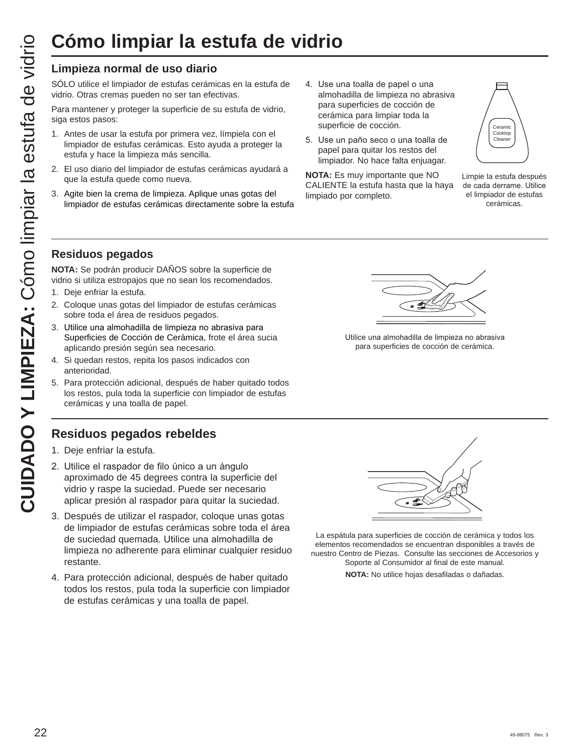# Cómo limpiar la estufa de vidrio

## Limpieza normal de uso diario

SÓLO utilice el limpiador de estufas cerámicas en la estufa de vidrio. Otras cremas pueden no ser tan efectivas.

Para mantener y proteger la superficie de su estufa de vidrio, siga estos pasos:

1. Antes de usar la estufa por primera vez, límpiela con el limpiador de estufas cerámicas. Esto ayuda a proteger la estufa y hace la limpieza más sencilla.
2. El uso diario del limpiador de estufas cerámicas ayudará a que la estufa quede como nueva.
3. Agite bien la crema de limpieza. Aplique unas gotas del limpiador de estufas cerámicas directamente sobre la estufa
4. Use una toalla de papel o una almohadilla de limpieza no abrasiva para superficies de cocción de cerámica para limpiar toda la superficie de cocción.
5. Use un paño seco o una toalla de papel para quitar los restos del limpiador. No hace falta enjuagar.

**NOTA:** Es muy importante que NO CALIENTE la estufa hasta que la haya limpiado por completo.

Ceramic Cooktop Cleaner

Limpie la estufa después de cada derrame. Utilice el limpiador de estufas cerámicas.

## Residuos pegados

**NOTA:** Se podrán producir DAÑOS sobre la superficie de vidrio si utiliza estropajos que no sean los recomendados.

1. Deje enfriar la estufa.
2. Coloque unas gotas del limpiador de estufas cerámicas sobre toda el área de residuos pegados.
3. Utilice una almohadilla de limpieza no abrasiva para Superficies de Cocción de Cerámica, frote el área sucia aplicando presión según sea necesario.
4. Si quedan restos, repita los pasos indicados con anterioridad.
5. Para protección adicional, después de haber quitado todos los restos, pula toda la superficie con limpiador de estufas cerámicas y una toalla de papel.

Utilice una almohadilla de limpieza no abrasiva para superficies de cocción de cerámica.

## Residuos pegados rebeldes

1. Deje enfriar la estufa.
2. Utilice el raspador de filo único a un ángulo aproximado de 45 degrees contra la superficie del vidrio y raspe la suciedad. Puede ser necesario aplicar presión al raspador para quitar la suciedad.
3. Después de utilizar el raspador, coloque unas gotas de limpiador de estufas cerámicas sobre toda el área de suciedad quemada. Utilice una almohadilla de limpieza no adherente para eliminar cualquier residuo restante.
4. Para protección adicional, después de haber quitado todos los restos, pula toda la superficie con limpiador de estufas cerámicas y una toalla de papel.

La espátula para superficies de cocción de cerámica y todos los elementos recomendados se encuentran disponibles a través de nuestro Centro de Piezas. Consulte las secciones de Accesorios y Soporte al Consumidor al final de este manual.

**NOTA:** No utilice hojas desafiladas o dañadas.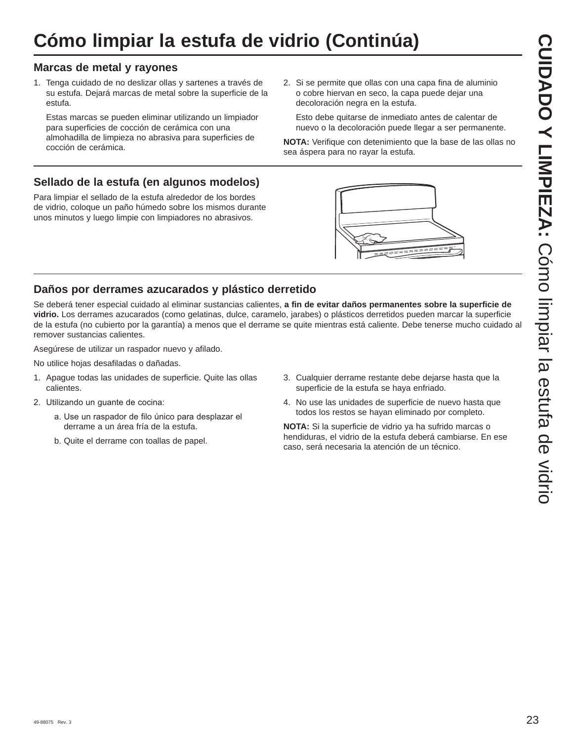# Cómo limpiar la estufa de vidrio (Continúa)

## Marcas de metal y rayones

1. Tenga cuidado de no deslizar ollas y sartenes a través de su estufa. Dejará marcas de metal sobre la superficie de la estufa.

   Estas marcas se pueden eliminar utilizando un limpiador para superficies de cocción de cerámica con una almohadilla de limpieza no abrasiva para superficies de cocción de cerámica.

2. Si se permite que ollas con una capa fina de aluminio o cobre hiervan en seco, la capa puede dejar una decoloración negra en la estufa.

   Esto debe quitarse de inmediato antes de calentar de nuevo o la decoloración puede llegar a ser permanente.

**NOTA:** Verifique con detenimiento que la base de las ollas no sea áspera para no rayar la estufa.

## Sellado de la estufa (en algunos modelos)

Para limpiar el sellado de la estufa alrededor de los bordes de vidrio, coloque un paño húmedo sobre los mismos durante unos minutos y luego limpie con limpiadores no abrasivos.

## Daños por derrames azucarados y plástico derretido

Se deberá tener especial cuidado al eliminar sustancias calientes, **a fin de evitar daños permanentes sobre la superficie de vidrio.** Los derrames azucarados (como gelatinas, dulce, caramelo, jarabes) o plásticos derretidos pueden marcar la superficie de la estufa (no cubierto por la garantía) a menos que el derrame se quite mientras está caliente. Debe tenerse mucho cuidado al remover sustancias calientes.

Asegúrese de utilizar un raspador nuevo y afilado.

No utilice hojas desafiladas o dañadas.

1. Apague todas las unidades de superficie. Quite las ollas calientes.
2. Utilizando un guante de cocina:
   a. Use un raspador de filo único para desplazar el derrame a un área fría de la estufa.
   b. Quite el derrame con toallas de papel.
3. Cualquier derrame restante debe dejarse hasta que la superficie de la estufa se haya enfriado.
4. No use las unidades de superficie de nuevo hasta que todos los restos se hayan eliminado por completo.

**NOTA:** Si la superficie de vidrio ya ha sufrido marcas o hendiduras, el vidrio de la estufa deberá cambiarse. En ese caso, será necesaria la atención de un técnico.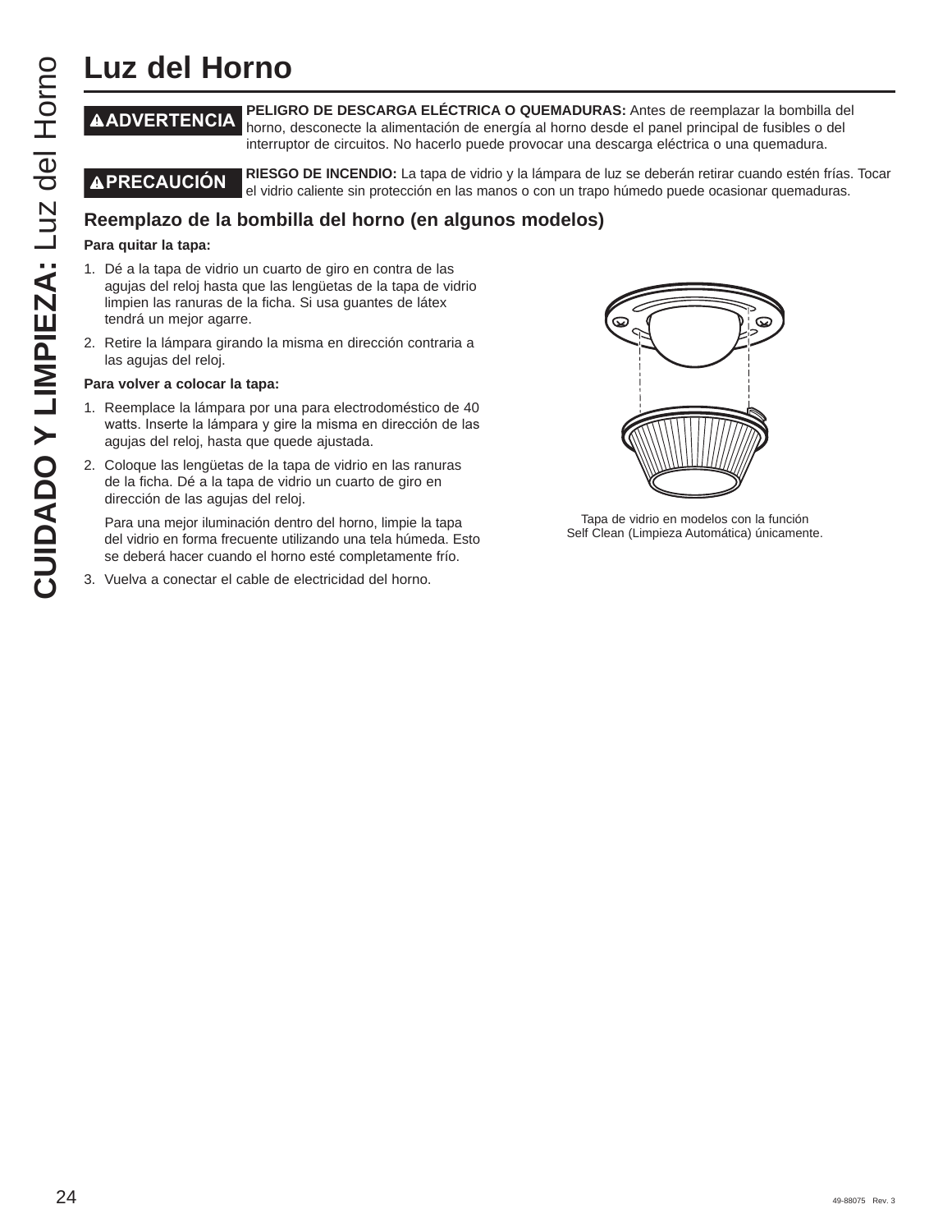# Luz del Horno

**⚠ADVERTENCIA** **PELIGRO DE DESCARGA ELÉCTRICA O QUEMADURAS:** Antes de reemplazar la bombilla del horno, desconecte la alimentación de energía al horno desde el panel principal de fusibles o del interruptor de circuitos. No hacerlo puede provocar una descarga eléctrica o una quemadura.

**⚠PRECAUCIÓN** **RIESGO DE INCENDIO:** La tapa de vidrio y la lámpara de luz se deberán retirar cuando estén frías. Tocar el vidrio caliente sin protección en las manos o con un trapo húmedo puede ocasionar quemaduras.

## Reemplazo de la bombilla del horno (en algunos modelos)

**Para quitar la tapa:**

1. Dé a la tapa de vidrio un cuarto de giro en contra de las agujas del reloj hasta que las lengüetas de la tapa de vidrio limpien las ranuras de la ficha. Si usa guantes de látex tendrá un mejor agarre.
2. Retire la lámpara girando la misma en dirección contraria a las agujas del reloj.

**Para volver a colocar la tapa:**

1. Reemplace la lámpara por una para electrodoméstico de 40 watts. Inserte la lámpara y gire la misma en dirección de las agujas del reloj, hasta que quede ajustada.
2. Coloque las lengüetas de la tapa de vidrio en las ranuras de la ficha. Dé a la tapa de vidrio un cuarto de giro en dirección de las agujas del reloj.

   Para una mejor iluminación dentro del horno, limpie la tapa del vidrio en forma frecuente utilizando una tela húmeda. Esto se deberá hacer cuando el horno esté completamente frío.
3. Vuelva a conectar el cable de electricidad del horno.

Tapa de vidrio en modelos con la función Self Clean (Limpieza Automática) únicamente.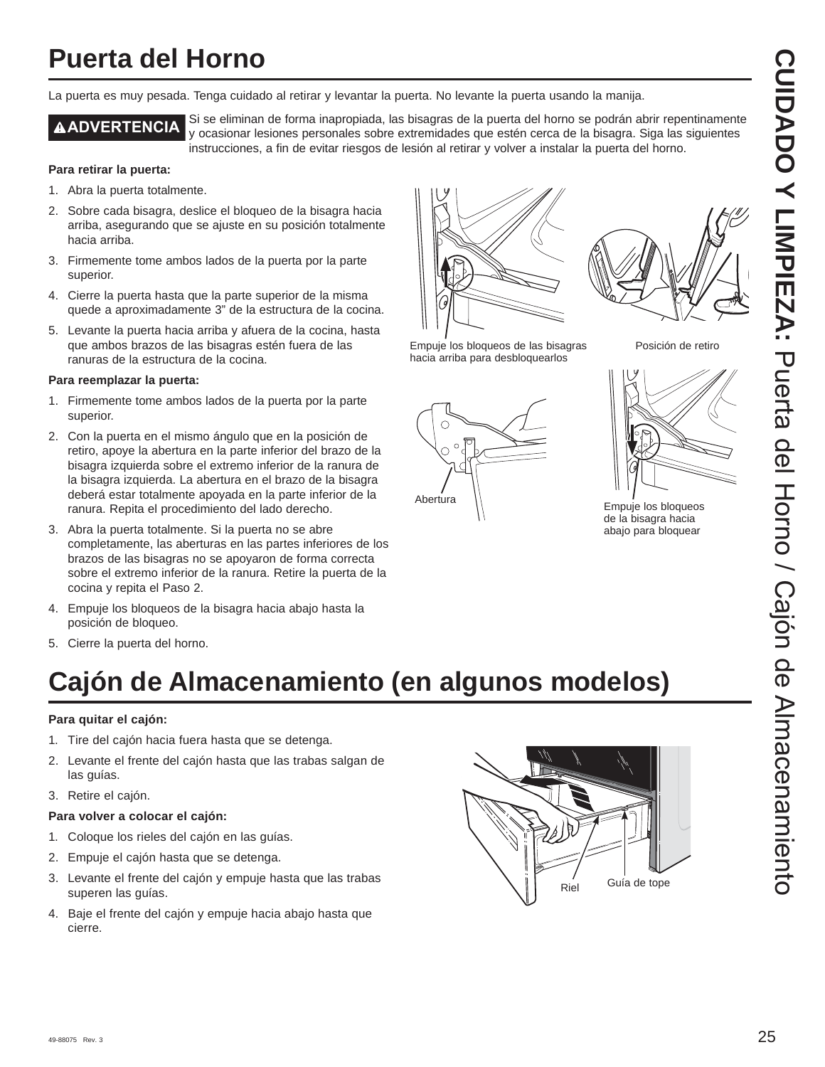# Puerta del Horno

La puerta es muy pesada. Tenga cuidado al retirar y levantar la puerta. No levante la puerta usando la manija.

**⚠ADVERTENCIA** Si se eliminan de forma inapropiada, las bisagras de la puerta del horno se podrán abrir repentinamente y ocasionar lesiones personales sobre extremidades que estén cerca de la bisagra. Siga las siguientes instrucciones, a fin de evitar riesgos de lesión al retirar y volver a instalar la puerta del horno.

**Para retirar la puerta:**

1. Abra la puerta totalmente.
2. Sobre cada bisagra, deslice el bloqueo de la bisagra hacia arriba, asegurando que se ajuste en su posición totalmente hacia arriba.
3. Firmemente tome ambos lados de la puerta por la parte superior.
4. Cierre la puerta hasta que la parte superior de la misma quede a aproximadamente 3" de la estructura de la cocina.
5. Levante la puerta hacia arriba y afuera de la cocina, hasta que ambos brazos de las bisagras estén fuera de las ranuras de la estructura de la cocina.

**Para reemplazar la puerta:**

1. Firmemente tome ambos lados de la puerta por la parte superior.
2. Con la puerta en el mismo ángulo que en la posición de retiro, apoye la abertura en la parte inferior del brazo de la bisagra izquierda sobre el extremo inferior de la ranura de la bisagra izquierda. La abertura en el brazo de la bisagra deberá estar totalmente apoyada en la parte inferior de la ranura. Repita el procedimiento del lado derecho.
3. Abra la puerta totalmente. Si la puerta no se abre completamente, las aberturas en las partes inferiores de los brazos de las bisagras no se apoyaron de forma correcta sobre el extremo inferior de la ranura. Retire la puerta de la cocina y repita el Paso 2.
4. Empuje los bloqueos de la bisagra hacia abajo hasta la posición de bloqueo.
5. Cierre la puerta del horno.

Empuje los bloqueos de las bisagras hacia arriba para desbloquearlos

Posición de retiro

Abertura

Empuje los bloqueos de la bisagra hacia abajo para bloquear

# Cajón de Almacenamiento (en algunos modelos)

**Para quitar el cajón:**

1. Tire del cajón hacia fuera hasta que se detenga.
2. Levante el frente del cajón hasta que las trabas salgan de las guías.
3. Retire el cajón.

**Para volver a colocar el cajón:**

1. Coloque los rieles del cajón en las guías.
2. Empuje el cajón hasta que se detenga.
3. Levante el frente del cajón y empuje hasta que las trabas superen las guías.
4. Baje el frente del cajón y empuje hacia abajo hasta que cierre.

Riel

Guía de tope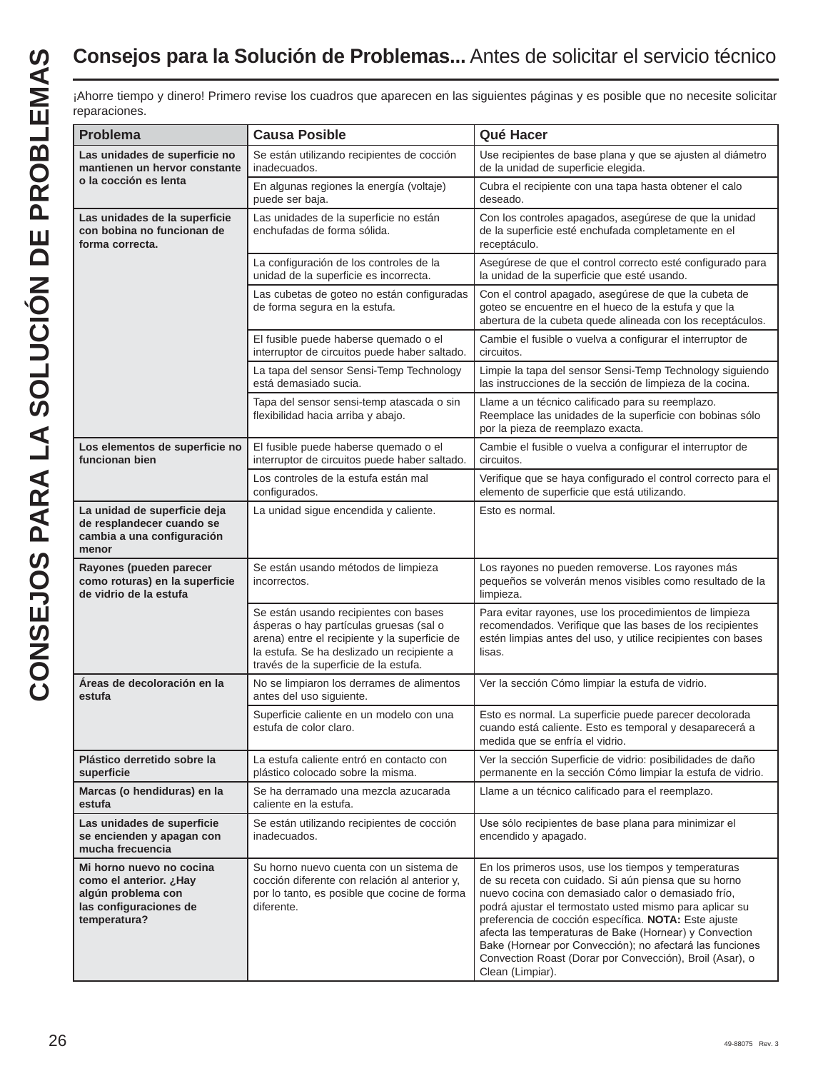# **Consejos para la Solución de Problemas...** Antes de solicitar el servicio técnico

¡Ahorre tiempo y dinero! Primero revise los cuadros que aparecen en las siguientes páginas y es posible que no necesite solicitar reparaciones.

| Problema | Causa Posible | Qué Hacer |
|---|---|---|
| **Las unidades de superficie no mantienen un hervor constante o la cocción es lenta** | Se están utilizando recipientes de cocción inadecuados. | Use recipientes de base plana y que se ajusten al diámetro de la unidad de superficie elegida. |
| | En algunas regiones la energía (voltaje) puede ser baja. | Cubra el recipiente con una tapa hasta obtener el calo deseado. |
| **Las unidades de la superficie con bobina no funcionan de forma correcta.** | Las unidades de la superficie no están enchufadas de forma sólida. | Con los controles apagados, asegúrese de que la unidad de la superficie esté enchufada completamente en el receptáculo. |
| | La configuración de los controles de la unidad de la superficie es incorrecta. | Asegúrese de que el control correcto esté configurado para la unidad de la superficie que esté usando. |
| | Las cubetas de goteo no están configuradas de forma segura en la estufa. | Con el control apagado, asegúrese de que la cubeta de goteo se encuentre en el hueco de la estufa y que la abertura de la cubeta quede alineada con los receptáculos. |
| | El fusible puede haberse quemado o el interruptor de circuitos puede haber saltado. | Cambie el fusible o vuelva a configurar el interruptor de circuitos. |
| | La tapa del sensor Sensi-Temp Technology está demasiado sucia. | Limpie la tapa del sensor Sensi-Temp Technology siguiendo las instrucciones de la sección de limpieza de la cocina. |
| | Tapa del sensor sensi-temp atascada o sin flexibilidad hacia arriba y abajo. | Llame a un técnico calificado para su reemplazo. Reemplace las unidades de la superficie con bobinas sólo por la pieza de reemplazo exacta. |
| **Los elementos de superficie no funcionan bien** | El fusible puede haberse quemado o el interruptor de circuitos puede haber saltado. | Cambie el fusible o vuelva a configurar el interruptor de circuitos. |
| | Los controles de la estufa están mal configurados. | Verifique que se haya configurado el control correcto para el elemento de superficie que está utilizando. |
| **La unidad de superficie deja de resplandecer cuando se cambia a una configuración menor** | La unidad sigue encendida y caliente. | Esto es normal. |
| **Rayones (pueden parecer como roturas) en la superficie de vidrio de la estufa** | Se están usando métodos de limpieza incorrectos. | Los rayones no pueden removerse. Los rayones más pequeños se volverán menos visibles como resultado de la limpieza. |
| | Se están usando recipientes con bases ásperas o hay partículas gruesas (sal o arena) entre el recipiente y la superficie de la estufa. Se ha deslizado un recipiente a través de la superficie de la estufa. | Para evitar rayones, use los procedimientos de limpieza recomendados. Verifique que las bases de los recipientes estén limpias antes del uso, y utilice recipientes con bases lisas. |
| **Áreas de decoloración en la estufa** | No se limpiaron los derrames de alimentos antes del uso siguiente. | Ver la sección Cómo limpiar la estufa de vidrio. |
| | Superficie caliente en un modelo con una estufa de color claro. | Esto es normal. La superficie puede parecer decolorada cuando está caliente. Esto es temporal y desaparecerá a medida que se enfría el vidrio. |
| **Plástico derretido sobre la superficie** | La estufa caliente entró en contacto con plástico colocado sobre la misma. | Ver la sección Superficie de vidrio: posibilidades de daño permanente en la sección Cómo limpiar la estufa de vidrio. |
| **Marcas (o hendiduras) en la estufa** | Se ha derramado una mezcla azucarada caliente en la estufa. | Llame a un técnico calificado para el reemplazo. |
| **Las unidades de superficie se encienden y apagan con mucha frecuencia** | Se están utilizando recipientes de cocción inadecuados. | Use sólo recipientes de base plana para minimizar el encendido y apagado. |
| **Mi horno nuevo no cocina como el anterior. ¿Hay algún problema con las configuraciones de temperatura?** | Su horno nuevo cuenta con un sistema de cocción diferente con relación al anterior y, por lo tanto, es posible que cocine de forma diferente. | En los primeros usos, use los tiempos y temperaturas de su receta con cuidado. Si aún piensa que su horno nuevo cocina con demasiado calor o demasiado frío, podrá ajustar el termostato usted mismo para aplicar su preferencia de cocción específica. **NOTA:** Este ajuste afecta las temperaturas de Bake (Hornear) y Convection Bake (Hornear por Convección); no afectará las funciones Convection Roast (Dorar por Convección), Broil (Asar), o Clean (Limpiar). |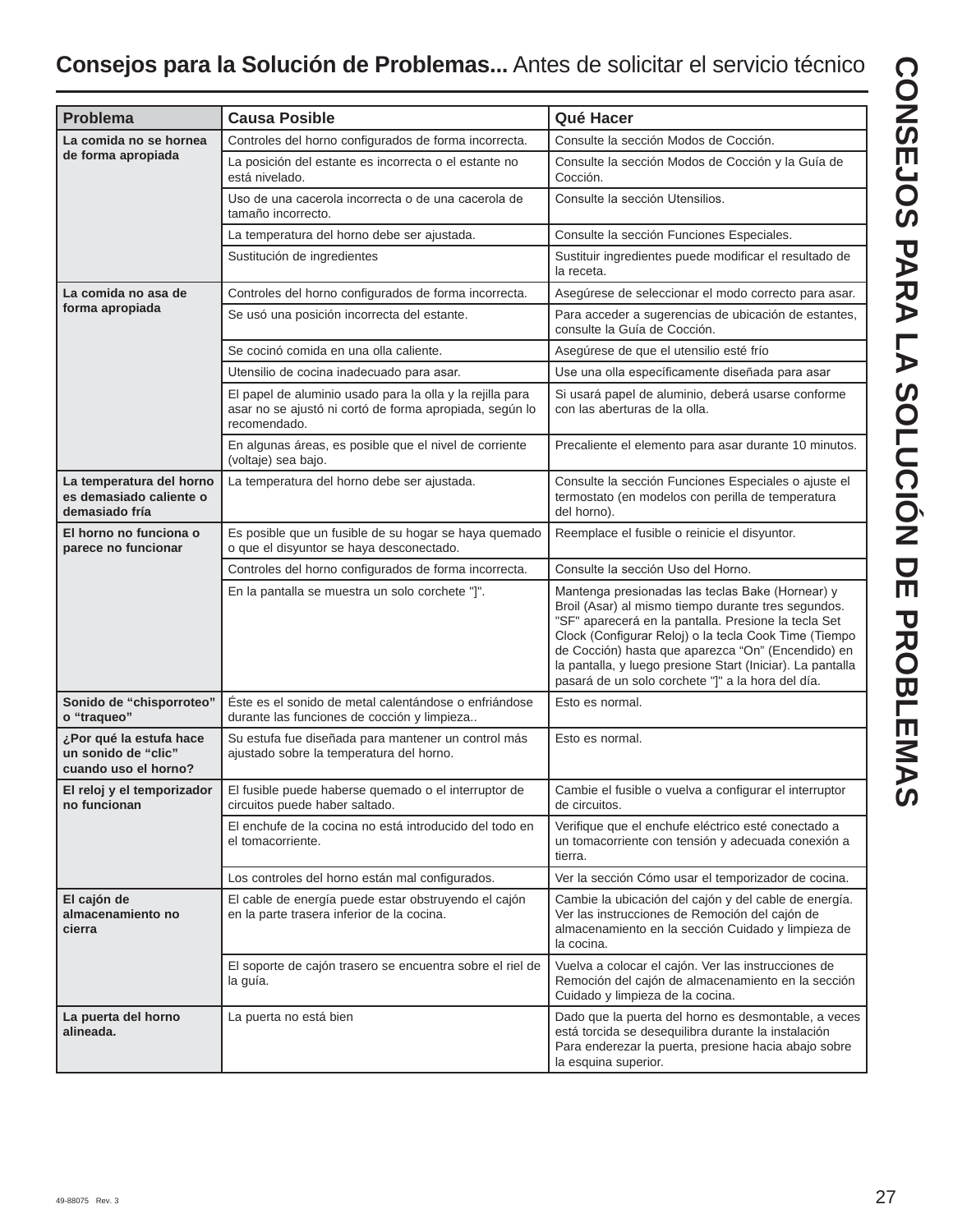## **Consejos para la Solución de Problemas...** Antes de solicitar el servicio técnico

| Problema | Causa Posible | Qué Hacer |
|---|---|---|
| **La comida no se hornea de forma apropiada** | Controles del horno configurados de forma incorrecta. | Consulte la sección Modos de Cocción. |
| | La posición del estante es incorrecta o el estante no está nivelado. | Consulte la sección Modos de Cocción y la Guía de Cocción. |
| | Uso de una cacerola incorrecta o de una cacerola de tamaño incorrecto. | Consulte la sección Utensilios. |
| | La temperatura del horno debe ser ajustada. | Consulte la sección Funciones Especiales. |
| | Sustitución de ingredientes | Sustituir ingredientes puede modificar el resultado de la receta. |
| **La comida no asa de forma apropiada** | Controles del horno configurados de forma incorrecta. | Asegúrese de seleccionar el modo correcto para asar. |
| | Se usó una posición incorrecta del estante. | Para acceder a sugerencias de ubicación de estantes, consulte la Guía de Cocción. |
| | Se cocinó comida en una olla caliente. | Asegúrese de que el utensilio esté frío |
| | Utensilio de cocina inadecuado para asar. | Use una olla específicamente diseñada para asar |
| | El papel de aluminio usado para la olla y la rejilla para asar no se ajustó ni cortó de forma apropiada, según lo recomendado. | Si usará papel de aluminio, deberá usarse conforme con las aberturas de la olla. |
| | En algunas áreas, es posible que el nivel de corriente (voltaje) sea bajo. | Precaliente el elemento para asar durante 10 minutos. |
| **La temperatura del horno es demasiado caliente o demasiado fría** | La temperatura del horno debe ser ajustada. | Consulte la sección Funciones Especiales o ajuste el termostato (en modelos con perilla de temperatura del horno). |
| **El horno no funciona o parece no funcionar** | Es posible que un fusible de su hogar se haya quemado o que el disyuntor se haya desconectado. | Reemplace el fusible o reinicie el disyuntor. |
| | Controles del horno configurados de forma incorrecta. | Consulte la sección Uso del Horno. |
| | En la pantalla se muestra un solo corchete "]". | Mantenga presionadas las teclas Bake (Hornear) y Broil (Asar) al mismo tiempo durante tres segundos. "SF" aparecerá en la pantalla. Presione la tecla Set Clock (Configurar Reloj) o la tecla Cook Time (Tiempo de Cocción) hasta que aparezca "On" (Encendido) en la pantalla, y luego presione Start (Iniciar). La pantalla pasará de un solo corchete "]" a la hora del día. |
| **Sonido de "chisporroteo" o "traqueo"** | Éste es el sonido de metal calentándose o enfriándose durante las funciones de cocción y limpieza.. | Esto es normal. |
| **¿Por qué la estufa hace un sonido de "clic" cuando uso el horno?** | Su estufa fue diseñada para mantener un control más ajustado sobre la temperatura del horno. | Esto es normal. |
| **El reloj y el temporizador no funcionan** | El fusible puede haberse quemado o el interruptor de circuitos puede haber saltado. | Cambie el fusible o vuelva a configurar el interruptor de circuitos. |
| | El enchufe de la cocina no está introducido del todo en el tomacorriente. | Verifique que el enchufe eléctrico esté conectado a un tomacorriente con tensión y adecuada conexión a tierra. |
| | Los controles del horno están mal configurados. | Ver la sección Cómo usar el temporizador de cocina. |
| **El cajón de almacenamiento no cierra** | El cable de energía puede estar obstruyendo el cajón en la parte trasera inferior de la cocina. | Cambie la ubicación del cajón y del cable de energía. Ver las instrucciones de Remoción del cajón de almacenamiento en la sección Cuidado y limpieza de la cocina. |
| | El soporte de cajón trasero se encuentra sobre el riel de la guía. | Vuelva a colocar el cajón. Ver las instrucciones de Remoción del cajón de almacenamiento en la sección Cuidado y limpieza de la cocina. |
| **La puerta del horno alineada.** | La puerta no está bien | Dado que la puerta del horno es desmontable, a veces está torcida se desequilibra durante la instalación Para enderezar la puerta, presione hacia abajo sobre la esquina superior. |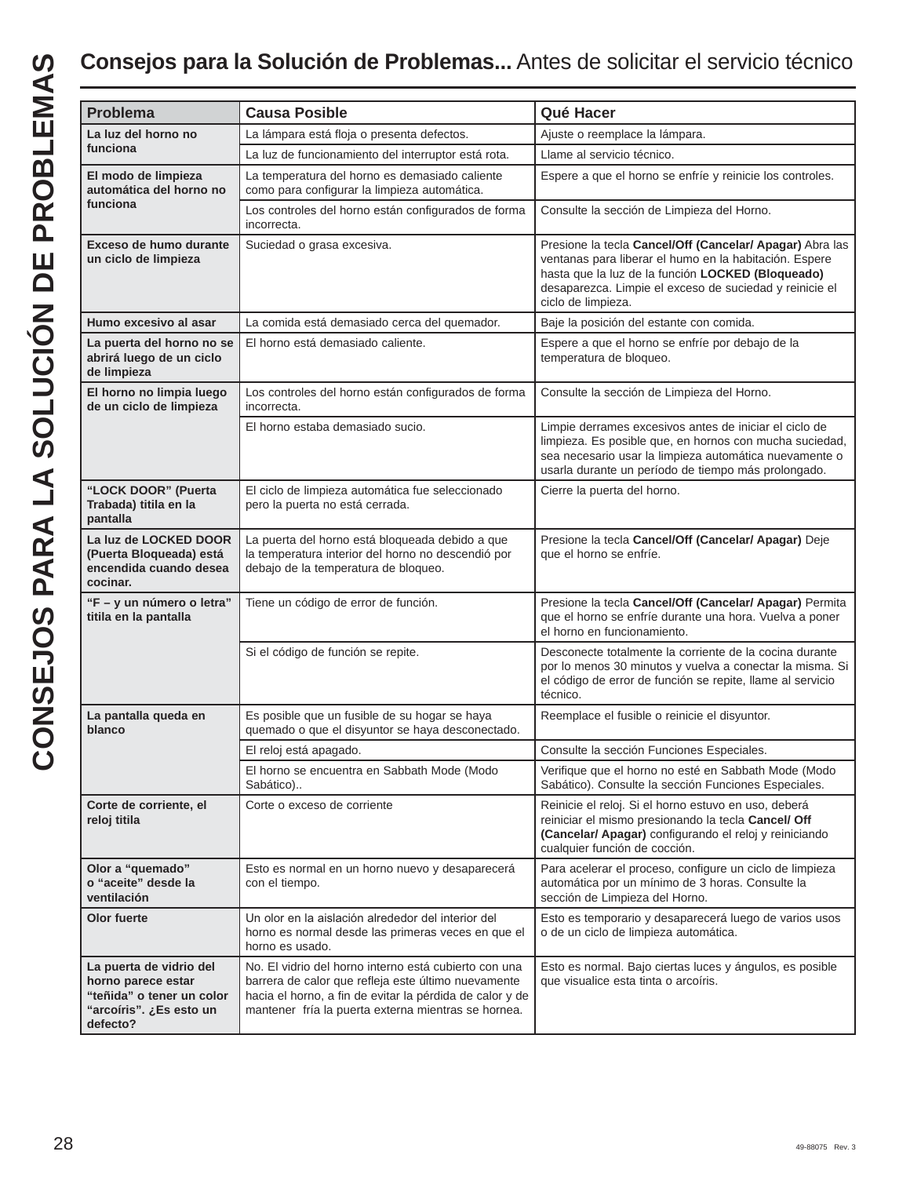# Consejos para la Solución de Problemas... Antes de solicitar el servicio técnico

| Problema | Causa Posible | Qué Hacer |
|---|---|---|
| **La luz del horno no funciona** | La lámpara está floja o presenta defectos. | Ajuste o reemplace la lámpara. |
| | La luz de funcionamiento del interruptor está rota. | Llame al servicio técnico. |
| **El modo de limpieza automática del horno no funciona** | La temperatura del horno es demasiado caliente como para configurar la limpieza automática. | Espere a que el horno se enfríe y reinicie los controles. |
| | Los controles del horno están configurados de forma incorrecta. | Consulte la sección de Limpieza del Horno. |
| **Exceso de humo durante un ciclo de limpieza** | Suciedad o grasa excesiva. | Presione la tecla **Cancel/Off (Cancelar/ Apagar)** Abra las ventanas para liberar el humo en la habitación. Espere hasta que la luz de la función **LOCKED (Bloqueado)** desaparezca. Limpie el exceso de suciedad y reinicie el ciclo de limpieza. |
| **Humo excesivo al asar** | La comida está demasiado cerca del quemador. | Baje la posición del estante con comida. |
| **La puerta del horno no se abrirá luego de un ciclo de limpieza** | El horno está demasiado caliente. | Espere a que el horno se enfríe por debajo de la temperatura de bloqueo. |
| **El horno no limpia luego de un ciclo de limpieza** | Los controles del horno están configurados de forma incorrecta. | Consulte la sección de Limpieza del Horno. |
| | El horno estaba demasiado sucio. | Limpie derrames excesivos antes de iniciar el ciclo de limpieza. Es posible que, en hornos con mucha suciedad, sea necesario usar la limpieza automática nuevamente o usarla durante un período de tiempo más prolongado. |
| **“LOCK DOOR” (Puerta Trabada) titila en la pantalla** | El ciclo de limpieza automática fue seleccionado pero la puerta no está cerrada. | Cierre la puerta del horno. |
| **La luz de LOCKED DOOR (Puerta Bloqueada) está encendida cuando desea cocinar.** | La puerta del horno está bloqueada debido a que la temperatura interior del horno no descendió por debajo de la temperatura de bloqueo. | Presione la tecla **Cancel/Off (Cancelar/ Apagar)** Deje que el horno se enfríe. |
| **“F – y un número o letra” titila en la pantalla** | Tiene un código de error de función. | Presione la tecla **Cancel/Off (Cancelar/ Apagar)** Permita que el horno se enfríe durante una hora. Vuelva a poner el horno en funcionamiento. |
| | Si el código de función se repite. | Desconecte totalmente la corriente de la cocina durante por lo menos 30 minutos y vuelva a conectar la misma. Si el código de error de función se repite, llame al servicio técnico. |
| **La pantalla queda en blanco** | Es posible que un fusible de su hogar se haya quemado o que el disyuntor se haya desconectado. | Reemplace el fusible o reinicie el disyuntor. |
| | El reloj está apagado. | Consulte la sección Funciones Especiales. |
| | El horno se encuentra en Sabbath Mode (Modo Sabático).. | Verifique que el horno no esté en Sabbath Mode (Modo Sabático). Consulte la sección Funciones Especiales. |
| **Corte de corriente, el reloj titila** | Corte o exceso de corriente | Reinicie el reloj. Si el horno estuvo en uso, deberá reiniciar el mismo presionando la tecla **Cancel/ Off (Cancelar/ Apagar)** configurando el reloj y reiniciando cualquier función de cocción. |
| **Olor a “quemado” o “aceite” desde la ventilación** | Esto es normal en un horno nuevo y desaparecerá con el tiempo. | Para acelerar el proceso, configure un ciclo de limpieza automática por un mínimo de 3 horas. Consulte la sección de Limpieza del Horno. |
| **Olor fuerte** | Un olor en la aislación alrededor del interior del horno es normal desde las primeras veces en que el horno es usado. | Esto es temporario y desaparecerá luego de varios usos o de un ciclo de limpieza automática. |
| **La puerta de vidrio del horno parece estar “teñida” o tener un color “arcoíris”. ¿Es esto un defecto?** | No. El vidrio del horno interno está cubierto con una barrera de calor que refleja este último nuevamente hacia el horno, a fin de evitar la pérdida de calor y de mantener fría la puerta externa mientras se hornea. | Esto es normal. Bajo ciertas luces y ángulos, es posible que visualice esta tinta o arcoíris. |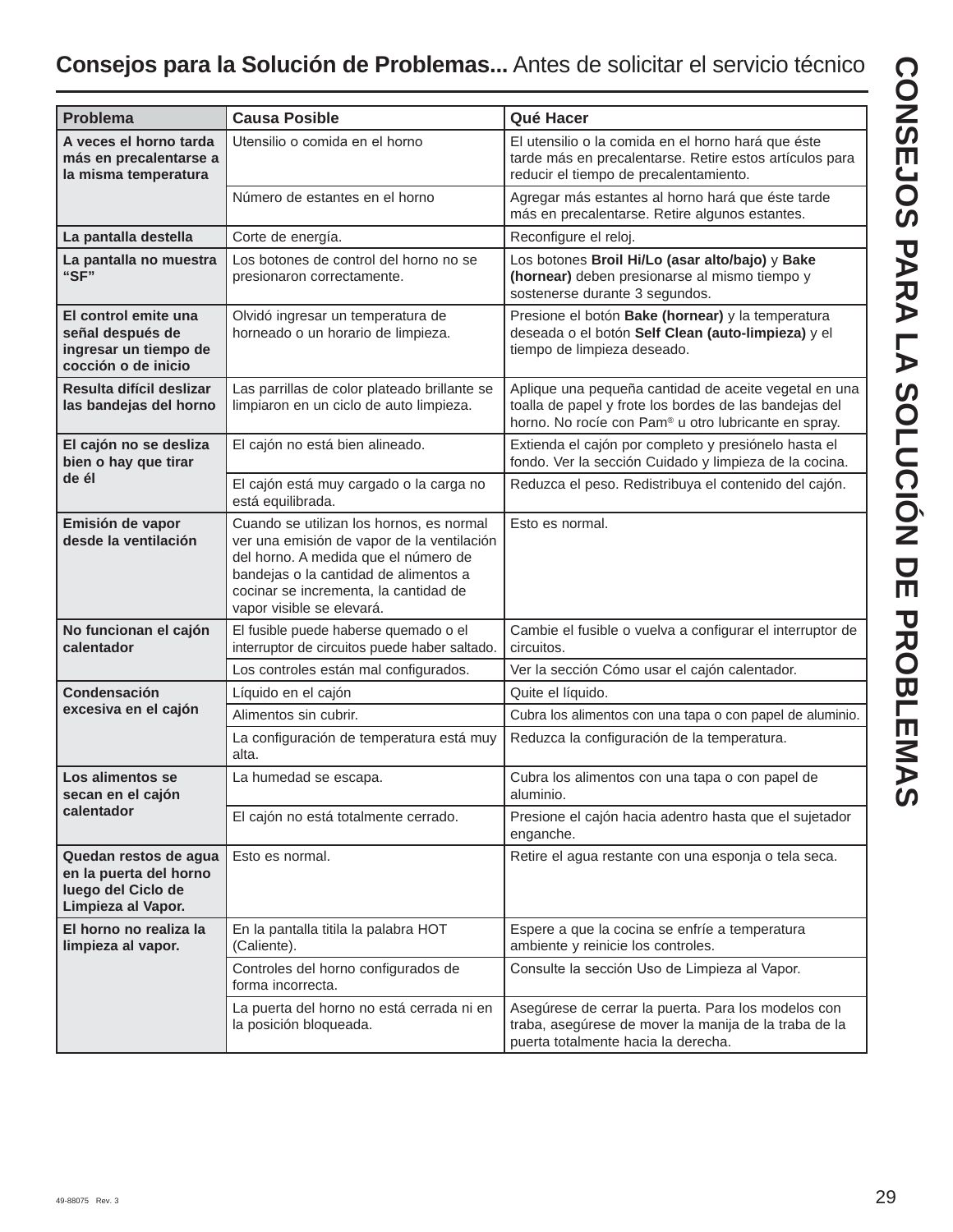# Consejos para la Solución de Problemas... Antes de solicitar el servicio técnico

## CONSEJOS PARA LA SOLUCIÓN DE PROBLEMAS

| Problema | Causa Posible | Qué Hacer |
|---|---|---|
| **A veces el horno tarda más en precalentarse a la misma temperatura** | Utensilio o comida en el horno | El utensilio o la comida en el horno hará que éste tarde más en precalentarse. Retire estos artículos para reducir el tiempo de precalentamiento. |
| | Número de estantes en el horno | Agregar más estantes al horno hará que éste tarde más en precalentarse. Retire algunos estantes. |
| **La pantalla destella** | Corte de energía. | Reconfigure el reloj. |
| **La pantalla no muestra "SF"** | Los botones de control del horno no se presionaron correctamente. | Los botones **Broil Hi/Lo (asar alto/bajo)** y **Bake (hornear)** deben presionarse al mismo tiempo y sostenerse durante 3 segundos. |
| **El control emite una señal después de ingresar un tiempo de cocción o de inicio** | Olvidó ingresar un temperatura de horneado o un horario de limpieza. | Presione el botón **Bake (hornear)** y la temperatura deseada o el botón **Self Clean (auto-limpieza)** y el tiempo de limpieza deseado. |
| **Resulta difícil deslizar las bandejas del horno** | Las parrillas de color plateado brillante se limpiaron en un ciclo de auto limpieza. | Aplique una pequeña cantidad de aceite vegetal en una toalla de papel y frote los bordes de las bandejas del horno. No rocíe con Pam® u otro lubricante en spray. |
| **El cajón no se desliza bien o hay que tirar de él** | El cajón no está bien alineado. | Extienda el cajón por completo y presiónelo hasta el fondo. Ver la sección Cuidado y limpieza de la cocina. |
| | El cajón está muy cargado o la carga no está equilibrada. | Reduzca el peso. Redistribuya el contenido del cajón. |
| **Emisión de vapor desde la ventilación** | Cuando se utilizan los hornos, es normal ver una emisión de vapor de la ventilación del horno. A medida que el número de bandejas o la cantidad de alimentos a cocinar se incrementa, la cantidad de vapor visible se elevará. | Esto es normal. |
| **No funcionan el cajón calentador** | El fusible puede haberse quemado o el interruptor de circuitos puede haber saltado. | Cambie el fusible o vuelva a configurar el interruptor de circuitos. |
| | Los controles están mal configurados. | Ver la sección Cómo usar el cajón calentador. |
| **Condensación excesiva en el cajón** | Líquido en el cajón | Quite el líquido. |
| | Alimentos sin cubrir. | Cubra los alimentos con una tapa o con papel de aluminio. |
| | La configuración de temperatura está muy alta. | Reduzca la configuración de la temperatura. |
| **Los alimentos se secan en el cajón calentador** | La humedad se escapa. | Cubra los alimentos con una tapa o con papel de aluminio. |
| | El cajón no está totalmente cerrado. | Presione el cajón hacia adentro hasta que el sujetador enganche. |
| **Quedan restos de agua en la puerta del horno luego del Ciclo de Limpieza al Vapor.** | Esto es normal. | Retire el agua restante con una esponja o tela seca. |
| **El horno no realiza la limpieza al vapor.** | En la pantalla titila la palabra HOT (Caliente). | Espere a que la cocina se enfríe a temperatura ambiente y reinicie los controles. |
| | Controles del horno configurados de forma incorrecta. | Consulte la sección Uso de Limpieza al Vapor. |
| | La puerta del horno no está cerrada ni en la posición bloqueada. | Asegúrese de cerrar la puerta. Para los modelos con traba, asegúrese de mover la manija de la traba de la puerta totalmente hacia la derecha. |

49-88075 Rev. 3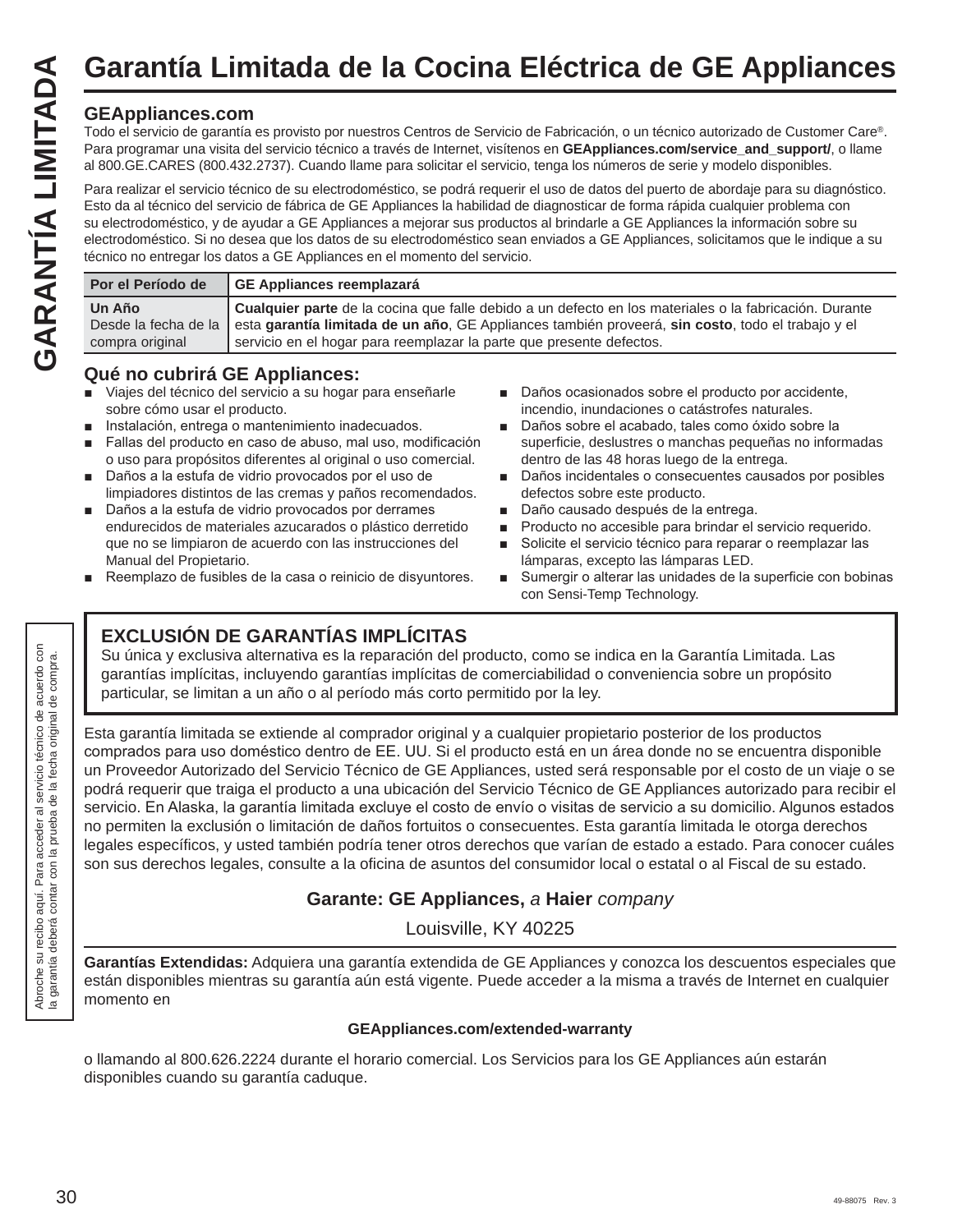# Garantía Limitada de la Cocina Eléctrica de GE Appliances

GARANTÍA LIMITADA

## GEAppliances.com

Todo el servicio de garantía es provisto por nuestros Centros de Servicio de Fabricación, o un técnico autorizado de Customer Care®. Para programar una visita del servicio técnico a través de Internet, visítenos en **GEAppliances.com/service_and_support/**, o llame al 800.GE.CARES (800.432.2737). Cuando llame para solicitar el servicio, tenga los números de serie y modelo disponibles.

Para realizar el servicio técnico de su electrodoméstico, se podrá requerir el uso de datos del puerto de abordaje para su diagnóstico. Esto da al técnico del servicio de fábrica de GE Appliances la habilidad de diagnosticar de forma rápida cualquier problema con su electrodoméstico, y de ayudar a GE Appliances a mejorar sus productos al brindarle a GE Appliances la información sobre su electrodoméstico. Si no desea que los datos de su electrodoméstico sean enviados a GE Appliances, solicitamos que le indique a su técnico no entregar los datos a GE Appliances en el momento del servicio.

| Por el Período de | GE Appliances reemplazará |
|---|---|
| **Un Año** Desde la fecha de la compra original | **Cualquier parte** de la cocina que falle debido a un defecto en los materiales o la fabricación. Durante esta **garantía limitada de un año**, GE Appliances también proveerá, **sin costo**, todo el trabajo y el servicio en el hogar para reemplazar la parte que presente defectos. |

## Qué no cubrirá GE Appliances:

- Viajes del técnico del servicio a su hogar para enseñarle sobre cómo usar el producto.
- Instalación, entrega o mantenimiento inadecuados.
- Fallas del producto en caso de abuso, mal uso, modificación o uso para propósitos diferentes al original o uso comercial.
- Daños a la estufa de vidrio provocados por el uso de limpiadores distintos de las cremas y paños recomendados.
- Daños a la estufa de vidrio provocados por derrames endurecidos de materiales azucarados o plástico derretido que no se limpiaron de acuerdo con las instrucciones del Manual del Propietario.
- Reemplazo de fusibles de la casa o reinicio de disyuntores.
- Daños ocasionados sobre el producto por accidente, incendio, inundaciones o catástrofes naturales.
- Daños sobre el acabado, tales como óxido sobre la superficie, deslustres o manchas pequeñas no informadas dentro de las 48 horas luego de la entrega.
- Daños incidentales o consecuentes causados por posibles defectos sobre este producto.
- Daño causado después de la entrega.
- Producto no accesible para brindar el servicio requerido.
- Solicite el servicio técnico para reparar o reemplazar las lámparas, excepto las lámparas LED.
- Sumergir o alterar las unidades de la superficie con bobinas con Sensi-Temp Technology.

## EXCLUSIÓN DE GARANTÍAS IMPLÍCITAS

Su única y exclusiva alternativa es la reparación del producto, como se indica en la Garantía Limitada. Las garantías implícitas, incluyendo garantías implícitas de comerciabilidad o conveniencia sobre un propósito particular, se limitan a un año o al período más corto permitido por la ley.

Esta garantía limitada se extiende al comprador original y a cualquier propietario posterior de los productos comprados para uso doméstico dentro de EE. UU. Si el producto está en un área donde no se encuentra disponible un Proveedor Autorizado del Servicio Técnico de GE Appliances, usted será responsable por el costo de un viaje o se podrá requerir que traiga el producto a una ubicación del Servicio Técnico de GE Appliances autorizado para recibir el servicio. En Alaska, la garantía limitada excluye el costo de envío o visitas de servicio a su domicilio. Algunos estados no permiten la exclusión o limitación de daños fortuitos o consecuentes. Esta garantía limitada le otorga derechos legales específicos, y usted también podría tener otros derechos que varían de estado a estado. Para conocer cuáles son sus derechos legales, consulte a la oficina de asuntos del consumidor local o estatal o al Fiscal de su estado.

**Garante: GE Appliances,** *a* **Haier** *company*

Louisville, KY 40225

Abroche su recibo aquí. Para acceder al servicio técnico de acuerdo con la garantía deberá contar con la prueba de la fecha original de compra.

**Garantías Extendidas:** Adquiera una garantía extendida de GE Appliances y conozca los descuentos especiales que están disponibles mientras su garantía aún está vigente. Puede acceder a la misma a través de Internet en cualquier momento en

**GEAppliances.com/extended-warranty**

o llamando al 800.626.2224 durante el horario comercial. Los Servicios para los GE Appliances aún estarán disponibles cuando su garantía caduque.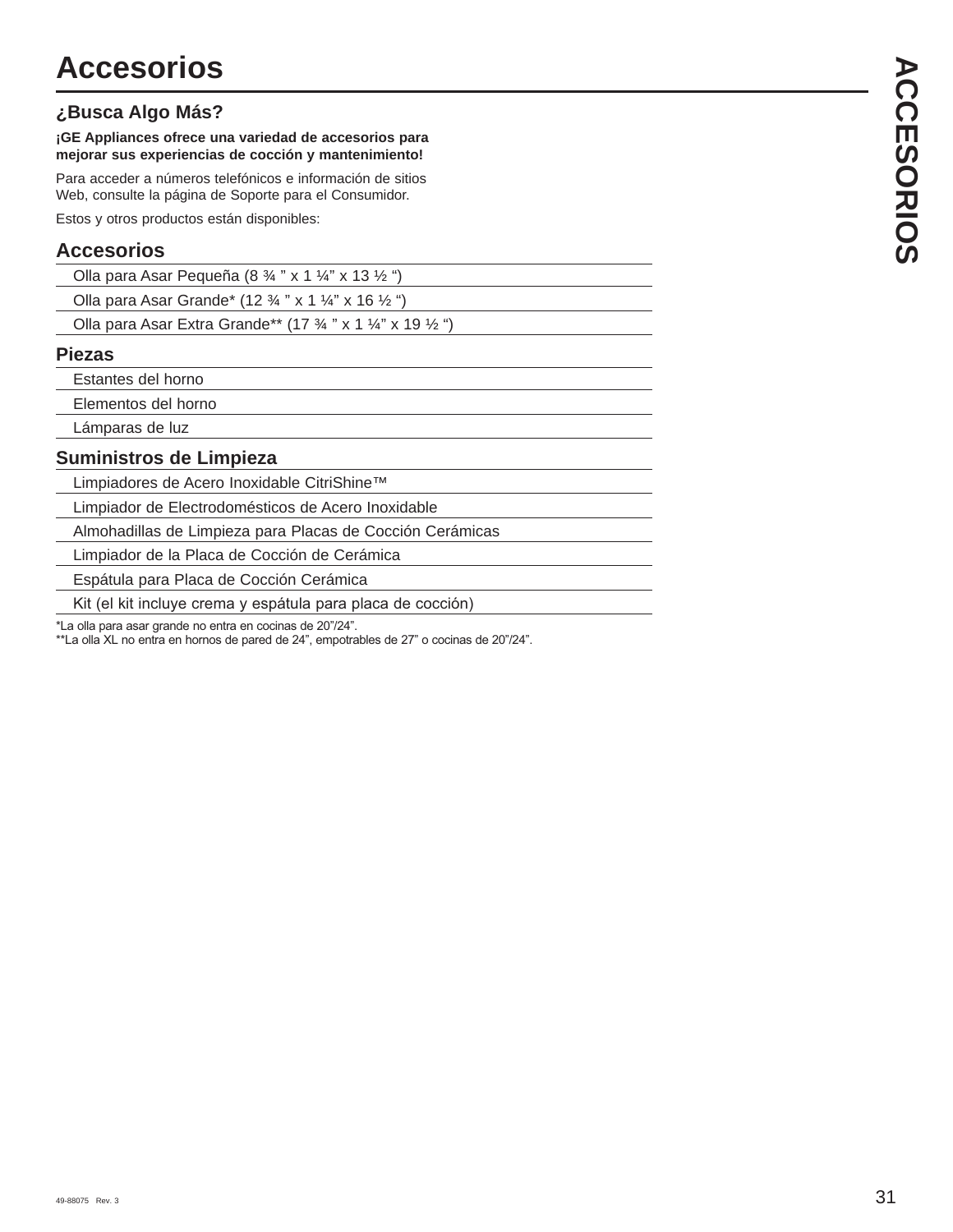# Accesorios

## ¿Busca Algo Más?

**¡GE Appliances ofrece una variedad de accesorios para mejorar sus experiencias de cocción y mantenimiento!**

Para acceder a números telefónicos e información de sitios Web, consulte la página de Soporte para el Consumidor.

Estos y otros productos están disponibles:

### Accesorios

- Olla para Asar Pequeña (8 ¾ ” x 1 ¼” x 13 ½ “)
- Olla para Asar Grande* (12 ¾ ” x 1 ¼” x 16 ½ “)
- Olla para Asar Extra Grande** (17 ¾ ” x 1 ¼” x 19 ½ “)

### Piezas

- Estantes del horno
- Elementos del horno
- Lámparas de luz

### Suministros de Limpieza

- Limpiadores de Acero Inoxidable CitriShine™
- Limpiador de Electrodomésticos de Acero Inoxidable
- Almohadillas de Limpieza para Placas de Cocción Cerámicas
- Limpiador de la Placa de Cocción de Cerámica
- Espátula para Placa de Cocción Cerámica
- Kit (el kit incluye crema y espátula para placa de cocción)

*La olla para asar grande no entra en cocinas de 20”/24”.
**La olla XL no entra en hornos de pared de 24”, empotrables de 27” o cocinas de 20”/24”.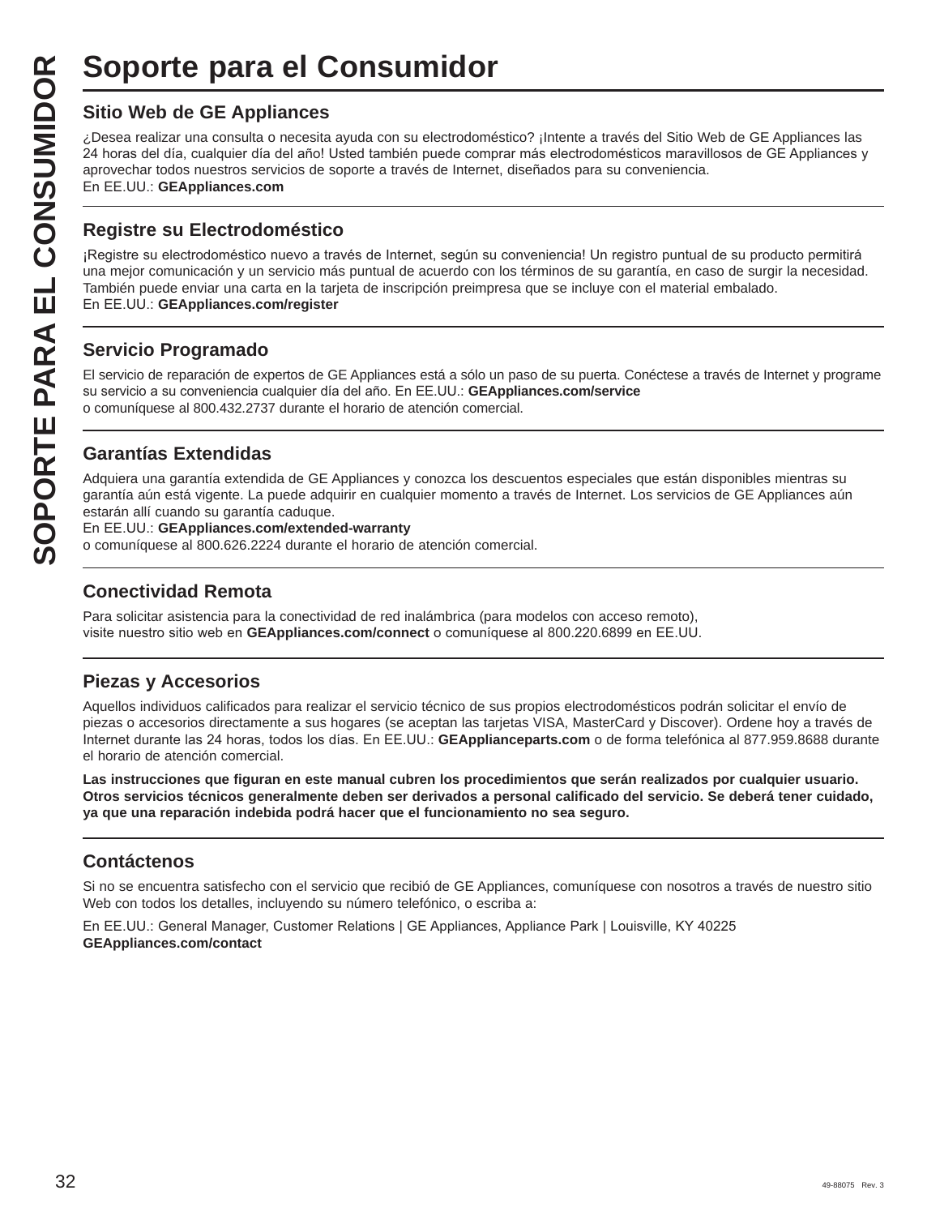# Soporte para el Consumidor

## Sitio Web de GE Appliances

¿Desea realizar una consulta o necesita ayuda con su electrodoméstico? ¡Intente a través del Sitio Web de GE Appliances las 24 horas del día, cualquier día del año! Usted también puede comprar más electrodomésticos maravillosos de GE Appliances y aprovechar todos nuestros servicios de soporte a través de Internet, diseñados para su conveniencia.
En EE.UU.: **GEAppliances.com**

## Registre su Electrodoméstico

¡Registre su electrodoméstico nuevo a través de Internet, según su conveniencia! Un registro puntual de su producto permitirá una mejor comunicación y un servicio más puntual de acuerdo con los términos de su garantía, en caso de surgir la necesidad. También puede enviar una carta en la tarjeta de inscripción preimpresa que se incluye con el material embalado.
En EE.UU.: **GEAppliances.com/register**

## Servicio Programado

El servicio de reparación de expertos de GE Appliances está a sólo un paso de su puerta. Conéctese a través de Internet y programe su servicio a su conveniencia cualquier día del año. En EE.UU.: **GEAppliances.com/service**
o comuníquese al 800.432.2737 durante el horario de atención comercial.

## Garantías Extendidas

Adquiera una garantía extendida de GE Appliances y conozca los descuentos especiales que están disponibles mientras su garantía aún está vigente. La puede adquirir en cualquier momento a través de Internet. Los servicios de GE Appliances aún estarán allí cuando su garantía caduque.
En EE.UU.: **GEAppliances.com/extended-warranty**
o comuníquese al 800.626.2224 durante el horario de atención comercial.

## Conectividad Remota

Para solicitar asistencia para la conectividad de red inalámbrica (para modelos con acceso remoto), visite nuestro sitio web en **GEAppliances.com/connect** o comuníquese al 800.220.6899 en EE.UU.

## Piezas y Accesorios

Aquellos individuos calificados para realizar el servicio técnico de sus propios electrodomésticos podrán solicitar el envío de piezas o accesorios directamente a sus hogares (se aceptan las tarjetas VISA, MasterCard y Discover). Ordene hoy a través de Internet durante las 24 horas, todos los días. En EE.UU.: **GEApplianceparts.com** o de forma telefónica al 877.959.8688 durante el horario de atención comercial.

**Las instrucciones que figuran en este manual cubren los procedimientos que serán realizados por cualquier usuario. Otros servicios técnicos generalmente deben ser derivados a personal calificado del servicio. Se deberá tener cuidado, ya que una reparación indebida podrá hacer que el funcionamiento no sea seguro.**

## Contáctenos

Si no se encuentra satisfecho con el servicio que recibió de GE Appliances, comuníquese con nosotros a través de nuestro sitio Web con todos los detalles, incluyendo su número telefónico, o escriba a:

En EE.UU.: General Manager, Customer Relations | GE Appliances, Appliance Park | Louisville, KY 40225
**GEAppliances.com/contact**